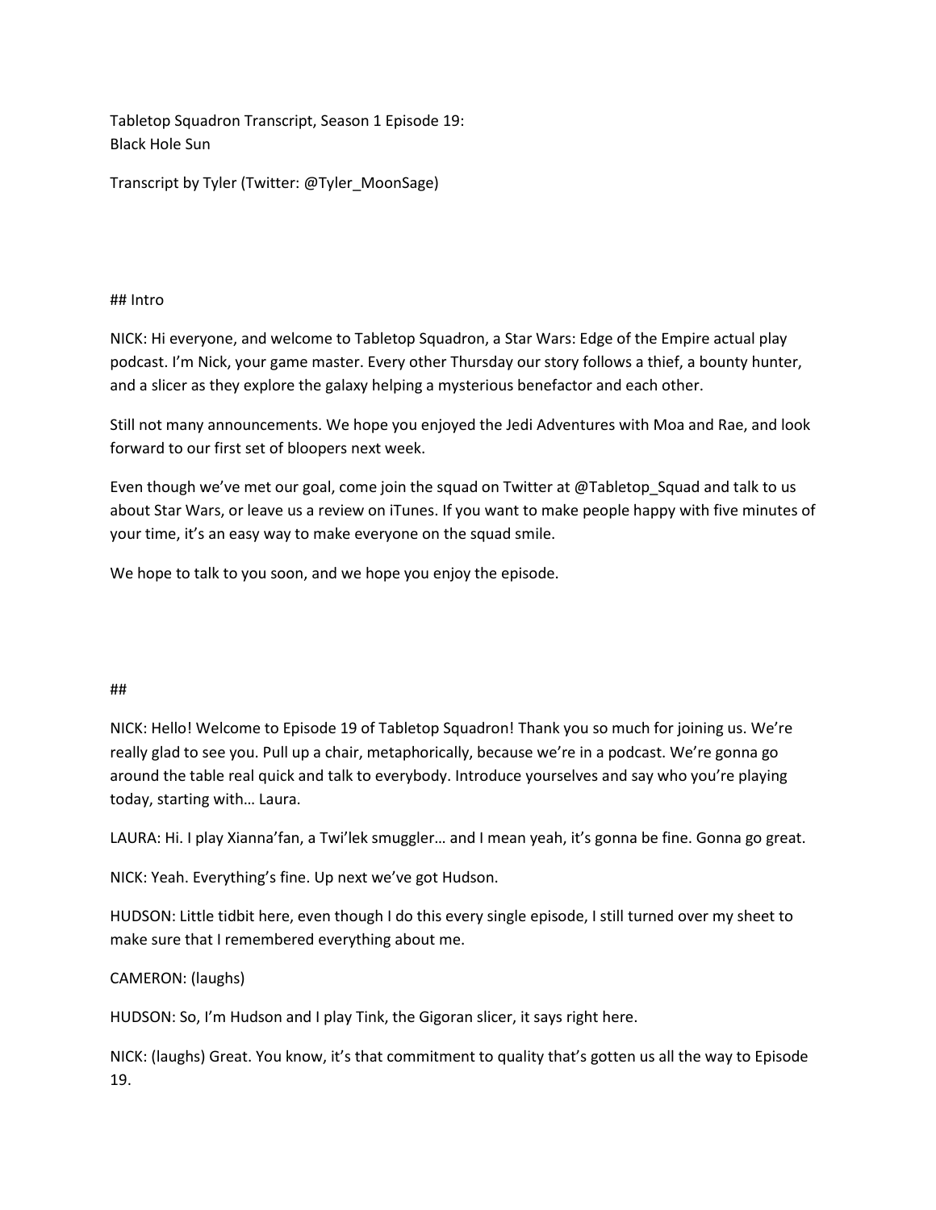Tabletop Squadron Transcript, Season 1 Episode 19:
Black Hole Sun

Transcript by Tyler (Twitter: @Tyler_MoonSage)

## Intro

NICK: Hi everyone, and welcome to Tabletop Squadron, a Star Wars: Edge of the Empire actual play podcast. I'm Nick, your game master. Every other Thursday our story follows a thief, a bounty hunter, and a slicer as they explore the galaxy helping a mysterious benefactor and each other.

Still not many announcements. We hope you enjoyed the Jedi Adventures with Moa and Rae, and look forward to our first set of bloopers next week.

Even though we've met our goal, come join the squad on Twitter at @Tabletop_Squad and talk to us about Star Wars, or leave us a review on iTunes. If you want to make people happy with five minutes of your time, it's an easy way to make everyone on the squad smile.

We hope to talk to you soon, and we hope you enjoy the episode.

##

NICK: Hello! Welcome to Episode 19 of Tabletop Squadron! Thank you so much for joining us. We're really glad to see you. Pull up a chair, metaphorically, because we're in a podcast. We're gonna go around the table real quick and talk to everybody. Introduce yourselves and say who you're playing today, starting with… Laura.

LAURA: Hi. I play Xianna'fan, a Twi'lek smuggler… and I mean yeah, it's gonna be fine. Gonna go great.

NICK: Yeah. Everything's fine. Up next we've got Hudson.

HUDSON: Little tidbit here, even though I do this every single episode, I still turned over my sheet to make sure that I remembered everything about me.

CAMERON: (laughs)

HUDSON: So, I'm Hudson and I play Tink, the Gigoran slicer, it says right here.

NICK: (laughs) Great. You know, it's that commitment to quality that's gotten us all the way to Episode 19.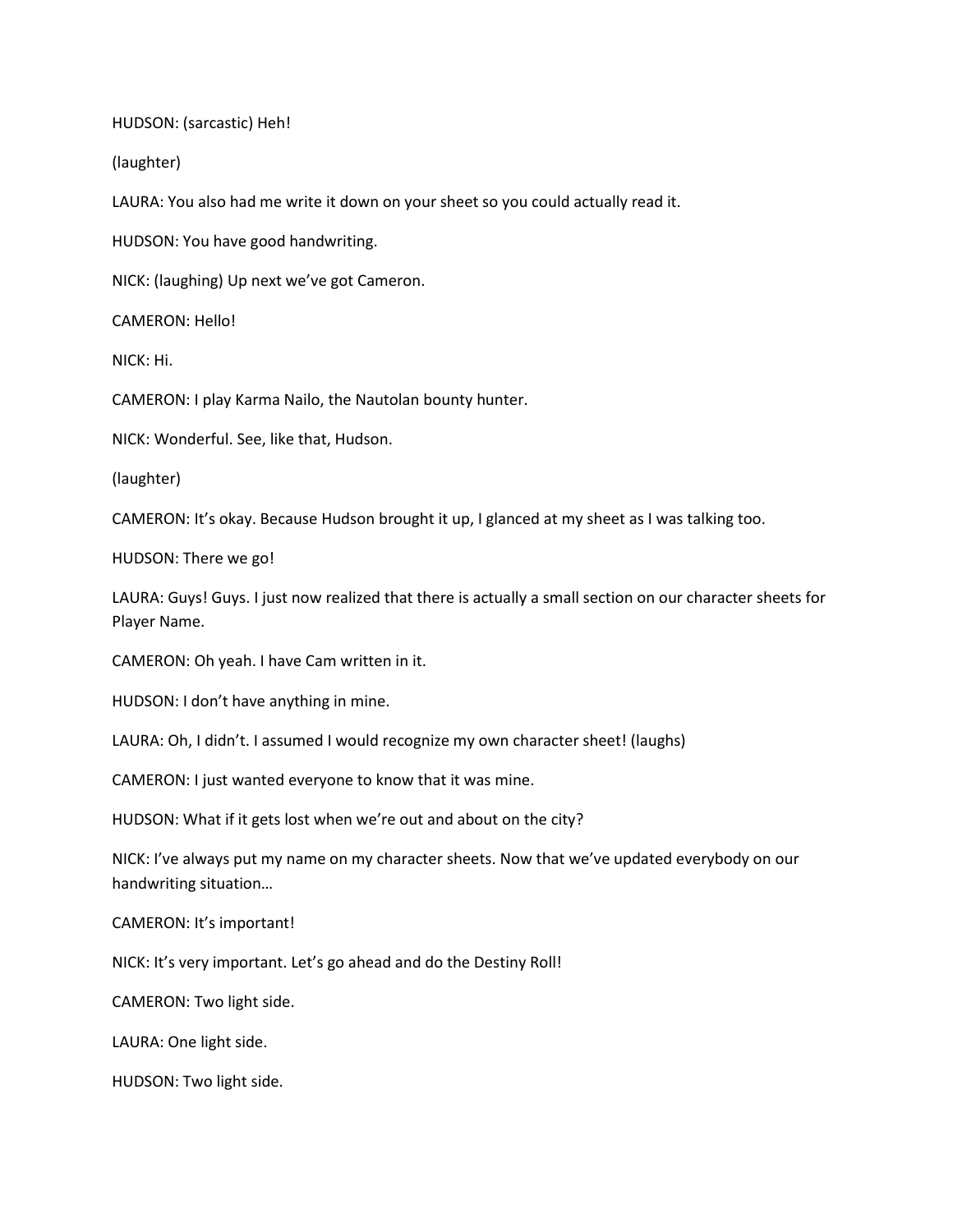HUDSON: (sarcastic) Heh!

(laughter)

LAURA: You also had me write it down on your sheet so you could actually read it.

HUDSON: You have good handwriting.

NICK: (laughing) Up next we've got Cameron.

CAMERON: Hello!

NICK: Hi.

CAMERON: I play Karma Nailo, the Nautolan bounty hunter.

NICK: Wonderful. See, like that, Hudson.

(laughter)

CAMERON: It's okay. Because Hudson brought it up, I glanced at my sheet as I was talking too.

HUDSON: There we go!

LAURA: Guys! Guys. I just now realized that there is actually a small section on our character sheets for Player Name.

CAMERON: Oh yeah. I have Cam written in it.

HUDSON: I don't have anything in mine.

LAURA: Oh, I didn't. I assumed I would recognize my own character sheet! (laughs)

CAMERON: I just wanted everyone to know that it was mine.

HUDSON: What if it gets lost when we're out and about on the city?

NICK: I've always put my name on my character sheets. Now that we've updated everybody on our handwriting situation…

CAMERON: It's important!

NICK: It's very important. Let's go ahead and do the Destiny Roll!

CAMERON: Two light side.

LAURA: One light side.

HUDSON: Two light side.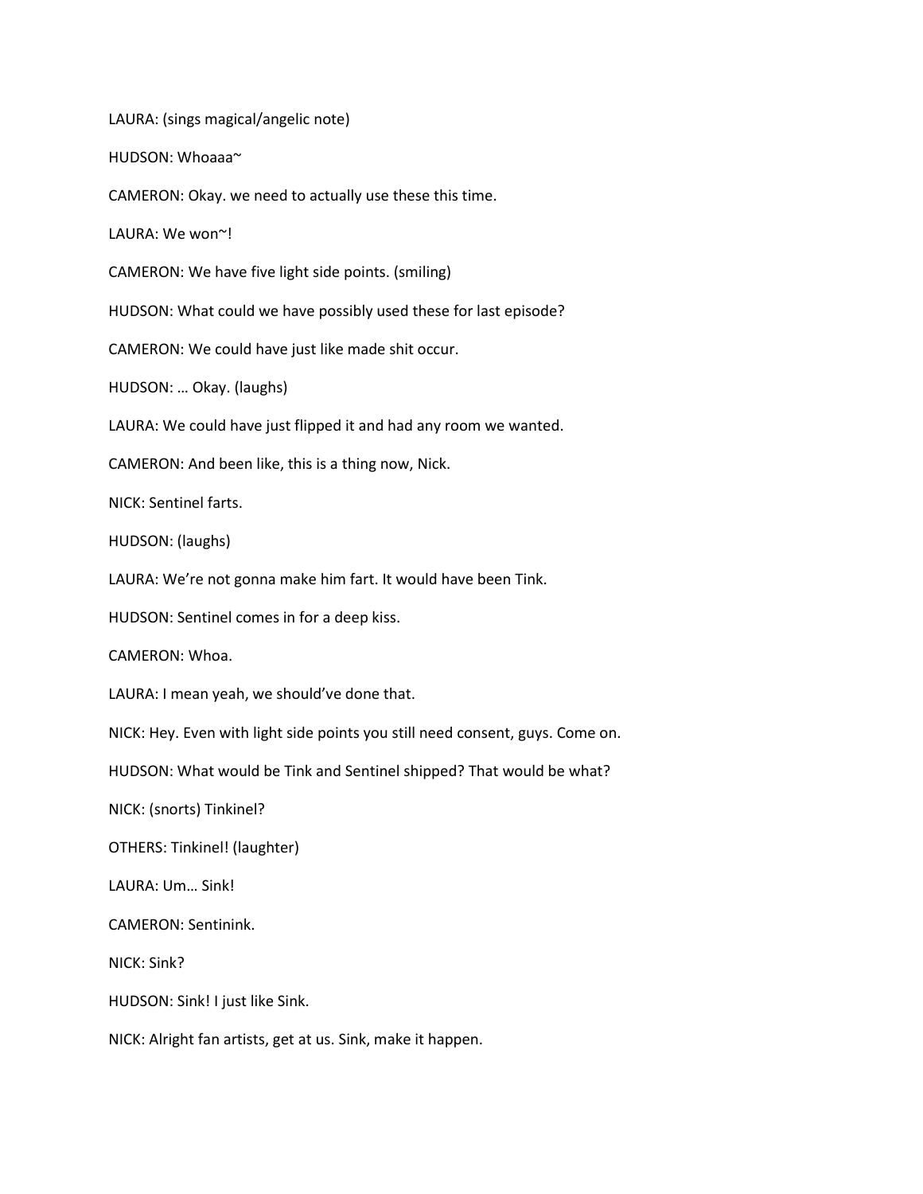LAURA: (sings magical/angelic note)

HUDSON: Whoaaa~

CAMERON: Okay. we need to actually use these this time.

LAURA: We won~!

CAMERON: We have five light side points. (smiling)

HUDSON: What could we have possibly used these for last episode?

CAMERON: We could have just like made shit occur.

HUDSON: … Okay. (laughs)

LAURA: We could have just flipped it and had any room we wanted.

CAMERON: And been like, this is a thing now, Nick.

NICK: Sentinel farts.

HUDSON: (laughs)

LAURA: We're not gonna make him fart. It would have been Tink.

HUDSON: Sentinel comes in for a deep kiss.

CAMERON: Whoa.

LAURA: I mean yeah, we should've done that.

NICK: Hey. Even with light side points you still need consent, guys. Come on.

HUDSON: What would be Tink and Sentinel shipped? That would be what?

NICK: (snorts) Tinkinel?

OTHERS: Tinkinel! (laughter)

LAURA: Um… Sink!

CAMERON: Sentinink.

NICK: Sink?

HUDSON: Sink! I just like Sink.

NICK: Alright fan artists, get at us. Sink, make it happen.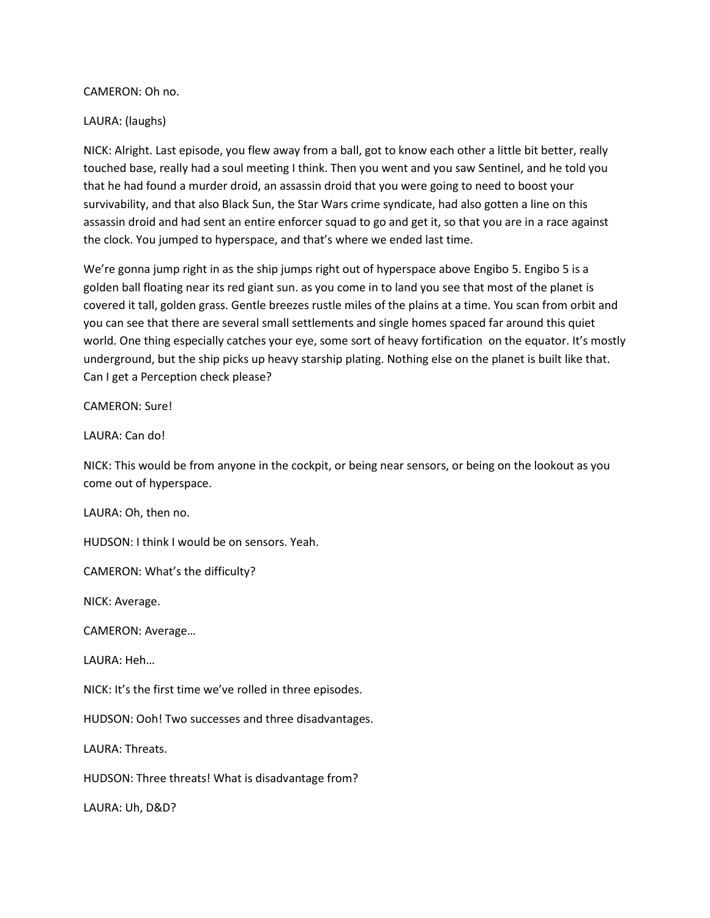CAMERON: Oh no.

LAURA: (laughs)

NICK: Alright. Last episode, you flew away from a ball, got to know each other a little bit better, really touched base, really had a soul meeting I think. Then you went and you saw Sentinel, and he told you that he had found a murder droid, an assassin droid that you were going to need to boost your survivability, and that also Black Sun, the Star Wars crime syndicate, had also gotten a line on this assassin droid and had sent an entire enforcer squad to go and get it, so that you are in a race against the clock. You jumped to hyperspace, and that's where we ended last time.

We're gonna jump right in as the ship jumps right out of hyperspace above Engibo 5. Engibo 5 is a golden ball floating near its red giant sun. as you come in to land you see that most of the planet is covered it tall, golden grass. Gentle breezes rustle miles of the plains at a time. You scan from orbit and you can see that there are several small settlements and single homes spaced far around this quiet world. One thing especially catches your eye, some sort of heavy fortification on the equator. It's mostly underground, but the ship picks up heavy starship plating. Nothing else on the planet is built like that. Can I get a Perception check please?

CAMERON: Sure!

LAURA: Can do!

NICK: This would be from anyone in the cockpit, or being near sensors, or being on the lookout as you come out of hyperspace.

LAURA: Oh, then no.

HUDSON: I think I would be on sensors. Yeah.

CAMERON: What's the difficulty?

NICK: Average.

CAMERON: Average…

LAURA: Heh…

NICK: It's the first time we've rolled in three episodes.

HUDSON: Ooh! Two successes and three disadvantages.

LAURA: Threats.

HUDSON: Three threats! What is disadvantage from?

LAURA: Uh, D&D?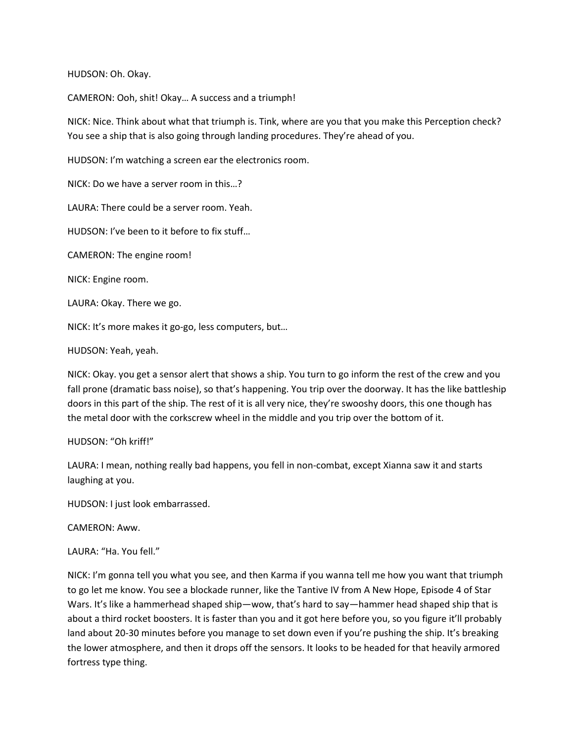HUDSON: Oh. Okay.

CAMERON: Ooh, shit! Okay… A success and a triumph!

NICK: Nice. Think about what that triumph is. Tink, where are you that you make this Perception check? You see a ship that is also going through landing procedures. They're ahead of you.

HUDSON: I'm watching a screen ear the electronics room.

NICK: Do we have a server room in this…?

LAURA: There could be a server room. Yeah.

HUDSON: I've been to it before to fix stuff…

CAMERON: The engine room!

NICK: Engine room.

LAURA: Okay. There we go.

NICK: It's more makes it go-go, less computers, but…

HUDSON: Yeah, yeah.

NICK: Okay. you get a sensor alert that shows a ship. You turn to go inform the rest of the crew and you fall prone (dramatic bass noise), so that's happening. You trip over the doorway. It has the like battleship doors in this part of the ship. The rest of it is all very nice, they're swooshy doors, this one though has the metal door with the corkscrew wheel in the middle and you trip over the bottom of it.

HUDSON: "Oh kriff!"

LAURA: I mean, nothing really bad happens, you fell in non-combat, except Xianna saw it and starts laughing at you.

HUDSON: I just look embarrassed.

CAMERON: Aww.

LAURA: "Ha. You fell."

NICK: I'm gonna tell you what you see, and then Karma if you wanna tell me how you want that triumph to go let me know. You see a blockade runner, like the Tantive IV from A New Hope, Episode 4 of Star Wars. It's like a hammerhead shaped ship—wow, that's hard to say—hammer head shaped ship that is about a third rocket boosters. It is faster than you and it got here before you, so you figure it'll probably land about 20-30 minutes before you manage to set down even if you're pushing the ship. It's breaking the lower atmosphere, and then it drops off the sensors. It looks to be headed for that heavily armored fortress type thing.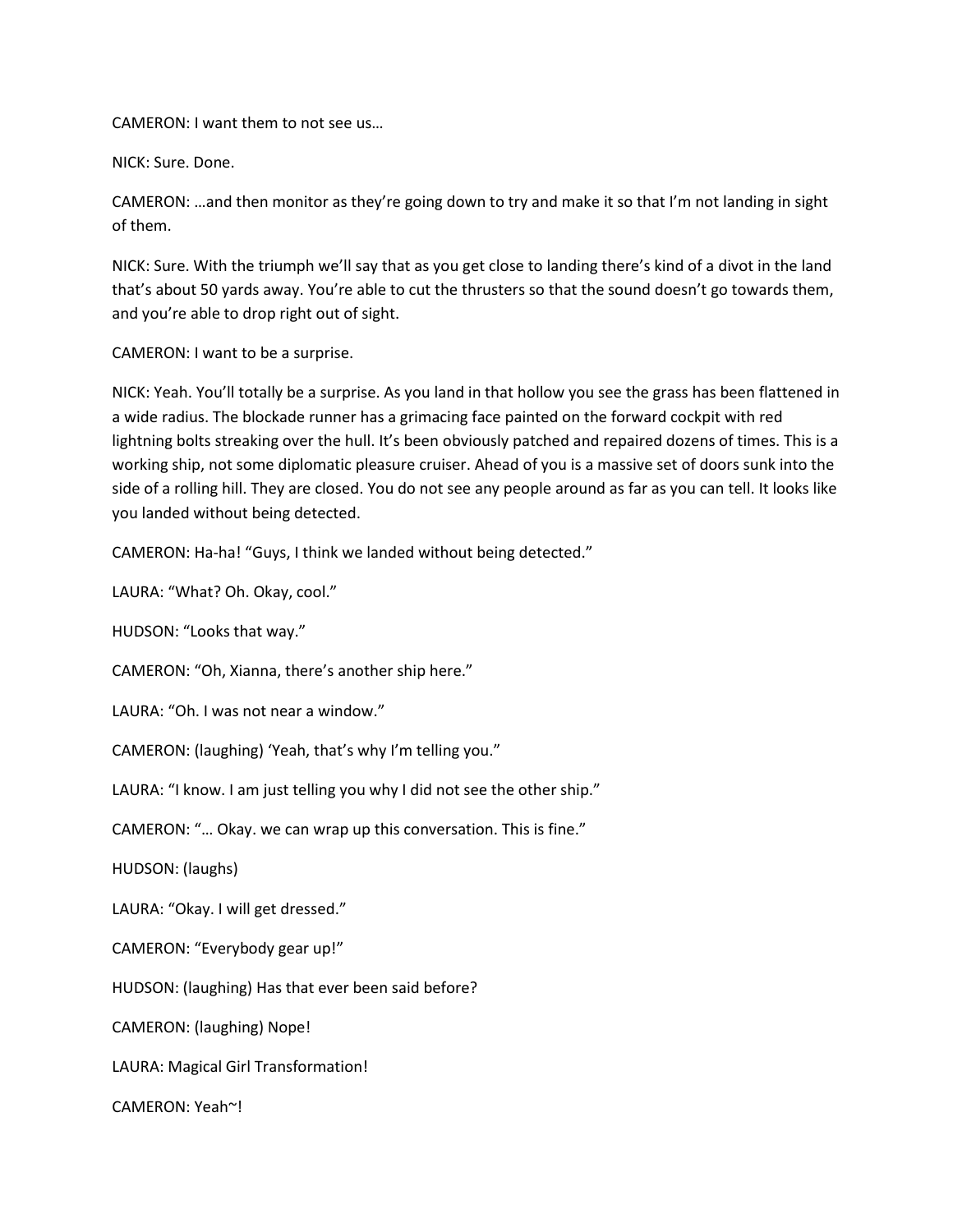CAMERON: I want them to not see us…

NICK: Sure. Done.

CAMERON: …and then monitor as they're going down to try and make it so that I'm not landing in sight of them.

NICK: Sure. With the triumph we'll say that as you get close to landing there's kind of a divot in the land that's about 50 yards away. You're able to cut the thrusters so that the sound doesn't go towards them, and you're able to drop right out of sight.

CAMERON: I want to be a surprise.

NICK: Yeah. You'll totally be a surprise. As you land in that hollow you see the grass has been flattened in a wide radius. The blockade runner has a grimacing face painted on the forward cockpit with red lightning bolts streaking over the hull. It's been obviously patched and repaired dozens of times. This is a working ship, not some diplomatic pleasure cruiser. Ahead of you is a massive set of doors sunk into the side of a rolling hill. They are closed. You do not see any people around as far as you can tell. It looks like you landed without being detected.

CAMERON: Ha-ha! "Guys, I think we landed without being detected."

LAURA: "What? Oh. Okay, cool."

HUDSON: "Looks that way."

CAMERON: "Oh, Xianna, there's another ship here."

LAURA: "Oh. I was not near a window."

CAMERON: (laughing) 'Yeah, that's why I'm telling you."

LAURA: "I know. I am just telling you why I did not see the other ship."

CAMERON: "… Okay. we can wrap up this conversation. This is fine."

HUDSON: (laughs)

LAURA: "Okay. I will get dressed."

CAMERON: "Everybody gear up!"

HUDSON: (laughing) Has that ever been said before?

CAMERON: (laughing) Nope!

LAURA: Magical Girl Transformation!

CAMERON: Yeah~!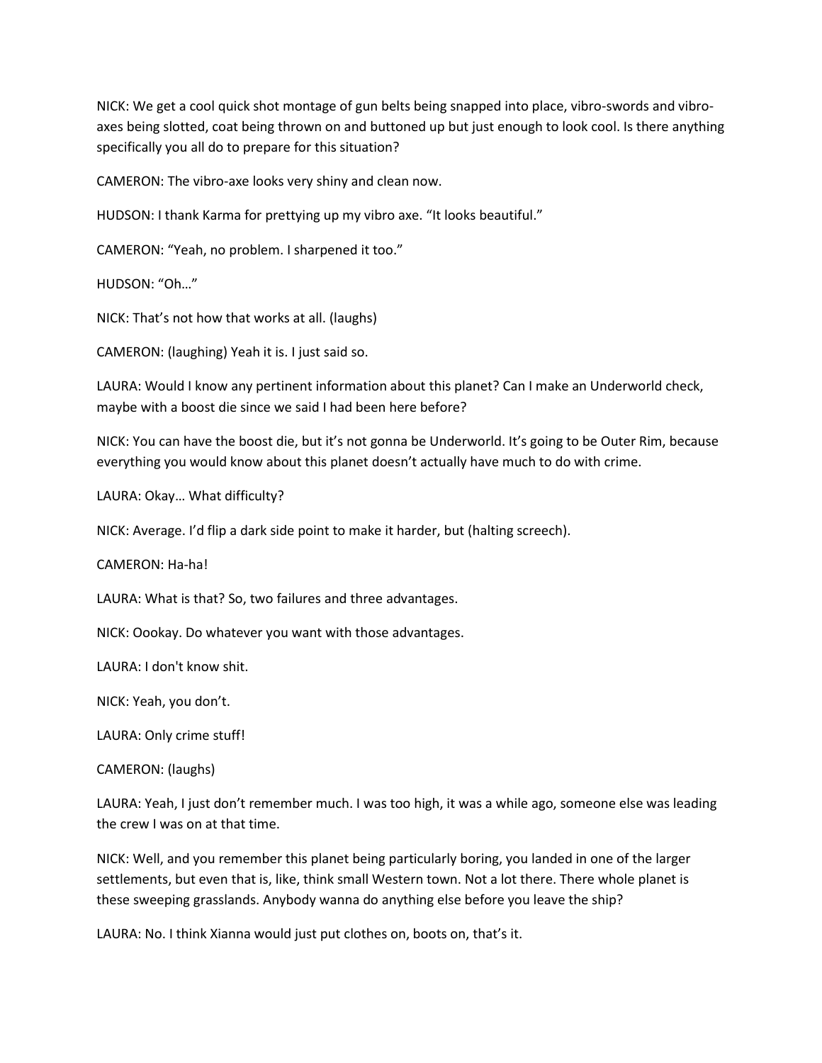NICK: We get a cool quick shot montage of gun belts being snapped into place, vibro-swords and vibro-axes being slotted, coat being thrown on and buttoned up but just enough to look cool. Is there anything specifically you all do to prepare for this situation?

CAMERON: The vibro-axe looks very shiny and clean now.

HUDSON: I thank Karma for prettying up my vibro axe. "It looks beautiful."

CAMERON: "Yeah, no problem. I sharpened it too."

HUDSON: "Oh…"

NICK: That's not how that works at all. (laughs)

CAMERON: (laughing) Yeah it is. I just said so.

LAURA: Would I know any pertinent information about this planet? Can I make an Underworld check, maybe with a boost die since we said I had been here before?

NICK: You can have the boost die, but it's not gonna be Underworld. It's going to be Outer Rim, because everything you would know about this planet doesn't actually have much to do with crime.

LAURA: Okay… What difficulty?

NICK: Average. I'd flip a dark side point to make it harder, but (halting screech).

CAMERON: Ha-ha!

LAURA: What is that? So, two failures and three advantages.

NICK: Oookay. Do whatever you want with those advantages.

LAURA: I don't know shit.

NICK: Yeah, you don't.

LAURA: Only crime stuff!

CAMERON: (laughs)

LAURA: Yeah, I just don't remember much. I was too high, it was a while ago, someone else was leading the crew I was on at that time.

NICK: Well, and you remember this planet being particularly boring, you landed in one of the larger settlements, but even that is, like, think small Western town. Not a lot there. There whole planet is these sweeping grasslands. Anybody wanna do anything else before you leave the ship?

LAURA: No. I think Xianna would just put clothes on, boots on, that's it.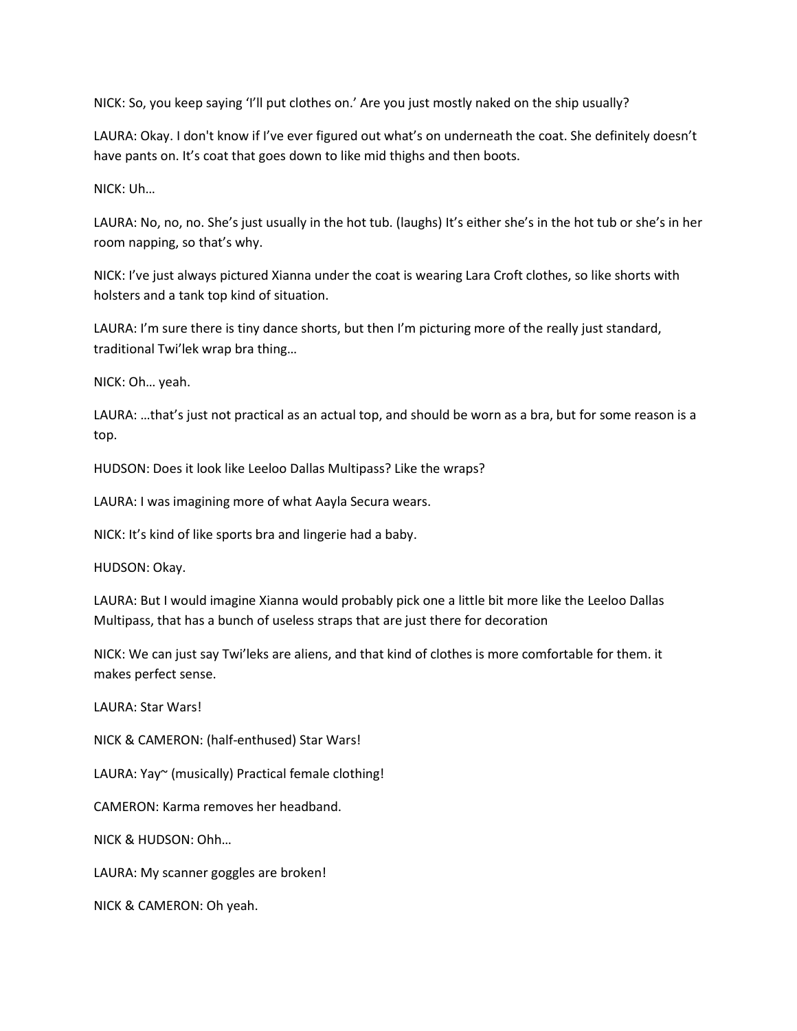NICK: So, you keep saying 'I'll put clothes on.' Are you just mostly naked on the ship usually?

LAURA: Okay. I don't know if I've ever figured out what's on underneath the coat. She definitely doesn't have pants on. It's coat that goes down to like mid thighs and then boots.

NICK: Uh…

LAURA: No, no, no. She's just usually in the hot tub. (laughs) It's either she's in the hot tub or she's in her room napping, so that's why.

NICK: I've just always pictured Xianna under the coat is wearing Lara Croft clothes, so like shorts with holsters and a tank top kind of situation.

LAURA: I'm sure there is tiny dance shorts, but then I'm picturing more of the really just standard, traditional Twi'lek wrap bra thing…

NICK: Oh… yeah.

LAURA: …that's just not practical as an actual top, and should be worn as a bra, but for some reason is a top.

HUDSON: Does it look like Leeloo Dallas Multipass? Like the wraps?

LAURA: I was imagining more of what Aayla Secura wears.

NICK: It's kind of like sports bra and lingerie had a baby.

HUDSON: Okay.

LAURA: But I would imagine Xianna would probably pick one a little bit more like the Leeloo Dallas Multipass, that has a bunch of useless straps that are just there for decoration

NICK: We can just say Twi'leks are aliens, and that kind of clothes is more comfortable for them. it makes perfect sense.

LAURA: Star Wars!

NICK & CAMERON: (half-enthused) Star Wars!

LAURA: Yay~ (musically) Practical female clothing!

CAMERON: Karma removes her headband.

NICK & HUDSON: Ohh…

LAURA: My scanner goggles are broken!

NICK & CAMERON: Oh yeah.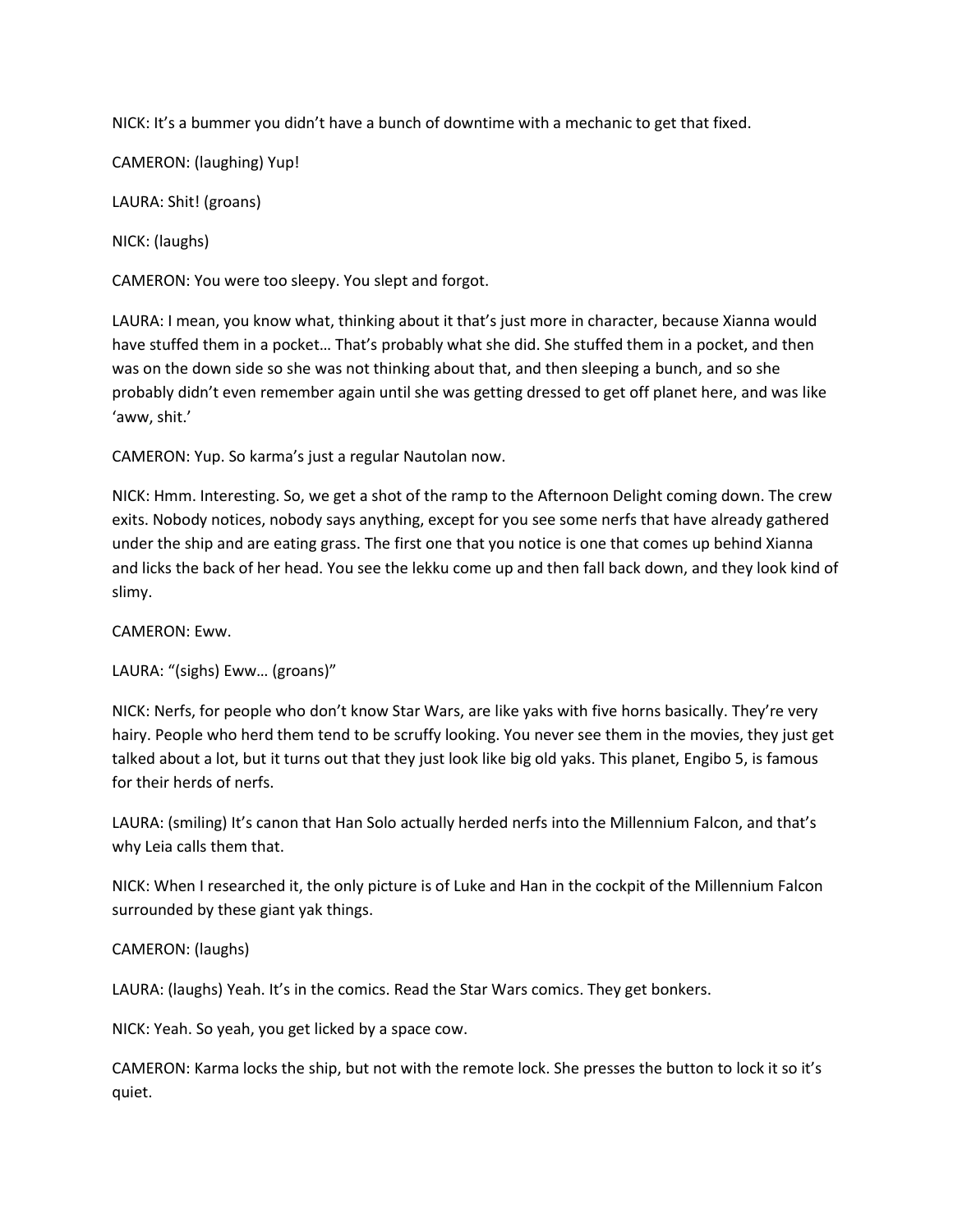NICK: It's a bummer you didn't have a bunch of downtime with a mechanic to get that fixed.

CAMERON: (laughing) Yup!

LAURA: Shit! (groans)

NICK: (laughs)

CAMERON: You were too sleepy. You slept and forgot.

LAURA: I mean, you know what, thinking about it that's just more in character, because Xianna would have stuffed them in a pocket… That's probably what she did. She stuffed them in a pocket, and then was on the down side so she was not thinking about that, and then sleeping a bunch, and so she probably didn't even remember again until she was getting dressed to get off planet here, and was like 'aww, shit.'

CAMERON: Yup. So karma's just a regular Nautolan now.

NICK: Hmm. Interesting. So, we get a shot of the ramp to the Afternoon Delight coming down. The crew exits. Nobody notices, nobody says anything, except for you see some nerfs that have already gathered under the ship and are eating grass. The first one that you notice is one that comes up behind Xianna and licks the back of her head. You see the lekku come up and then fall back down, and they look kind of slimy.

CAMERON: Eww.

LAURA: "(sighs) Eww… (groans)"

NICK: Nerfs, for people who don't know Star Wars, are like yaks with five horns basically. They're very hairy. People who herd them tend to be scruffy looking. You never see them in the movies, they just get talked about a lot, but it turns out that they just look like big old yaks. This planet, Engibo 5, is famous for their herds of nerfs.

LAURA: (smiling) It's canon that Han Solo actually herded nerfs into the Millennium Falcon, and that's why Leia calls them that.

NICK: When I researched it, the only picture is of Luke and Han in the cockpit of the Millennium Falcon surrounded by these giant yak things.

CAMERON: (laughs)

LAURA: (laughs) Yeah. It's in the comics. Read the Star Wars comics. They get bonkers.

NICK: Yeah. So yeah, you get licked by a space cow.

CAMERON: Karma locks the ship, but not with the remote lock. She presses the button to lock it so it's quiet.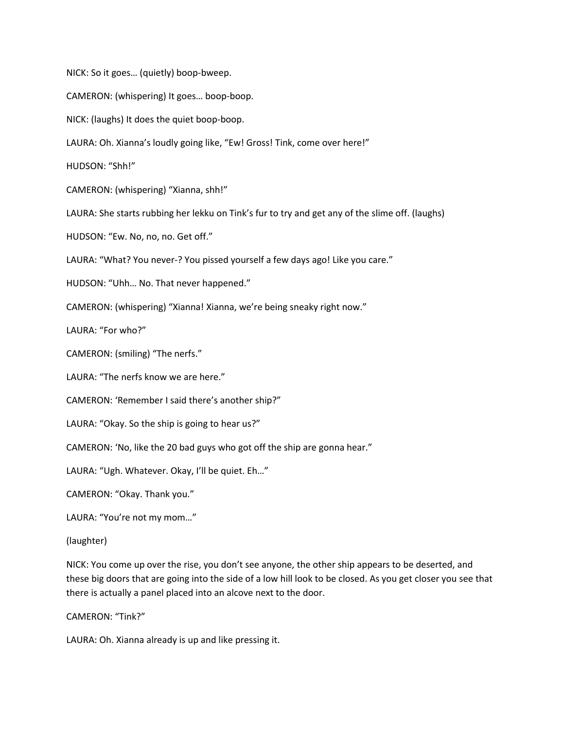NICK: So it goes… (quietly) boop-bweep.

CAMERON: (whispering) It goes… boop-boop.

NICK: (laughs) It does the quiet boop-boop.

LAURA: Oh. Xianna's loudly going like, "Ew! Gross! Tink, come over here!"

HUDSON: "Shh!"

CAMERON: (whispering) "Xianna, shh!"

LAURA: She starts rubbing her lekku on Tink's fur to try and get any of the slime off. (laughs)

HUDSON: "Ew. No, no, no. Get off."

LAURA: "What? You never-? You pissed yourself a few days ago! Like you care."

HUDSON: "Uhh… No. That never happened."

CAMERON: (whispering) "Xianna! Xianna, we're being sneaky right now."

LAURA: "For who?"

CAMERON: (smiling) "The nerfs."

LAURA: "The nerfs know we are here."

CAMERON: 'Remember I said there's another ship?"

LAURA: "Okay. So the ship is going to hear us?"

CAMERON: 'No, like the 20 bad guys who got off the ship are gonna hear."

LAURA: "Ugh. Whatever. Okay, I'll be quiet. Eh…"

CAMERON: "Okay. Thank you."

LAURA: "You're not my mom…"

(laughter)

NICK: You come up over the rise, you don't see anyone, the other ship appears to be deserted, and these big doors that are going into the side of a low hill look to be closed. As you get closer you see that there is actually a panel placed into an alcove next to the door.

CAMERON: "Tink?"

LAURA: Oh. Xianna already is up and like pressing it.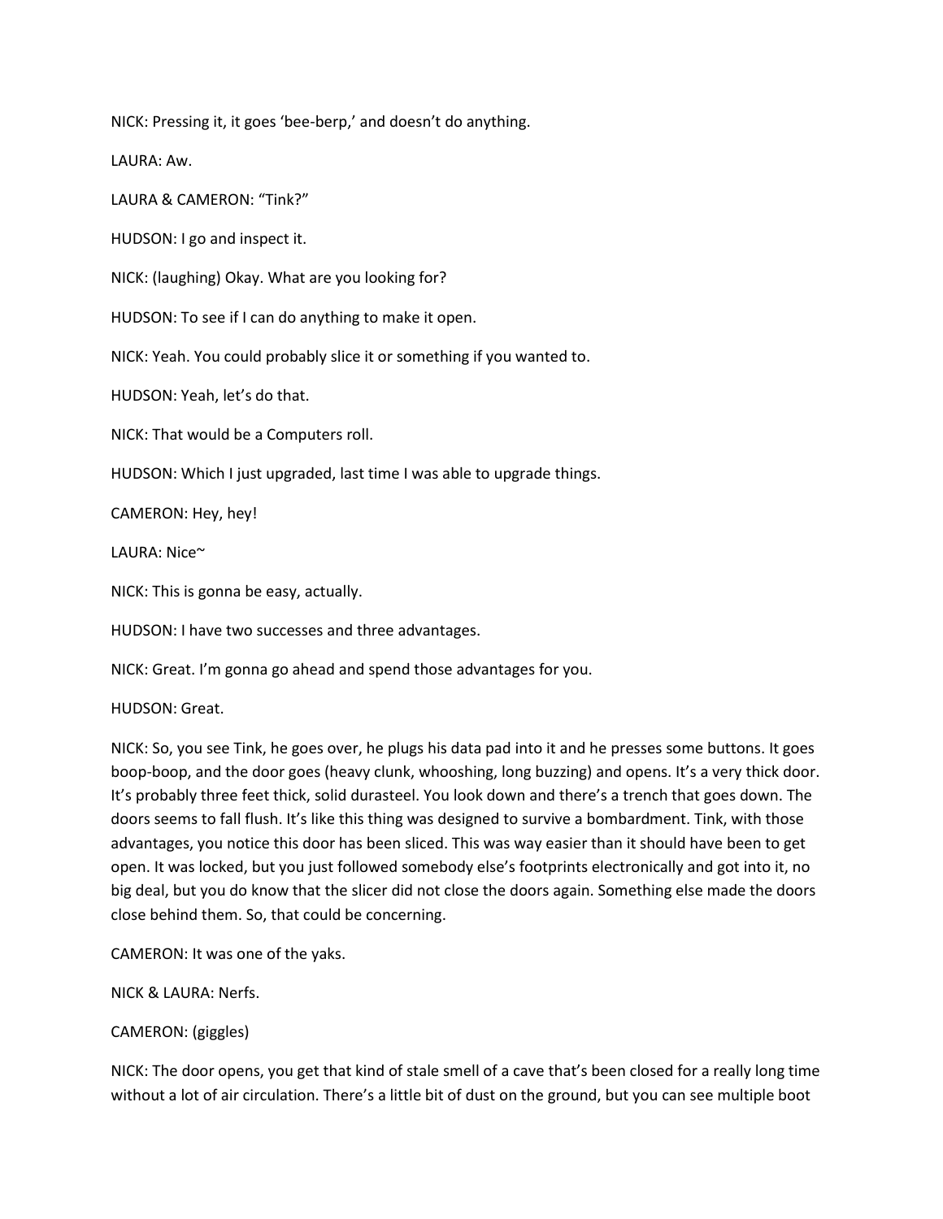NICK: Pressing it, it goes 'bee-berp,' and doesn't do anything.

LAURA: Aw.

LAURA & CAMERON: "Tink?"

HUDSON: I go and inspect it.

NICK: (laughing) Okay. What are you looking for?

HUDSON: To see if I can do anything to make it open.

NICK: Yeah. You could probably slice it or something if you wanted to.

HUDSON: Yeah, let's do that.

NICK: That would be a Computers roll.

HUDSON: Which I just upgraded, last time I was able to upgrade things.

CAMERON: Hey, hey!

LAURA: Nice~

NICK: This is gonna be easy, actually.

HUDSON: I have two successes and three advantages.

NICK: Great. I'm gonna go ahead and spend those advantages for you.

HUDSON: Great.

NICK: So, you see Tink, he goes over, he plugs his data pad into it and he presses some buttons. It goes boop-boop, and the door goes (heavy clunk, whooshing, long buzzing) and opens. It's a very thick door. It's probably three feet thick, solid durasteel. You look down and there's a trench that goes down. The doors seems to fall flush. It's like this thing was designed to survive a bombardment. Tink, with those advantages, you notice this door has been sliced. This was way easier than it should have been to get open. It was locked, but you just followed somebody else's footprints electronically and got into it, no big deal, but you do know that the slicer did not close the doors again. Something else made the doors close behind them. So, that could be concerning.

CAMERON: It was one of the yaks.

NICK & LAURA: Nerfs.

CAMERON: (giggles)

NICK: The door opens, you get that kind of stale smell of a cave that's been closed for a really long time without a lot of air circulation. There's a little bit of dust on the ground, but you can see multiple boot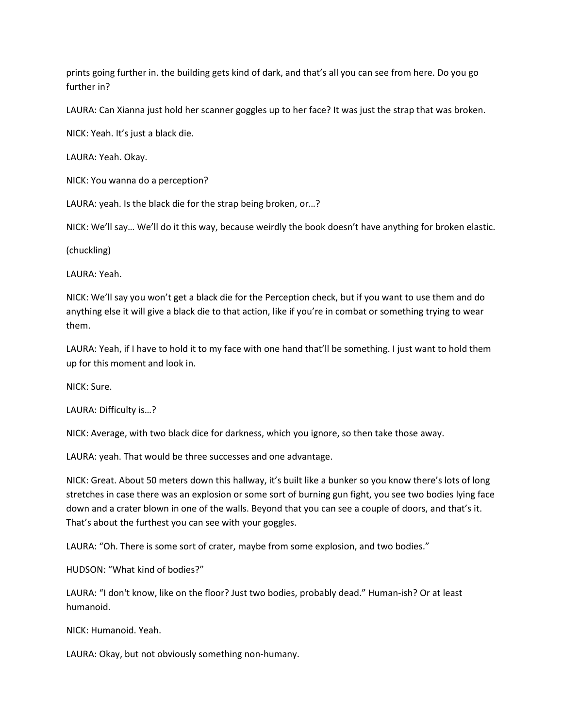prints going further in. the building gets kind of dark, and that's all you can see from here. Do you go further in?

LAURA: Can Xianna just hold her scanner goggles up to her face? It was just the strap that was broken.

NICK: Yeah. It's just a black die.

LAURA: Yeah. Okay.

NICK: You wanna do a perception?

LAURA: yeah. Is the black die for the strap being broken, or…?

NICK: We'll say… We'll do it this way, because weirdly the book doesn't have anything for broken elastic.

(chuckling)

LAURA: Yeah.

NICK: We'll say you won't get a black die for the Perception check, but if you want to use them and do anything else it will give a black die to that action, like if you're in combat or something trying to wear them.

LAURA: Yeah, if I have to hold it to my face with one hand that'll be something. I just want to hold them up for this moment and look in.

NICK: Sure.

LAURA: Difficulty is…?

NICK: Average, with two black dice for darkness, which you ignore, so then take those away.

LAURA: yeah. That would be three successes and one advantage.

NICK: Great. About 50 meters down this hallway, it's built like a bunker so you know there's lots of long stretches in case there was an explosion or some sort of burning gun fight, you see two bodies lying face down and a crater blown in one of the walls. Beyond that you can see a couple of doors, and that's it. That's about the furthest you can see with your goggles.

LAURA: "Oh. There is some sort of crater, maybe from some explosion, and two bodies."

HUDSON: "What kind of bodies?"

LAURA: "I don't know, like on the floor? Just two bodies, probably dead." Human-ish? Or at least humanoid.

NICK: Humanoid. Yeah.

LAURA: Okay, but not obviously something non-humany.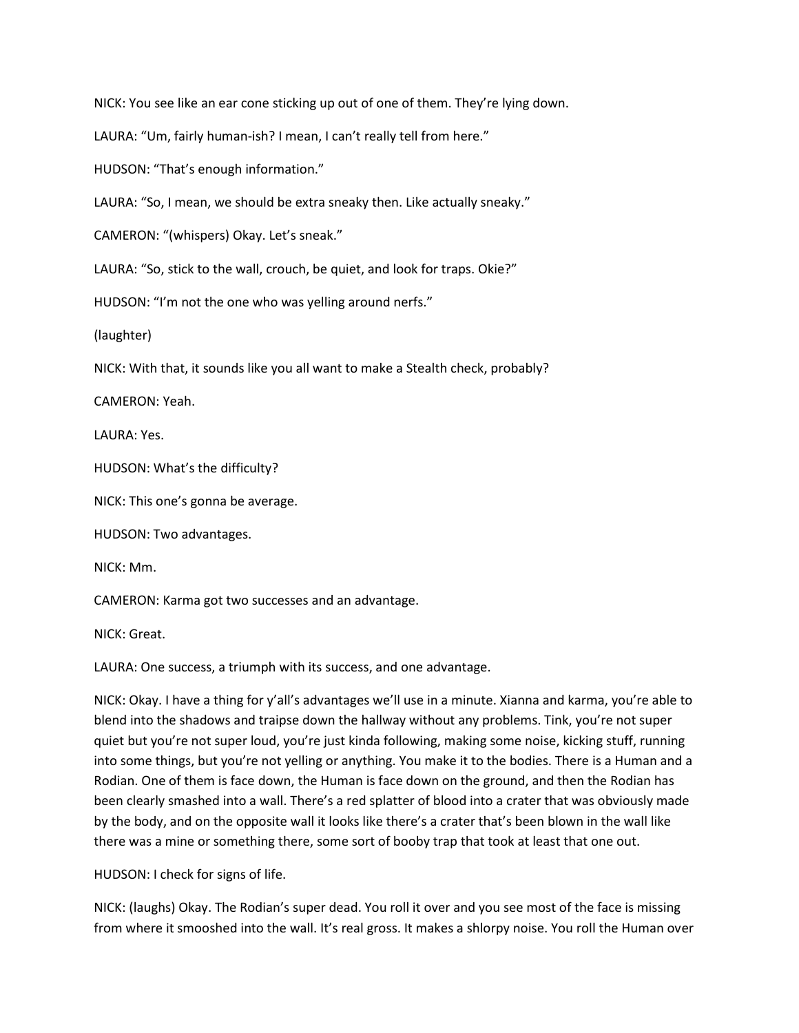NICK: You see like an ear cone sticking up out of one of them. They're lying down.

LAURA: "Um, fairly human-ish? I mean, I can't really tell from here."

HUDSON: "That's enough information."

LAURA: "So, I mean, we should be extra sneaky then. Like actually sneaky."

CAMERON: "(whispers) Okay. Let's sneak."

LAURA: "So, stick to the wall, crouch, be quiet, and look for traps. Okie?"

HUDSON: "I'm not the one who was yelling around nerfs."

(laughter)

NICK: With that, it sounds like you all want to make a Stealth check, probably?

CAMERON: Yeah.

LAURA: Yes.

HUDSON: What's the difficulty?

NICK: This one's gonna be average.

HUDSON: Two advantages.

NICK: Mm.

CAMERON: Karma got two successes and an advantage.

NICK: Great.

LAURA: One success, a triumph with its success, and one advantage.

NICK: Okay. I have a thing for y'all's advantages we'll use in a minute. Xianna and karma, you're able to blend into the shadows and traipse down the hallway without any problems. Tink, you're not super quiet but you're not super loud, you're just kinda following, making some noise, kicking stuff, running into some things, but you're not yelling or anything. You make it to the bodies. There is a Human and a Rodian. One of them is face down, the Human is face down on the ground, and then the Rodian has been clearly smashed into a wall. There's a red splatter of blood into a crater that was obviously made by the body, and on the opposite wall it looks like there's a crater that's been blown in the wall like there was a mine or something there, some sort of booby trap that took at least that one out.

HUDSON: I check for signs of life.

NICK: (laughs) Okay. The Rodian's super dead. You roll it over and you see most of the face is missing from where it smooshed into the wall. It's real gross. It makes a shlorpy noise. You roll the Human over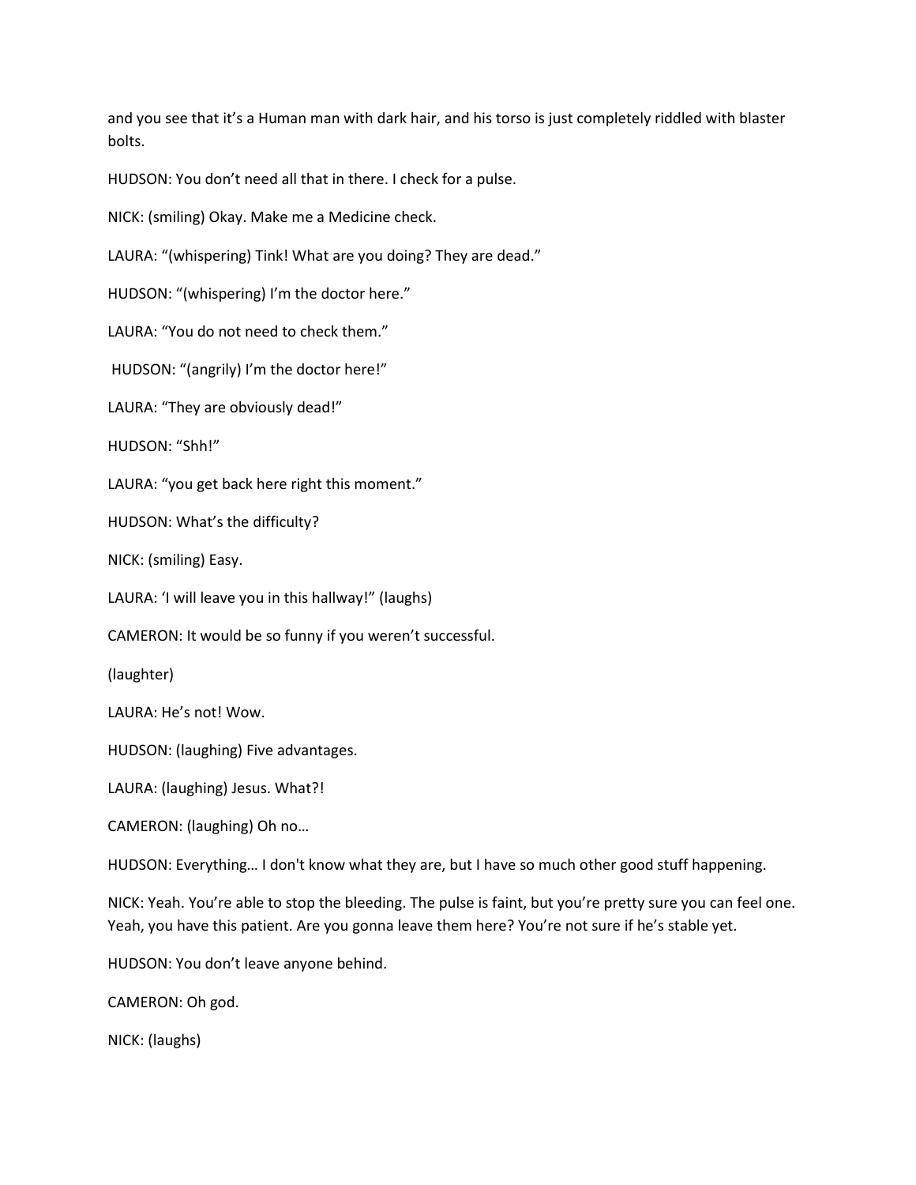and you see that it’s a Human man with dark hair, and his torso is just completely riddled with blaster bolts.

HUDSON: You don’t need all that in there. I check for a pulse.

NICK: (smiling) Okay. Make me a Medicine check.

LAURA: “(whispering) Tink! What are you doing? They are dead.”

HUDSON: “(whispering) I’m the doctor here.”

LAURA: “You do not need to check them.”

HUDSON: “(angrily) I’m the doctor here!”

LAURA: “They are obviously dead!”

HUDSON: “Shh!”

LAURA: “you get back here right this moment.”

HUDSON: What’s the difficulty?

NICK: (smiling) Easy.

LAURA: ‘I will leave you in this hallway!” (laughs)

CAMERON: It would be so funny if you weren’t successful.

(laughter)

LAURA: He’s not! Wow.

HUDSON: (laughing) Five advantages.

LAURA: (laughing) Jesus. What?!

CAMERON: (laughing) Oh no…

HUDSON: Everything… I don't know what they are, but I have so much other good stuff happening.

NICK: Yeah. You’re able to stop the bleeding. The pulse is faint, but you’re pretty sure you can feel one. Yeah, you have this patient. Are you gonna leave them here? You’re not sure if he’s stable yet.

HUDSON: You don’t leave anyone behind.

CAMERON: Oh god.

NICK: (laughs)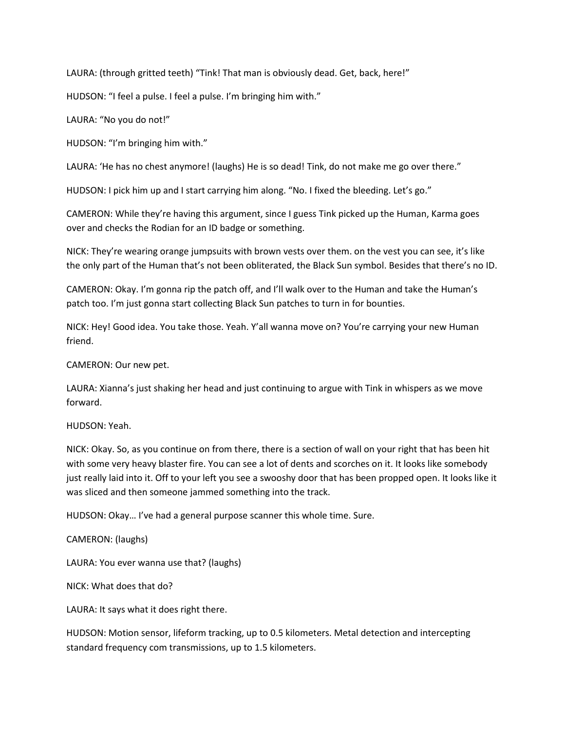LAURA: (through gritted teeth) “Tink! That man is obviously dead. Get, back, here!”

HUDSON: “I feel a pulse. I feel a pulse. I’m bringing him with.”

LAURA: “No you do not!”

HUDSON: “I’m bringing him with.”

LAURA: ‘He has no chest anymore! (laughs) He is so dead! Tink, do not make me go over there.”

HUDSON: I pick him up and I start carrying him along. “No. I fixed the bleeding. Let’s go.”

CAMERON: While they’re having this argument, since I guess Tink picked up the Human, Karma goes over and checks the Rodian for an ID badge or something.

NICK: They’re wearing orange jumpsuits with brown vests over them. on the vest you can see, it’s like the only part of the Human that’s not been obliterated, the Black Sun symbol. Besides that there’s no ID.

CAMERON: Okay. I’m gonna rip the patch off, and I’ll walk over to the Human and take the Human’s patch too. I’m just gonna start collecting Black Sun patches to turn in for bounties.

NICK: Hey! Good idea. You take those. Yeah. Y’all wanna move on? You’re carrying your new Human friend.

CAMERON: Our new pet.

LAURA: Xianna’s just shaking her head and just continuing to argue with Tink in whispers as we move forward.

HUDSON: Yeah.

NICK: Okay. So, as you continue on from there, there is a section of wall on your right that has been hit with some very heavy blaster fire. You can see a lot of dents and scorches on it. It looks like somebody just really laid into it. Off to your left you see a swooshy door that has been propped open. It looks like it was sliced and then someone jammed something into the track.

HUDSON: Okay… I’ve had a general purpose scanner this whole time. Sure.

CAMERON: (laughs)

LAURA: You ever wanna use that? (laughs)

NICK: What does that do?

LAURA: It says what it does right there.

HUDSON: Motion sensor, lifeform tracking, up to 0.5 kilometers. Metal detection and intercepting standard frequency com transmissions, up to 1.5 kilometers.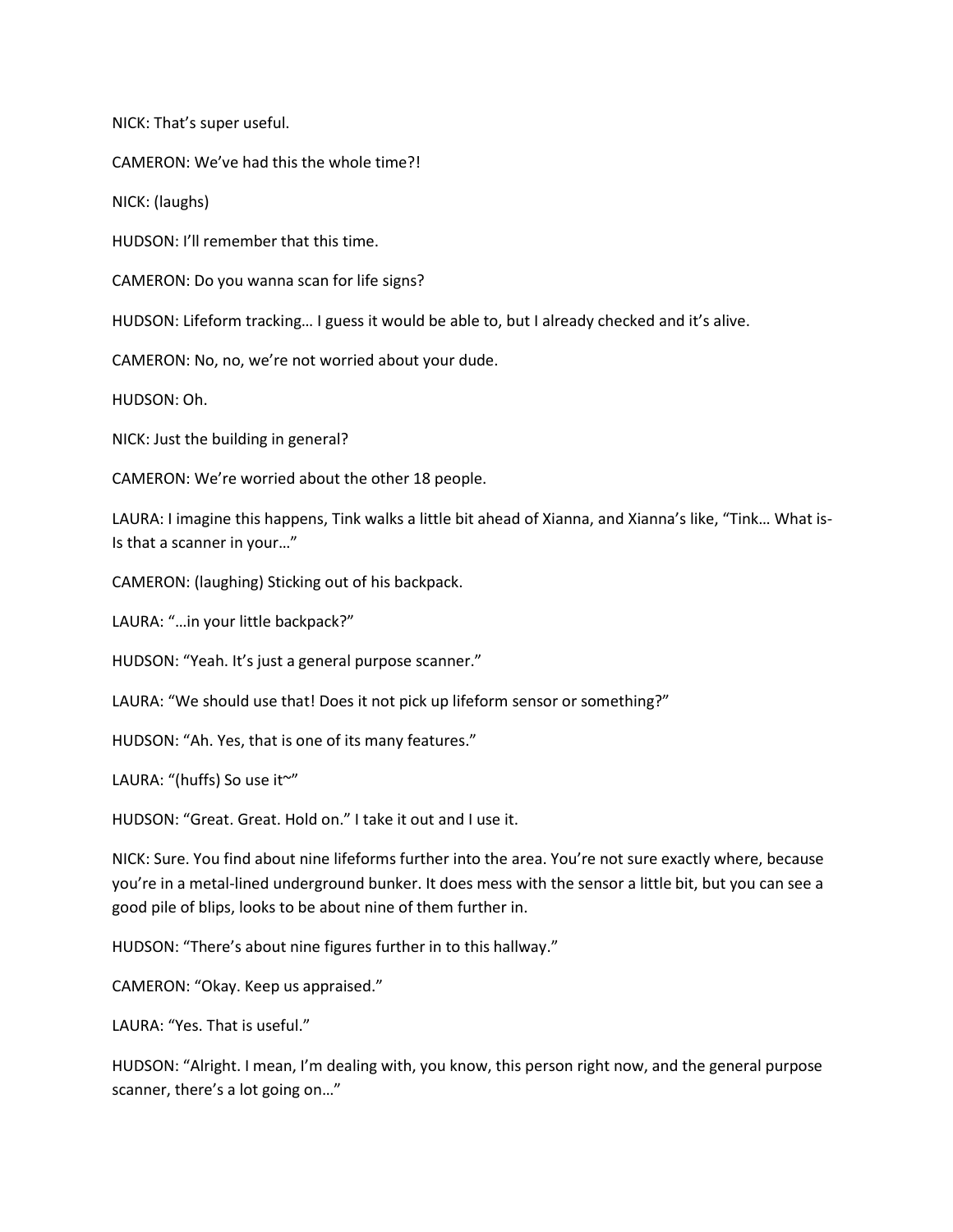NICK: That's super useful.

CAMERON: We've had this the whole time?!

NICK: (laughs)

HUDSON: I'll remember that this time.

CAMERON: Do you wanna scan for life signs?

HUDSON: Lifeform tracking… I guess it would be able to, but I already checked and it's alive.

CAMERON: No, no, we're not worried about your dude.

HUDSON: Oh.

NICK: Just the building in general?

CAMERON: We're worried about the other 18 people.

LAURA: I imagine this happens, Tink walks a little bit ahead of Xianna, and Xianna's like, "Tink… What is- Is that a scanner in your…"

CAMERON: (laughing) Sticking out of his backpack.

LAURA: "…in your little backpack?"

HUDSON: "Yeah. It's just a general purpose scanner."

LAURA: "We should use that! Does it not pick up lifeform sensor or something?"

HUDSON: "Ah. Yes, that is one of its many features."

LAURA: "(huffs) So use it~"

HUDSON: "Great. Great. Hold on." I take it out and I use it.

NICK: Sure. You find about nine lifeforms further into the area. You're not sure exactly where, because you're in a metal-lined underground bunker. It does mess with the sensor a little bit, but you can see a good pile of blips, looks to be about nine of them further in.

HUDSON: "There's about nine figures further in to this hallway."

CAMERON: "Okay. Keep us appraised."

LAURA: "Yes. That is useful."

HUDSON: "Alright. I mean, I'm dealing with, you know, this person right now, and the general purpose scanner, there's a lot going on…"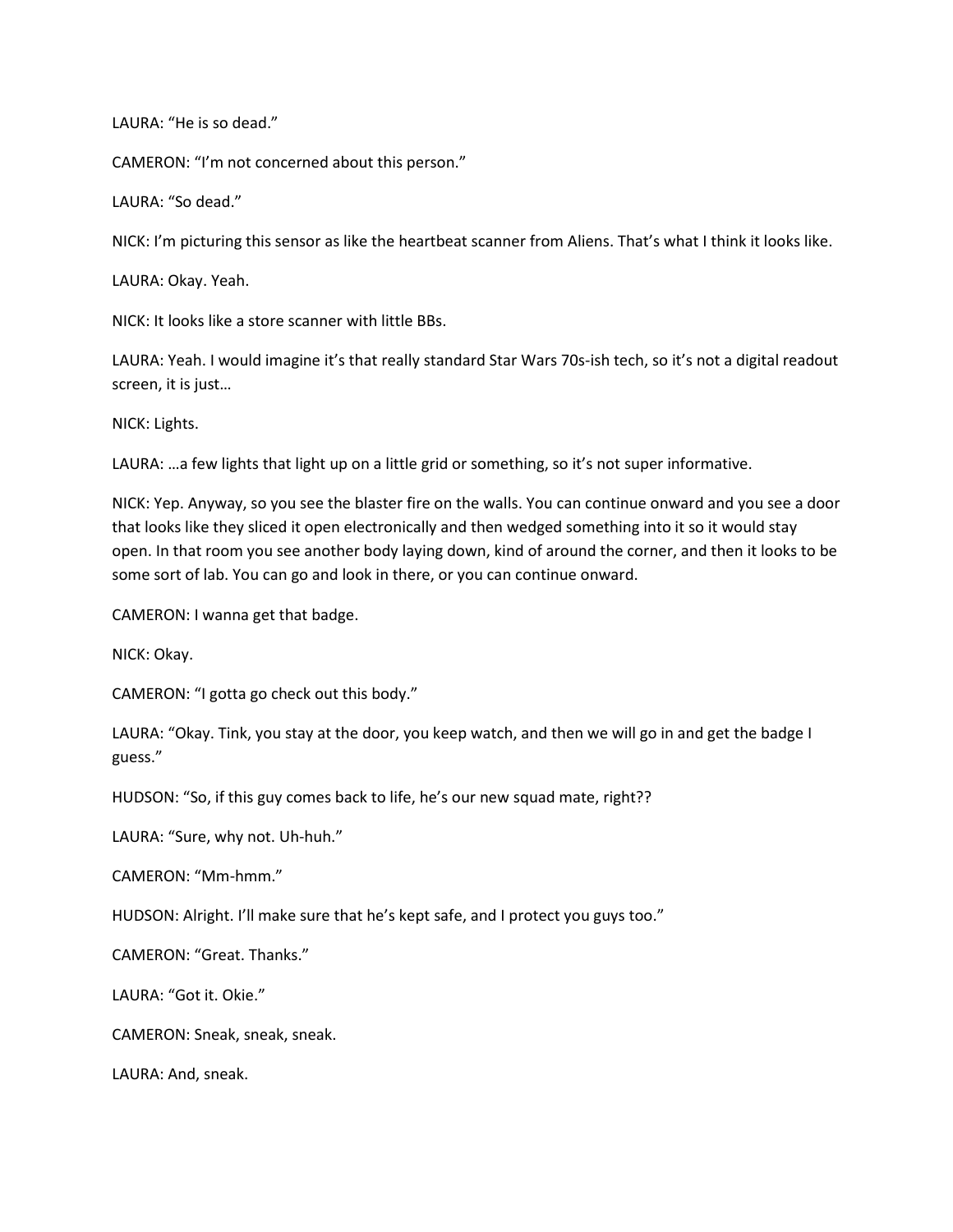LAURA: "He is so dead."

CAMERON: "I'm not concerned about this person."

LAURA: "So dead."

NICK: I'm picturing this sensor as like the heartbeat scanner from Aliens. That's what I think it looks like.

LAURA: Okay. Yeah.

NICK: It looks like a store scanner with little BBs.

LAURA: Yeah. I would imagine it's that really standard Star Wars 70s-ish tech, so it's not a digital readout screen, it is just…

NICK: Lights.

LAURA: …a few lights that light up on a little grid or something, so it's not super informative.

NICK: Yep. Anyway, so you see the blaster fire on the walls. You can continue onward and you see a door that looks like they sliced it open electronically and then wedged something into it so it would stay open. In that room you see another body laying down, kind of around the corner, and then it looks to be some sort of lab. You can go and look in there, or you can continue onward.

CAMERON: I wanna get that badge.

NICK: Okay.

CAMERON: "I gotta go check out this body."

LAURA: "Okay. Tink, you stay at the door, you keep watch, and then we will go in and get the badge I guess."

HUDSON: "So, if this guy comes back to life, he's our new squad mate, right??

LAURA: "Sure, why not. Uh-huh."

CAMERON: "Mm-hmm."

HUDSON: Alright. I'll make sure that he's kept safe, and I protect you guys too."

CAMERON: "Great. Thanks."

LAURA: "Got it. Okie."

CAMERON: Sneak, sneak, sneak.

LAURA: And, sneak.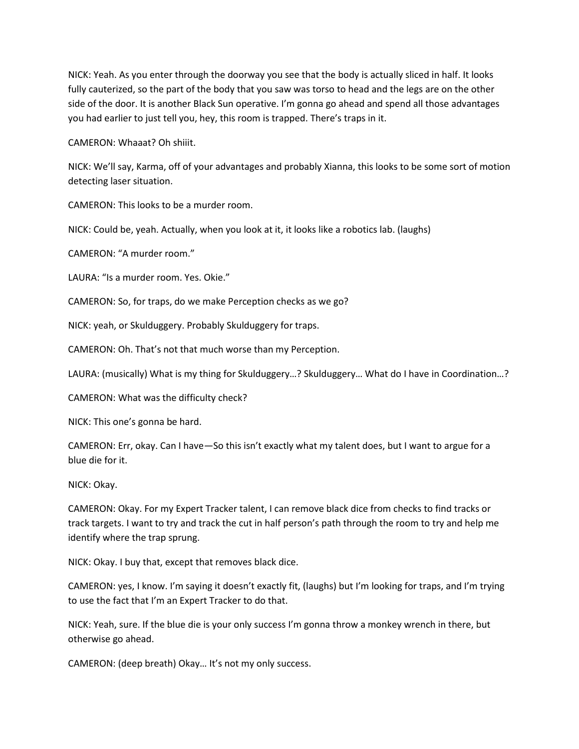NICK: Yeah. As you enter through the doorway you see that the body is actually sliced in half. It looks fully cauterized, so the part of the body that you saw was torso to head and the legs are on the other side of the door. It is another Black Sun operative. I'm gonna go ahead and spend all those advantages you had earlier to just tell you, hey, this room is trapped. There's traps in it.

CAMERON: Whaaat? Oh shiiit.

NICK: We'll say, Karma, off of your advantages and probably Xianna, this looks to be some sort of motion detecting laser situation.

CAMERON: This looks to be a murder room.

NICK: Could be, yeah. Actually, when you look at it, it looks like a robotics lab. (laughs)

CAMERON: "A murder room."

LAURA: "Is a murder room. Yes. Okie."

CAMERON: So, for traps, do we make Perception checks as we go?

NICK: yeah, or Skulduggery. Probably Skulduggery for traps.

CAMERON: Oh. That's not that much worse than my Perception.

LAURA: (musically) What is my thing for Skulduggery…? Skulduggery… What do I have in Coordination…?

CAMERON: What was the difficulty check?

NICK: This one's gonna be hard.

CAMERON: Err, okay. Can I have—So this isn't exactly what my talent does, but I want to argue for a blue die for it.

NICK: Okay.

CAMERON: Okay. For my Expert Tracker talent, I can remove black dice from checks to find tracks or track targets. I want to try and track the cut in half person's path through the room to try and help me identify where the trap sprung.

NICK: Okay. I buy that, except that removes black dice.

CAMERON: yes, I know. I'm saying it doesn't exactly fit, (laughs) but I'm looking for traps, and I'm trying to use the fact that I'm an Expert Tracker to do that.

NICK: Yeah, sure. If the blue die is your only success I'm gonna throw a monkey wrench in there, but otherwise go ahead.

CAMERON: (deep breath) Okay… It's not my only success.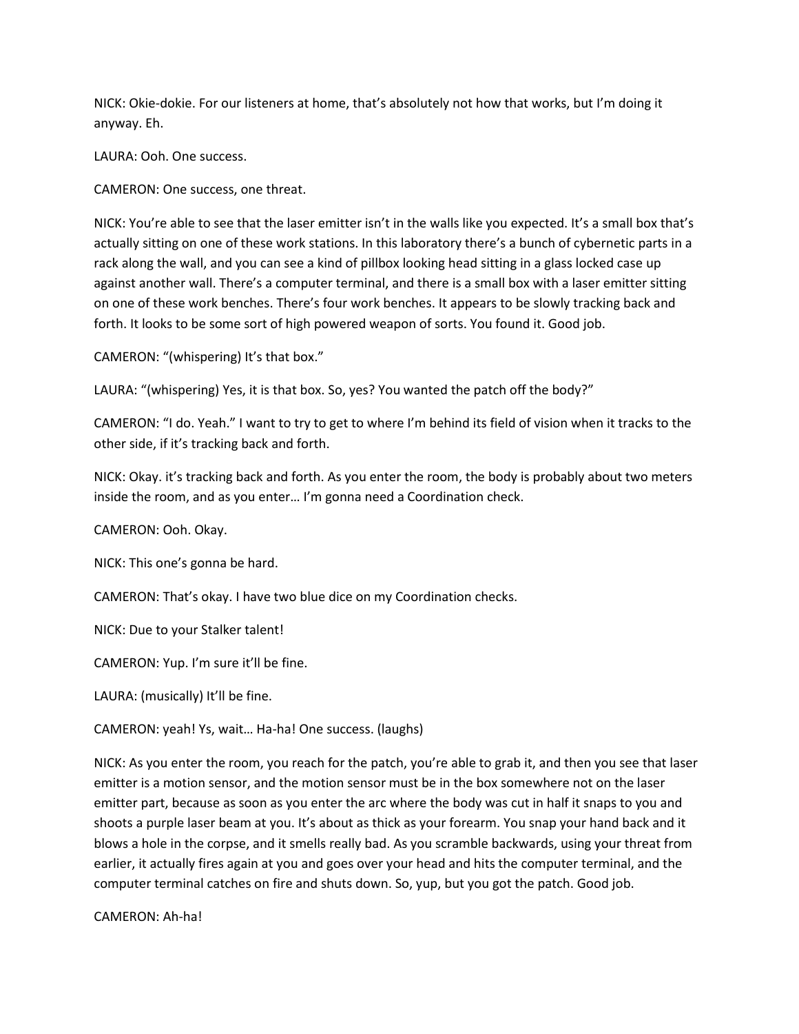NICK: Okie-dokie. For our listeners at home, that's absolutely not how that works, but I'm doing it anyway. Eh.

LAURA: Ooh. One success.

CAMERON: One success, one threat.

NICK: You're able to see that the laser emitter isn't in the walls like you expected. It's a small box that's actually sitting on one of these work stations. In this laboratory there's a bunch of cybernetic parts in a rack along the wall, and you can see a kind of pillbox looking head sitting in a glass locked case up against another wall. There's a computer terminal, and there is a small box with a laser emitter sitting on one of these work benches. There's four work benches. It appears to be slowly tracking back and forth. It looks to be some sort of high powered weapon of sorts. You found it. Good job.

CAMERON: "(whispering) It's that box."

LAURA: "(whispering) Yes, it is that box. So, yes? You wanted the patch off the body?"

CAMERON: "I do. Yeah." I want to try to get to where I'm behind its field of vision when it tracks to the other side, if it's tracking back and forth.

NICK: Okay. it's tracking back and forth. As you enter the room, the body is probably about two meters inside the room, and as you enter… I'm gonna need a Coordination check.

CAMERON: Ooh. Okay.

NICK: This one's gonna be hard.

CAMERON: That's okay. I have two blue dice on my Coordination checks.

NICK: Due to your Stalker talent!

CAMERON: Yup. I'm sure it'll be fine.

LAURA: (musically) It'll be fine.

CAMERON: yeah! Ys, wait… Ha-ha! One success. (laughs)

NICK: As you enter the room, you reach for the patch, you're able to grab it, and then you see that laser emitter is a motion sensor, and the motion sensor must be in the box somewhere not on the laser emitter part, because as soon as you enter the arc where the body was cut in half it snaps to you and shoots a purple laser beam at you. It's about as thick as your forearm. You snap your hand back and it blows a hole in the corpse, and it smells really bad. As you scramble backwards, using your threat from earlier, it actually fires again at you and goes over your head and hits the computer terminal, and the computer terminal catches on fire and shuts down. So, yup, but you got the patch. Good job.

CAMERON: Ah-ha!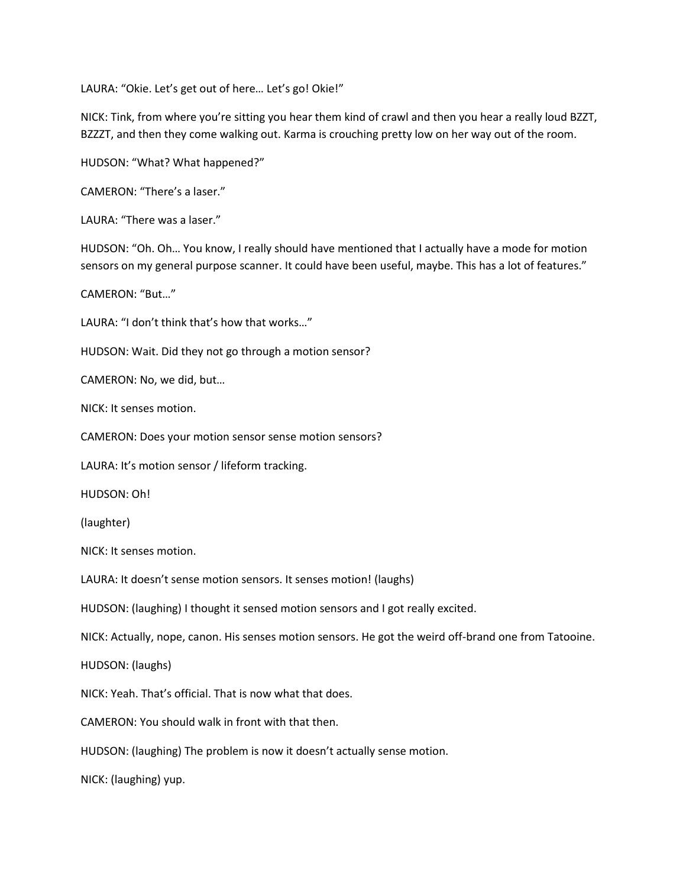LAURA: "Okie. Let's get out of here… Let's go! Okie!"

NICK: Tink, from where you're sitting you hear them kind of crawl and then you hear a really loud BZZT, BZZZT, and then they come walking out. Karma is crouching pretty low on her way out of the room.

HUDSON: "What? What happened?"

CAMERON: "There's a laser."

LAURA: "There was a laser."

HUDSON: "Oh. Oh… You know, I really should have mentioned that I actually have a mode for motion sensors on my general purpose scanner. It could have been useful, maybe. This has a lot of features."

CAMERON: "But…"

LAURA: "I don't think that's how that works…"

HUDSON: Wait. Did they not go through a motion sensor?

CAMERON: No, we did, but…

NICK: It senses motion.

CAMERON: Does your motion sensor sense motion sensors?

LAURA: It's motion sensor / lifeform tracking.

HUDSON: Oh!

(laughter)

NICK: It senses motion.

LAURA: It doesn't sense motion sensors. It senses motion! (laughs)

HUDSON: (laughing) I thought it sensed motion sensors and I got really excited.

NICK: Actually, nope, canon. His senses motion sensors. He got the weird off-brand one from Tatooine.

HUDSON: (laughs)

NICK: Yeah. That's official. That is now what that does.

CAMERON: You should walk in front with that then.

HUDSON: (laughing) The problem is now it doesn't actually sense motion.

NICK: (laughing) yup.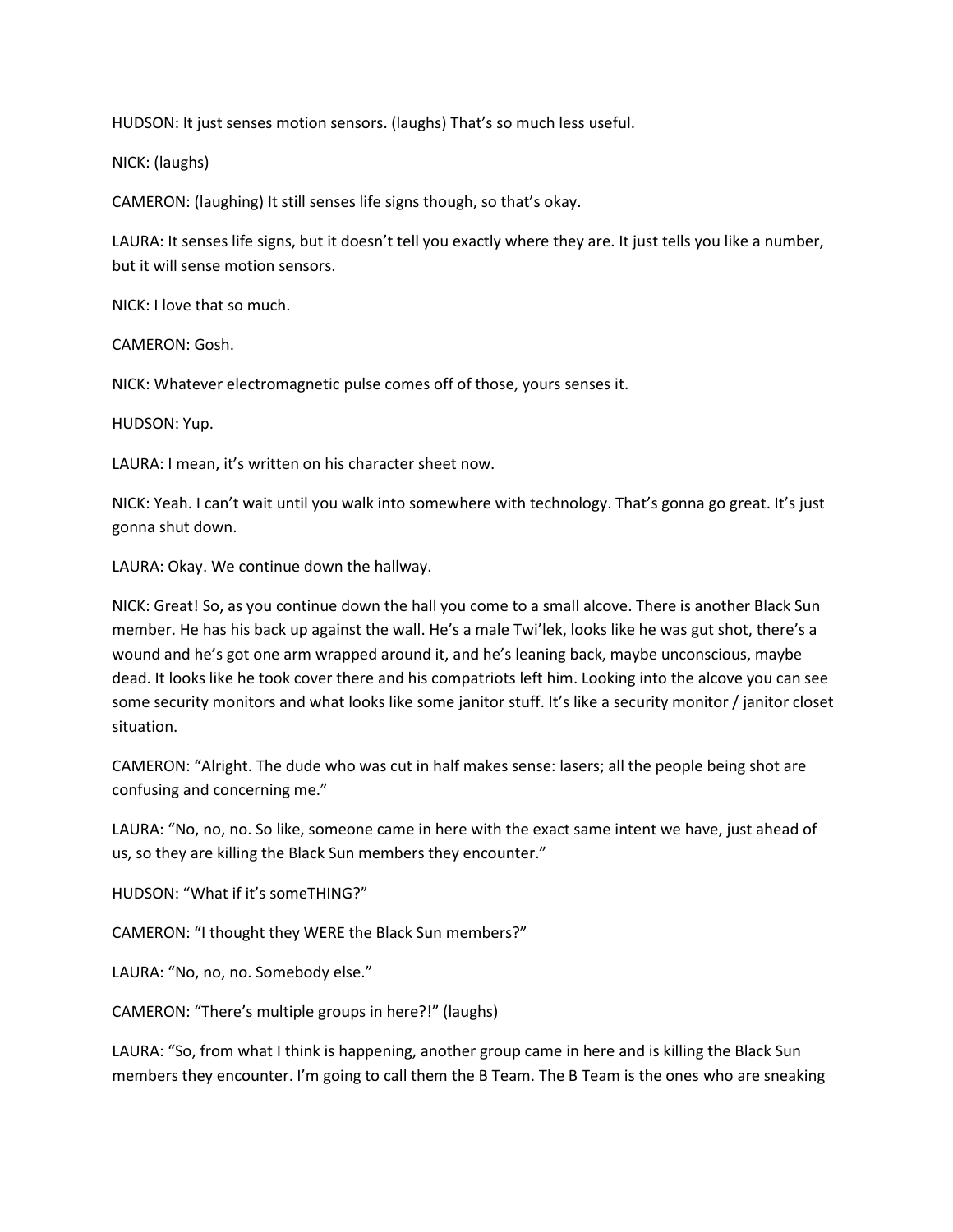HUDSON: It just senses motion sensors. (laughs) That's so much less useful.

NICK: (laughs)

CAMERON: (laughing) It still senses life signs though, so that's okay.

LAURA: It senses life signs, but it doesn't tell you exactly where they are. It just tells you like a number, but it will sense motion sensors.

NICK: I love that so much.

CAMERON: Gosh.

NICK: Whatever electromagnetic pulse comes off of those, yours senses it.

HUDSON: Yup.

LAURA: I mean, it's written on his character sheet now.

NICK: Yeah. I can't wait until you walk into somewhere with technology. That's gonna go great. It's just gonna shut down.

LAURA: Okay. We continue down the hallway.

NICK: Great! So, as you continue down the hall you come to a small alcove. There is another Black Sun member. He has his back up against the wall. He's a male Twi'lek, looks like he was gut shot, there's a wound and he's got one arm wrapped around it, and he's leaning back, maybe unconscious, maybe dead. It looks like he took cover there and his compatriots left him. Looking into the alcove you can see some security monitors and what looks like some janitor stuff. It's like a security monitor / janitor closet situation.

CAMERON: "Alright. The dude who was cut in half makes sense: lasers; all the people being shot are confusing and concerning me."

LAURA: "No, no, no. So like, someone came in here with the exact same intent we have, just ahead of us, so they are killing the Black Sun members they encounter."

HUDSON: "What if it's someTHING?"

CAMERON: "I thought they WERE the Black Sun members?"

LAURA: "No, no, no. Somebody else."

CAMERON: "There's multiple groups in here?!" (laughs)

LAURA: "So, from what I think is happening, another group came in here and is killing the Black Sun members they encounter. I'm going to call them the B Team. The B Team is the ones who are sneaking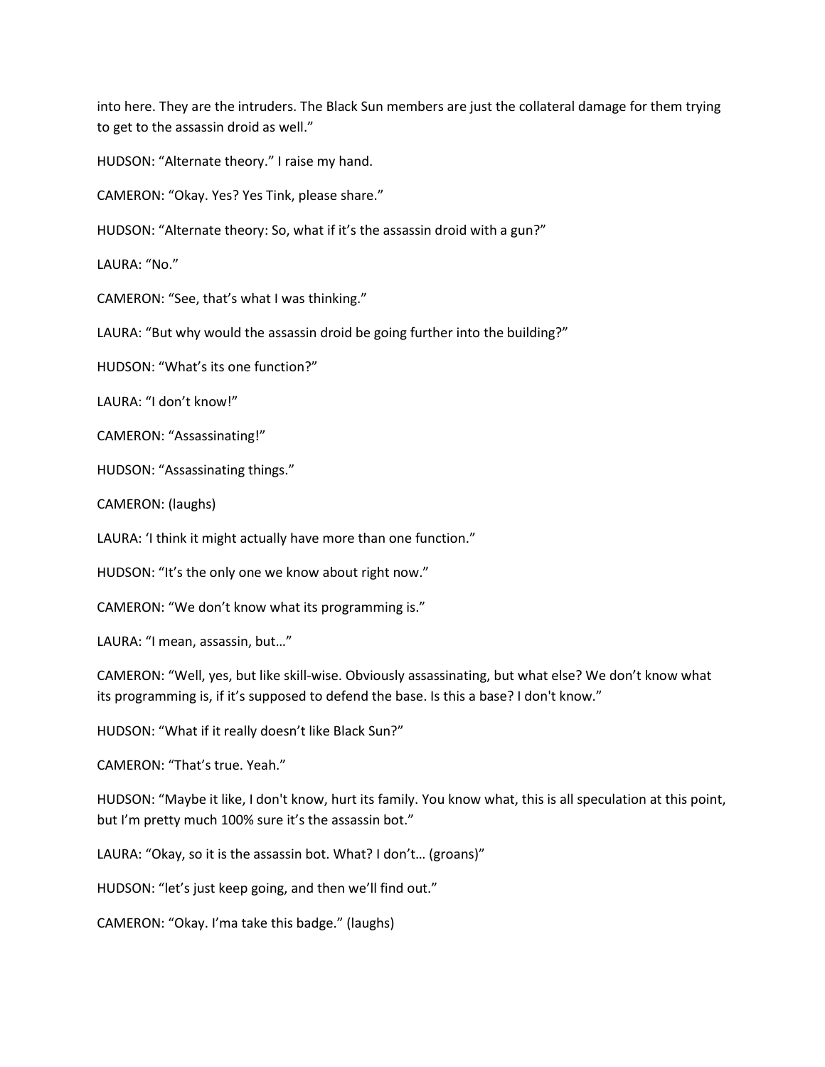into here. They are the intruders. The Black Sun members are just the collateral damage for them trying to get to the assassin droid as well."

HUDSON: "Alternate theory." I raise my hand.

CAMERON: "Okay. Yes? Yes Tink, please share."

HUDSON: "Alternate theory: So, what if it's the assassin droid with a gun?"

LAURA: "No."

CAMERON: "See, that's what I was thinking."

LAURA: "But why would the assassin droid be going further into the building?"

HUDSON: "What's its one function?"

LAURA: "I don't know!"

CAMERON: "Assassinating!"

HUDSON: "Assassinating things."

CAMERON: (laughs)

LAURA: 'I think it might actually have more than one function."

HUDSON: "It's the only one we know about right now."

CAMERON: "We don't know what its programming is."

LAURA: "I mean, assassin, but…"

CAMERON: "Well, yes, but like skill-wise. Obviously assassinating, but what else? We don't know what its programming is, if it's supposed to defend the base. Is this a base? I don't know."

HUDSON: "What if it really doesn't like Black Sun?"

CAMERON: "That's true. Yeah."

HUDSON: "Maybe it like, I don't know, hurt its family. You know what, this is all speculation at this point, but I'm pretty much 100% sure it's the assassin bot."

LAURA: "Okay, so it is the assassin bot. What? I don't… (groans)"

HUDSON: "let's just keep going, and then we'll find out."

CAMERON: "Okay. I'ma take this badge." (laughs)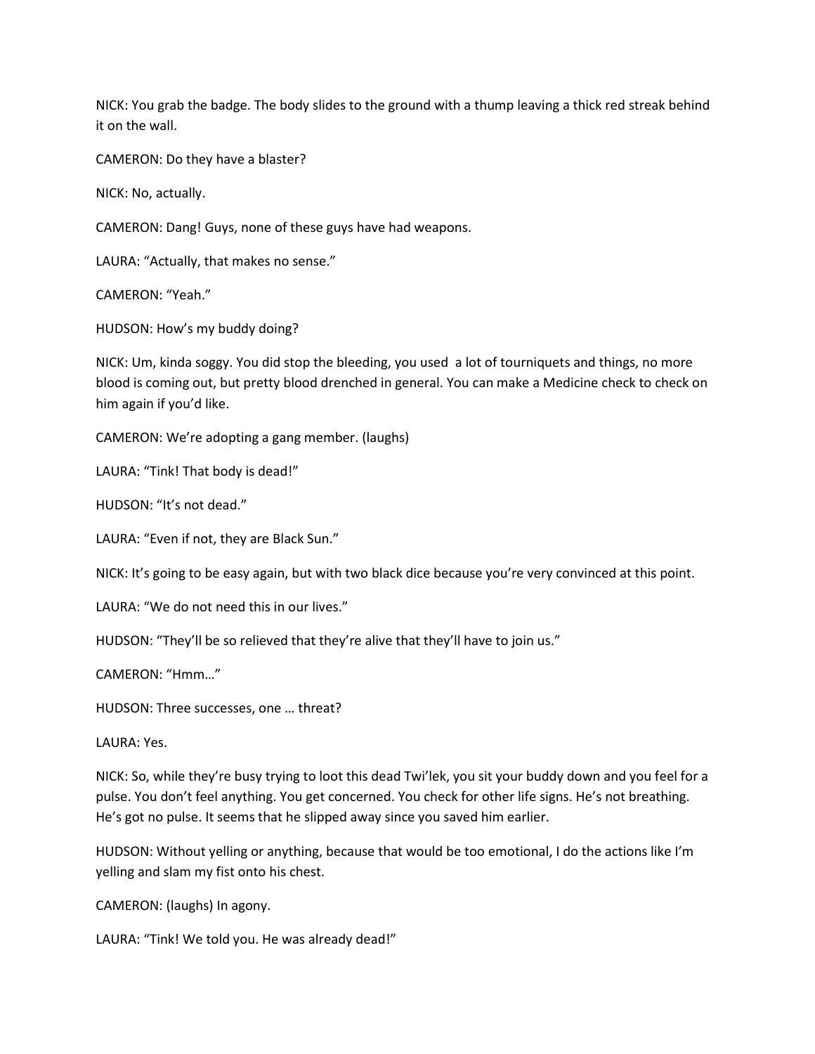NICK: You grab the badge. The body slides to the ground with a thump leaving a thick red streak behind it on the wall.

CAMERON: Do they have a blaster?

NICK: No, actually.

CAMERON: Dang! Guys, none of these guys have had weapons.

LAURA: “Actually, that makes no sense.”

CAMERON: “Yeah.”

HUDSON: How’s my buddy doing?

NICK: Um, kinda soggy. You did stop the bleeding, you used a lot of tourniquets and things, no more blood is coming out, but pretty blood drenched in general. You can make a Medicine check to check on him again if you’d like.

CAMERON: We’re adopting a gang member. (laughs)

LAURA: “Tink! That body is dead!”

HUDSON: “It’s not dead.”

LAURA: “Even if not, they are Black Sun.”

NICK: It’s going to be easy again, but with two black dice because you’re very convinced at this point.

LAURA: “We do not need this in our lives.”

HUDSON: “They’ll be so relieved that they’re alive that they’ll have to join us.”

CAMERON: “Hmm…”

HUDSON: Three successes, one … threat?

LAURA: Yes.

NICK: So, while they’re busy trying to loot this dead Twi’lek, you sit your buddy down and you feel for a pulse. You don’t feel anything. You get concerned. You check for other life signs. He’s not breathing. He’s got no pulse. It seems that he slipped away since you saved him earlier.

HUDSON: Without yelling or anything, because that would be too emotional, I do the actions like I’m yelling and slam my fist onto his chest.

CAMERON: (laughs) In agony.

LAURA: “Tink! We told you. He was already dead!”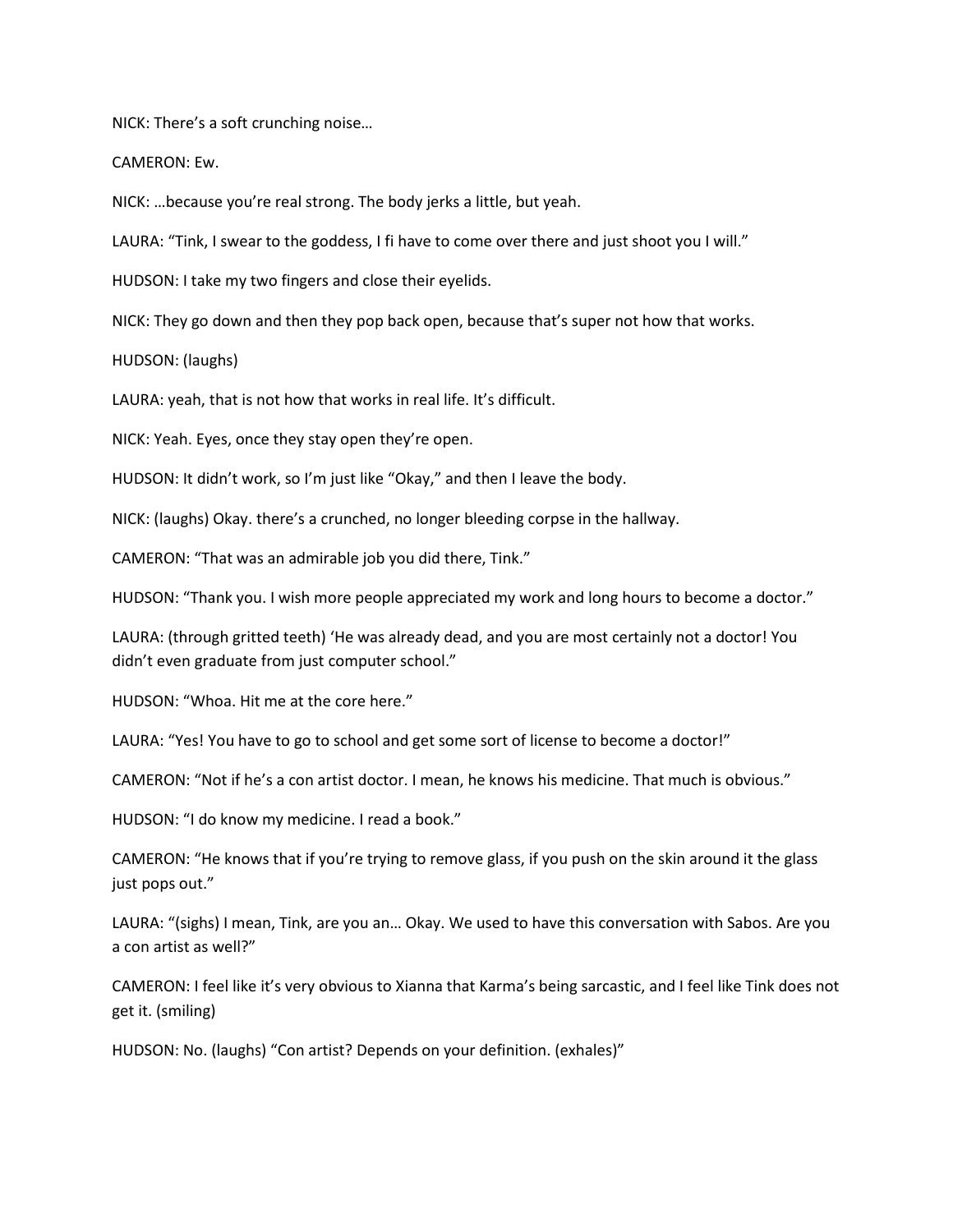NICK: There's a soft crunching noise…

CAMERON: Ew.

NICK: …because you're real strong. The body jerks a little, but yeah.

LAURA: "Tink, I swear to the goddess, I fi have to come over there and just shoot you I will."

HUDSON: I take my two fingers and close their eyelids.

NICK: They go down and then they pop back open, because that's super not how that works.

HUDSON: (laughs)

LAURA: yeah, that is not how that works in real life. It's difficult.

NICK: Yeah. Eyes, once they stay open they're open.

HUDSON: It didn't work, so I'm just like "Okay," and then I leave the body.

NICK: (laughs) Okay. there's a crunched, no longer bleeding corpse in the hallway.

CAMERON: "That was an admirable job you did there, Tink."

HUDSON: "Thank you. I wish more people appreciated my work and long hours to become a doctor."

LAURA: (through gritted teeth) 'He was already dead, and you are most certainly not a doctor! You didn't even graduate from just computer school."

HUDSON: "Whoa. Hit me at the core here."

LAURA: "Yes! You have to go to school and get some sort of license to become a doctor!"

CAMERON: "Not if he's a con artist doctor. I mean, he knows his medicine. That much is obvious."

HUDSON: "I do know my medicine. I read a book."

CAMERON: "He knows that if you're trying to remove glass, if you push on the skin around it the glass just pops out."

LAURA: "(sighs) I mean, Tink, are you an… Okay. We used to have this conversation with Sabos. Are you a con artist as well?"

CAMERON: I feel like it's very obvious to Xianna that Karma's being sarcastic, and I feel like Tink does not get it. (smiling)

HUDSON: No. (laughs) "Con artist? Depends on your definition. (exhales)"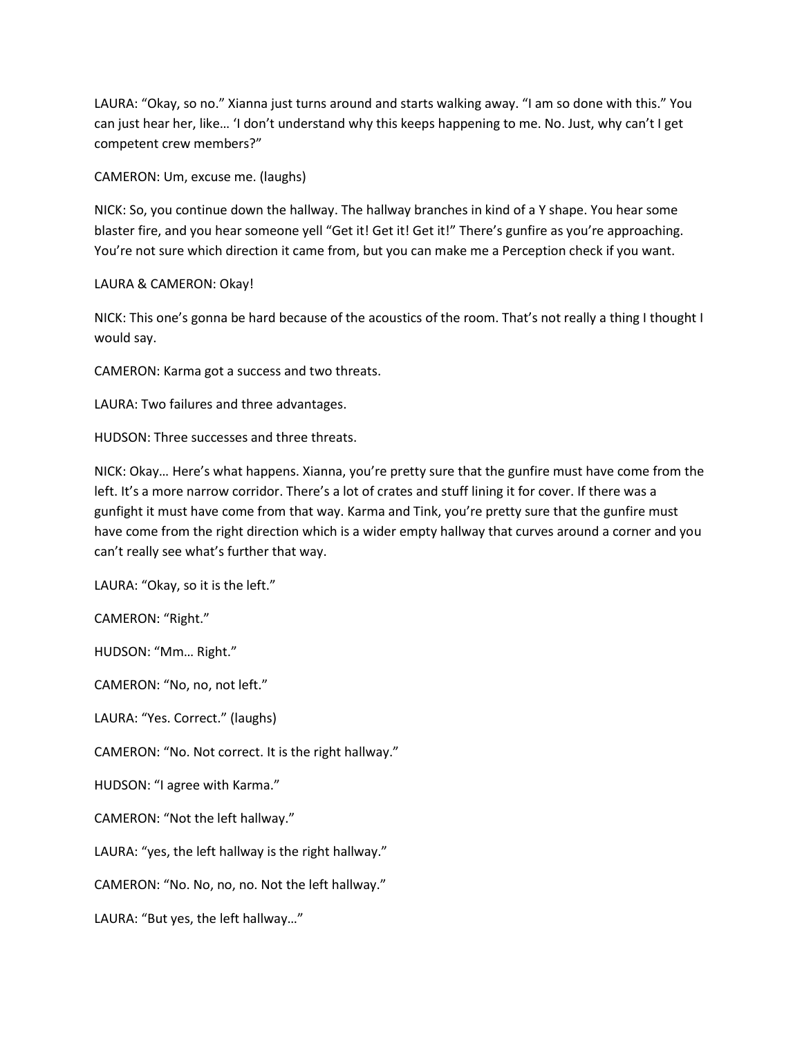LAURA: “Okay, so no.” Xianna just turns around and starts walking away. “I am so done with this.” You can just hear her, like… ‘I don’t understand why this keeps happening to me. No. Just, why can’t I get competent crew members?”

CAMERON: Um, excuse me. (laughs)

NICK: So, you continue down the hallway. The hallway branches in kind of a Y shape. You hear some blaster fire, and you hear someone yell “Get it! Get it! Get it!” There’s gunfire as you’re approaching. You’re not sure which direction it came from, but you can make me a Perception check if you want.

LAURA & CAMERON: Okay!

NICK: This one’s gonna be hard because of the acoustics of the room. That’s not really a thing I thought I would say.

CAMERON: Karma got a success and two threats.

LAURA: Two failures and three advantages.

HUDSON: Three successes and three threats.

NICK: Okay… Here’s what happens. Xianna, you’re pretty sure that the gunfire must have come from the left. It’s a more narrow corridor. There’s a lot of crates and stuff lining it for cover. If there was a gunfight it must have come from that way. Karma and Tink, you’re pretty sure that the gunfire must have come from the right direction which is a wider empty hallway that curves around a corner and you can’t really see what’s further that way.

LAURA: “Okay, so it is the left.”

CAMERON: “Right.”

HUDSON: “Mm… Right.”

CAMERON: “No, no, not left.”

LAURA: “Yes. Correct.” (laughs)

CAMERON: “No. Not correct. It is the right hallway.”

HUDSON: “I agree with Karma.”

CAMERON: “Not the left hallway.”

LAURA: “yes, the left hallway is the right hallway.”

CAMERON: “No. No, no, no. Not the left hallway.”

LAURA: “But yes, the left hallway…”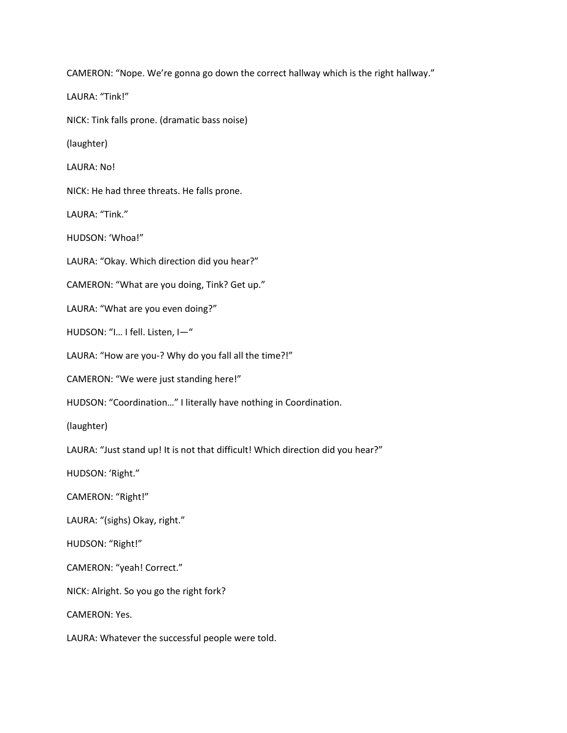CAMERON: “Nope. We’re gonna go down the correct hallway which is the right hallway.”

LAURA: “Tink!”

NICK: Tink falls prone. (dramatic bass noise)

(laughter)

LAURA: No!

NICK: He had three threats. He falls prone.

LAURA: “Tink.”

HUDSON: ‘Whoa!”

LAURA: “Okay. Which direction did you hear?”

CAMERON: “What are you doing, Tink? Get up.”

LAURA: “What are you even doing?”

HUDSON: “I… I fell. Listen, I—“

LAURA: “How are you-? Why do you fall all the time?!”

CAMERON: “We were just standing here!”

HUDSON: “Coordination…” I literally have nothing in Coordination.

(laughter)

LAURA: “Just stand up! It is not that difficult! Which direction did you hear?”

HUDSON: ‘Right.”

CAMERON: “Right!”

LAURA: “(sighs) Okay, right.”

HUDSON: “Right!”

CAMERON: “yeah! Correct.”

NICK: Alright. So you go the right fork?

CAMERON: Yes.

LAURA: Whatever the successful people were told.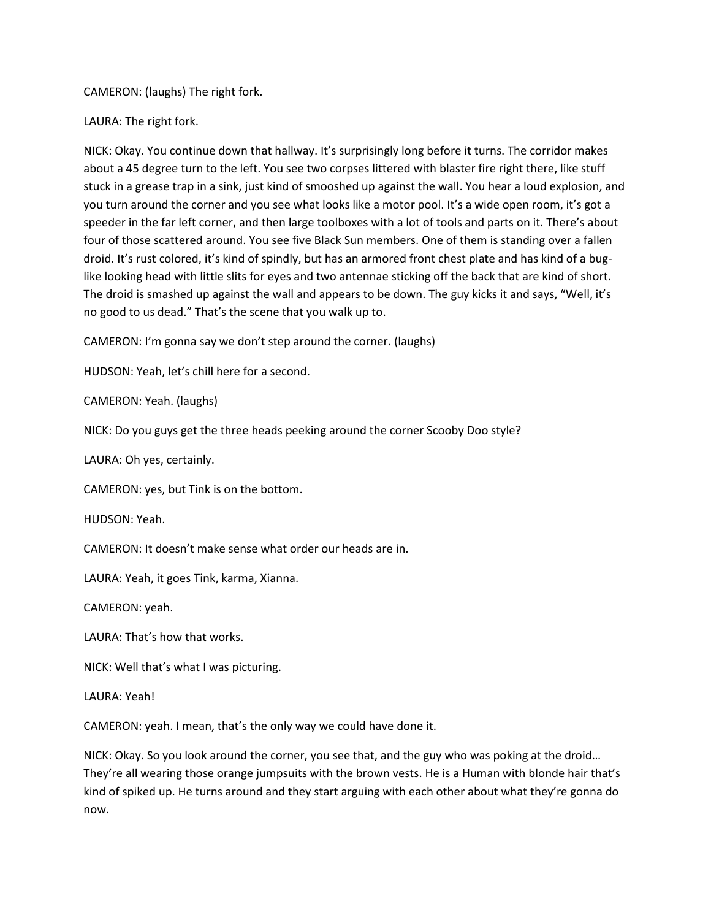CAMERON: (laughs) The right fork.

LAURA: The right fork.

NICK: Okay. You continue down that hallway. It's surprisingly long before it turns. The corridor makes about a 45 degree turn to the left. You see two corpses littered with blaster fire right there, like stuff stuck in a grease trap in a sink, just kind of smooshed up against the wall. You hear a loud explosion, and you turn around the corner and you see what looks like a motor pool. It's a wide open room, it's got a speeder in the far left corner, and then large toolboxes with a lot of tools and parts on it. There's about four of those scattered around. You see five Black Sun members. One of them is standing over a fallen droid. It's rust colored, it's kind of spindly, but has an armored front chest plate and has kind of a bug-like looking head with little slits for eyes and two antennae sticking off the back that are kind of short. The droid is smashed up against the wall and appears to be down. The guy kicks it and says, "Well, it's no good to us dead." That's the scene that you walk up to.

CAMERON: I'm gonna say we don't step around the corner. (laughs)

HUDSON: Yeah, let's chill here for a second.

CAMERON: Yeah. (laughs)

NICK: Do you guys get the three heads peeking around the corner Scooby Doo style?

LAURA: Oh yes, certainly.

CAMERON: yes, but Tink is on the bottom.

HUDSON: Yeah.

CAMERON: It doesn't make sense what order our heads are in.

LAURA: Yeah, it goes Tink, karma, Xianna.

CAMERON: yeah.

LAURA: That's how that works.

NICK: Well that's what I was picturing.

LAURA: Yeah!

CAMERON: yeah. I mean, that's the only way we could have done it.

NICK: Okay. So you look around the corner, you see that, and the guy who was poking at the droid… They're all wearing those orange jumpsuits with the brown vests. He is a Human with blonde hair that's kind of spiked up. He turns around and they start arguing with each other about what they're gonna do now.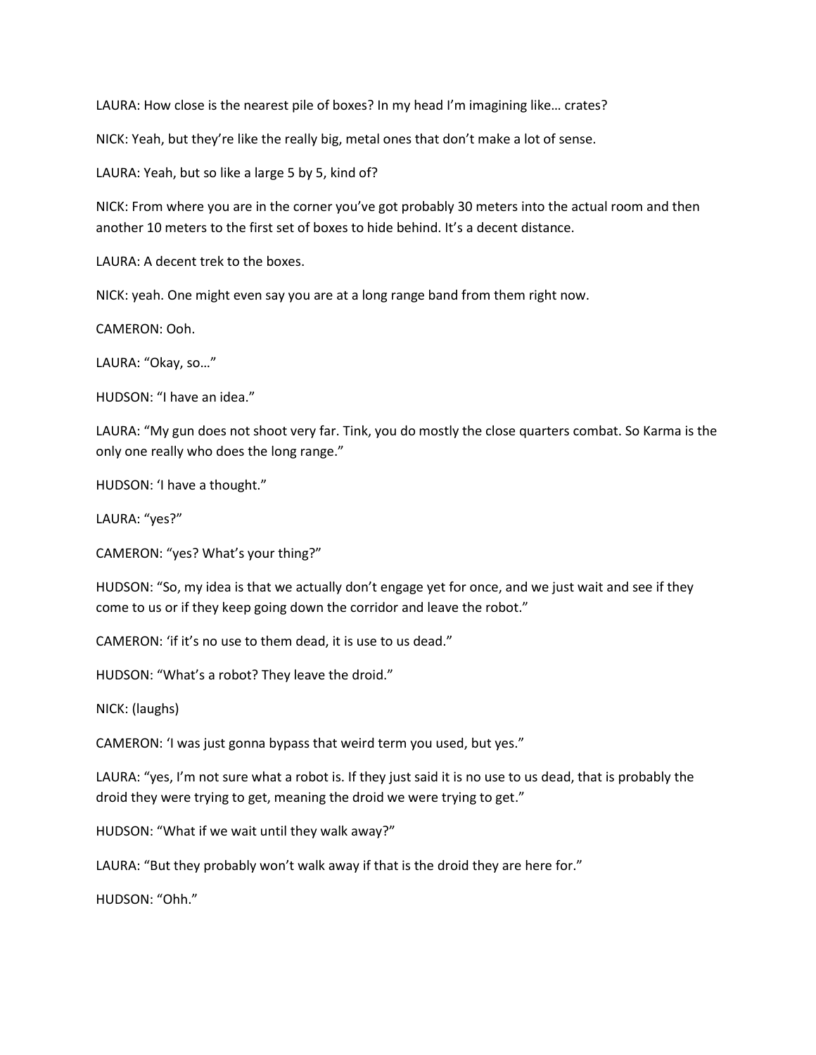LAURA: How close is the nearest pile of boxes? In my head I'm imagining like… crates?

NICK: Yeah, but they're like the really big, metal ones that don't make a lot of sense.

LAURA: Yeah, but so like a large 5 by 5, kind of?

NICK: From where you are in the corner you've got probably 30 meters into the actual room and then another 10 meters to the first set of boxes to hide behind. It's a decent distance.

LAURA: A decent trek to the boxes.

NICK: yeah. One might even say you are at a long range band from them right now.

CAMERON: Ooh.

LAURA: "Okay, so…"

HUDSON: "I have an idea."

LAURA: "My gun does not shoot very far. Tink, you do mostly the close quarters combat. So Karma is the only one really who does the long range."

HUDSON: 'I have a thought."

LAURA: "yes?"

CAMERON: "yes? What's your thing?"

HUDSON: "So, my idea is that we actually don't engage yet for once, and we just wait and see if they come to us or if they keep going down the corridor and leave the robot."

CAMERON: 'if it's no use to them dead, it is use to us dead."

HUDSON: "What's a robot? They leave the droid."

NICK: (laughs)

CAMERON: 'I was just gonna bypass that weird term you used, but yes."

LAURA: "yes, I'm not sure what a robot is. If they just said it is no use to us dead, that is probably the droid they were trying to get, meaning the droid we were trying to get."

HUDSON: "What if we wait until they walk away?"

LAURA: "But they probably won't walk away if that is the droid they are here for."

HUDSON: "Ohh."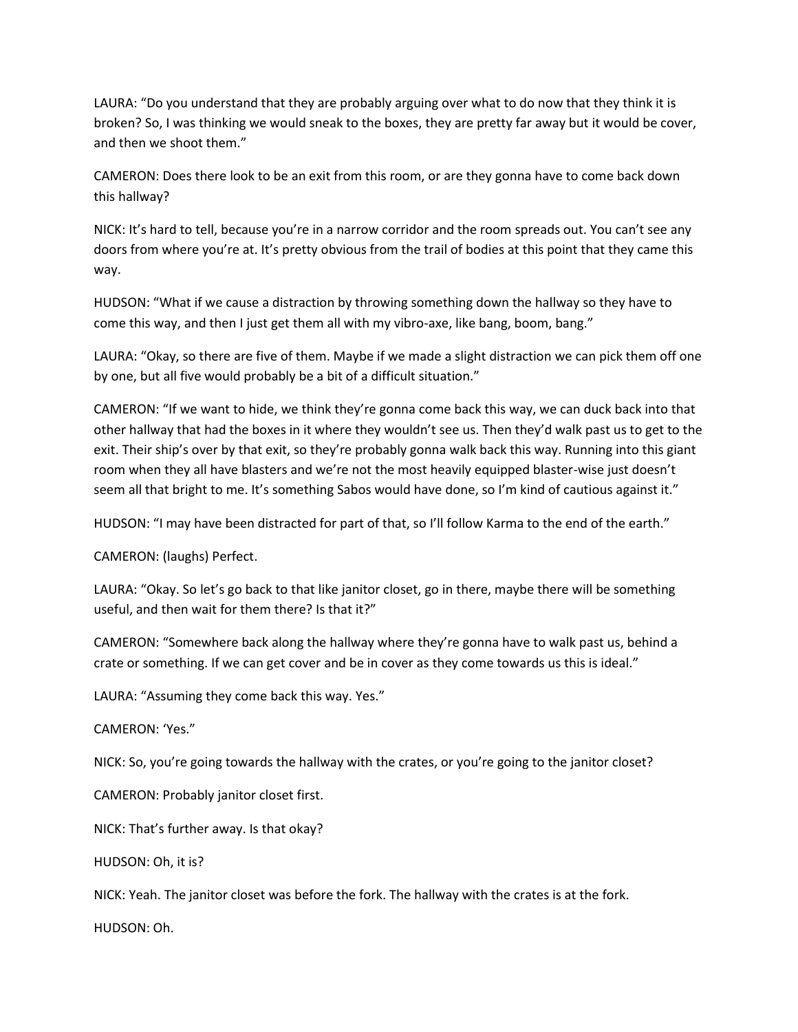LAURA: "Do you understand that they are probably arguing over what to do now that they think it is broken? So, I was thinking we would sneak to the boxes, they are pretty far away but it would be cover, and then we shoot them."

CAMERON: Does there look to be an exit from this room, or are they gonna have to come back down this hallway?

NICK: It's hard to tell, because you're in a narrow corridor and the room spreads out. You can't see any doors from where you're at. It's pretty obvious from the trail of bodies at this point that they came this way.

HUDSON: "What if we cause a distraction by throwing something down the hallway so they have to come this way, and then I just get them all with my vibro-axe, like bang, boom, bang."

LAURA: "Okay, so there are five of them. Maybe if we made a slight distraction we can pick them off one by one, but all five would probably be a bit of a difficult situation."

CAMERON: "If we want to hide, we think they're gonna come back this way, we can duck back into that other hallway that had the boxes in it where they wouldn't see us. Then they'd walk past us to get to the exit. Their ship's over by that exit, so they're probably gonna walk back this way. Running into this giant room when they all have blasters and we're not the most heavily equipped blaster-wise just doesn't seem all that bright to me. It's something Sabos would have done, so I'm kind of cautious against it."

HUDSON: "I may have been distracted for part of that, so I'll follow Karma to the end of the earth."

CAMERON: (laughs) Perfect.

LAURA: "Okay. So let's go back to that like janitor closet, go in there, maybe there will be something useful, and then wait for them there? Is that it?"

CAMERON: "Somewhere back along the hallway where they're gonna have to walk past us, behind a crate or something. If we can get cover and be in cover as they come towards us this is ideal."

LAURA: "Assuming they come back this way. Yes."

CAMERON: 'Yes."

NICK: So, you're going towards the hallway with the crates, or you're going to the janitor closet?

CAMERON: Probably janitor closet first.

NICK: That's further away. Is that okay?

HUDSON: Oh, it is?

NICK: Yeah. The janitor closet was before the fork. The hallway with the crates is at the fork.

HUDSON: Oh.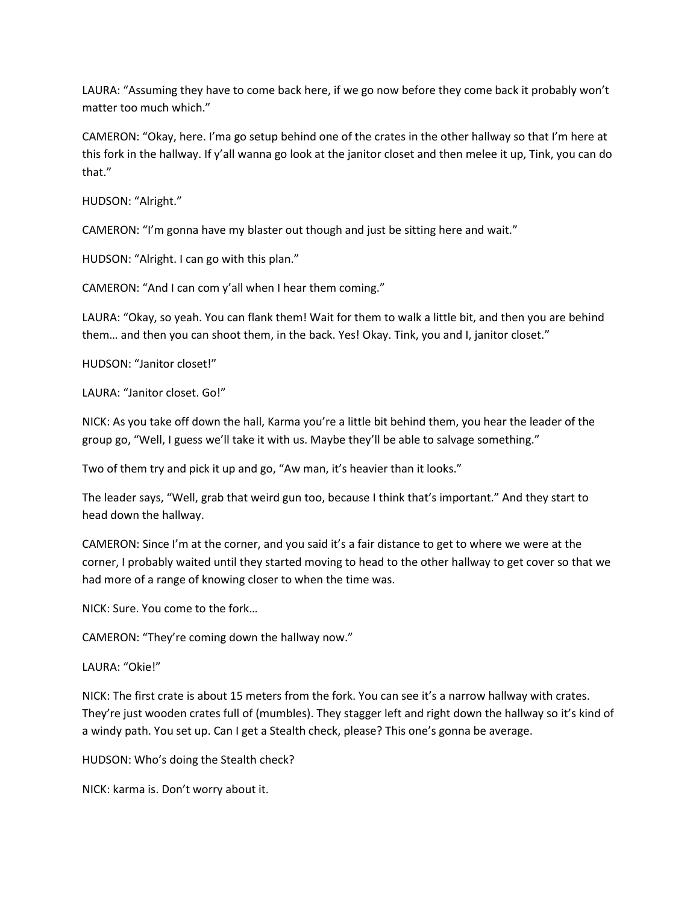LAURA: “Assuming they have to come back here, if we go now before they come back it probably won’t matter too much which.”

CAMERON: “Okay, here. I’ma go setup behind one of the crates in the other hallway so that I’m here at this fork in the hallway. If y’all wanna go look at the janitor closet and then melee it up, Tink, you can do that.”

HUDSON: “Alright.”

CAMERON: “I’m gonna have my blaster out though and just be sitting here and wait.”

HUDSON: “Alright. I can go with this plan.”

CAMERON: “And I can com y’all when I hear them coming.”

LAURA: “Okay, so yeah. You can flank them! Wait for them to walk a little bit, and then you are behind them… and then you can shoot them, in the back. Yes! Okay. Tink, you and I, janitor closet.”

HUDSON: “Janitor closet!”

LAURA: “Janitor closet. Go!”

NICK: As you take off down the hall, Karma you’re a little bit behind them, you hear the leader of the group go, “Well, I guess we’ll take it with us. Maybe they’ll be able to salvage something.”

Two of them try and pick it up and go, “Aw man, it’s heavier than it looks.”

The leader says, “Well, grab that weird gun too, because I think that’s important.” And they start to head down the hallway.

CAMERON: Since I’m at the corner, and you said it’s a fair distance to get to where we were at the corner, I probably waited until they started moving to head to the other hallway to get cover so that we had more of a range of knowing closer to when the time was.

NICK: Sure. You come to the fork…

CAMERON: “They’re coming down the hallway now.”

LAURA: “Okie!”

NICK: The first crate is about 15 meters from the fork. You can see it’s a narrow hallway with crates. They’re just wooden crates full of (mumbles). They stagger left and right down the hallway so it’s kind of a windy path. You set up. Can I get a Stealth check, please? This one’s gonna be average.

HUDSON: Who’s doing the Stealth check?

NICK: karma is. Don’t worry about it.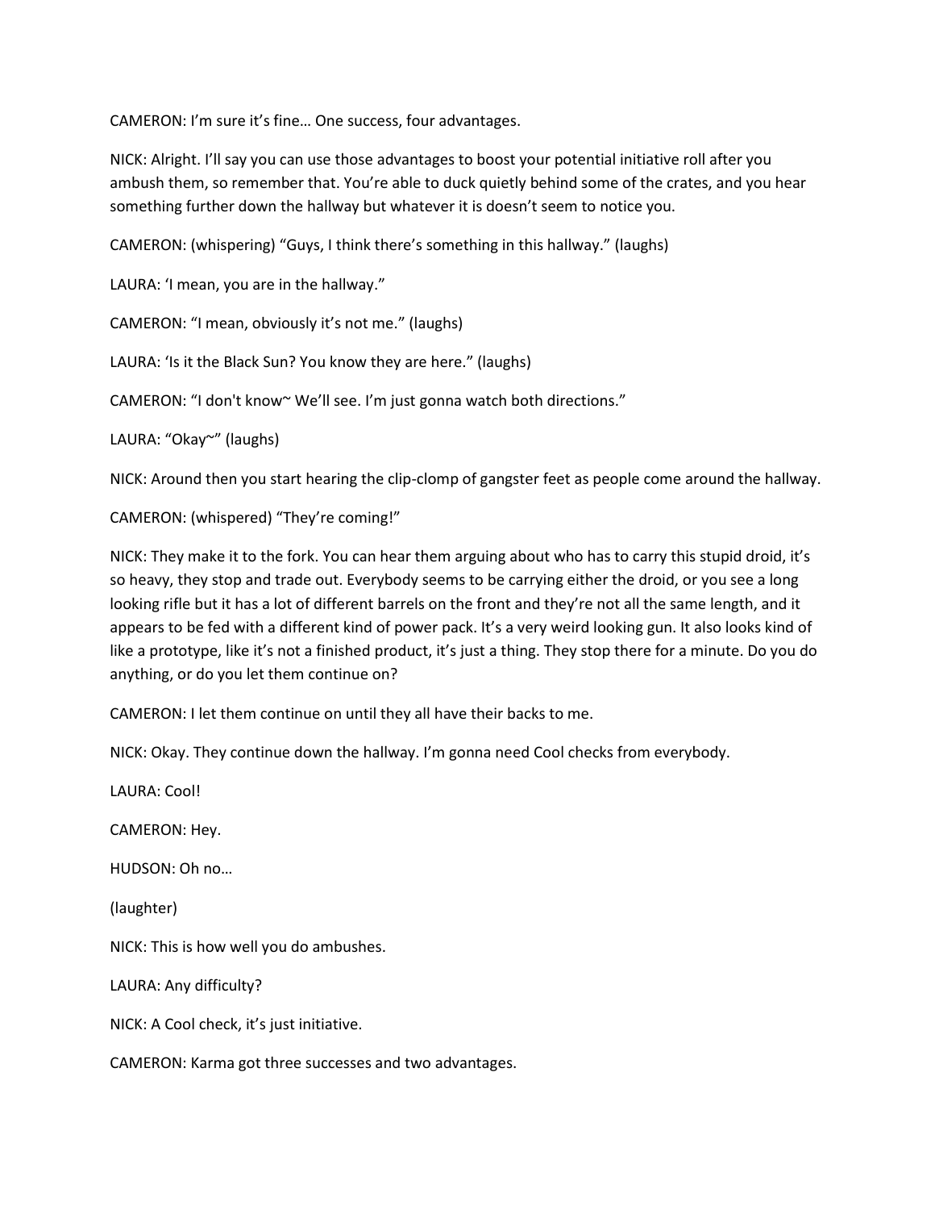CAMERON: I'm sure it's fine… One success, four advantages.

NICK: Alright. I'll say you can use those advantages to boost your potential initiative roll after you ambush them, so remember that. You're able to duck quietly behind some of the crates, and you hear something further down the hallway but whatever it is doesn't seem to notice you.

CAMERON: (whispering) "Guys, I think there's something in this hallway." (laughs)

LAURA: 'I mean, you are in the hallway."

CAMERON: "I mean, obviously it's not me." (laughs)

LAURA: 'Is it the Black Sun? You know they are here." (laughs)

CAMERON: "I don't know~ We'll see. I'm just gonna watch both directions."

LAURA: "Okay~" (laughs)

NICK: Around then you start hearing the clip-clomp of gangster feet as people come around the hallway.

CAMERON: (whispered) "They're coming!"

NICK: They make it to the fork. You can hear them arguing about who has to carry this stupid droid, it's so heavy, they stop and trade out. Everybody seems to be carrying either the droid, or you see a long looking rifle but it has a lot of different barrels on the front and they're not all the same length, and it appears to be fed with a different kind of power pack. It's a very weird looking gun. It also looks kind of like a prototype, like it's not a finished product, it's just a thing. They stop there for a minute. Do you do anything, or do you let them continue on?

CAMERON: I let them continue on until they all have their backs to me.

NICK: Okay. They continue down the hallway. I'm gonna need Cool checks from everybody.

LAURA: Cool!

CAMERON: Hey.

HUDSON: Oh no…

(laughter)

NICK: This is how well you do ambushes.

LAURA: Any difficulty?

NICK: A Cool check, it's just initiative.

CAMERON: Karma got three successes and two advantages.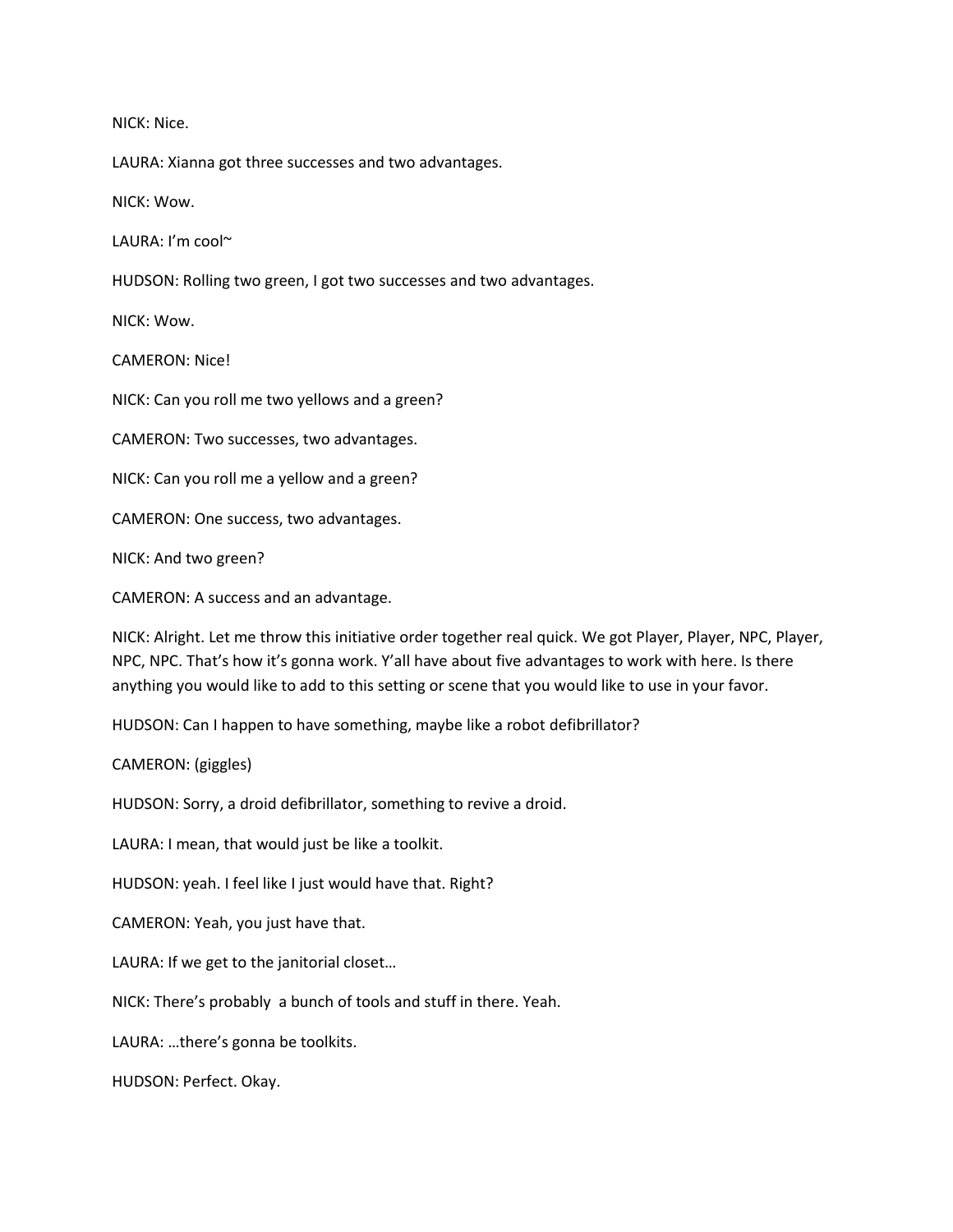NICK: Nice.

LAURA: Xianna got three successes and two advantages.

NICK: Wow.

LAURA: I'm cool~

HUDSON: Rolling two green, I got two successes and two advantages.

NICK: Wow.

CAMERON: Nice!

NICK: Can you roll me two yellows and a green?

CAMERON: Two successes, two advantages.

NICK: Can you roll me a yellow and a green?

CAMERON: One success, two advantages.

NICK: And two green?

CAMERON: A success and an advantage.

NICK: Alright. Let me throw this initiative order together real quick. We got Player, Player, NPC, Player, NPC, NPC. That's how it's gonna work. Y'all have about five advantages to work with here. Is there anything you would like to add to this setting or scene that you would like to use in your favor.

HUDSON: Can I happen to have something, maybe like a robot defibrillator?

CAMERON: (giggles)

HUDSON: Sorry, a droid defibrillator, something to revive a droid.

LAURA: I mean, that would just be like a toolkit.

HUDSON: yeah. I feel like I just would have that. Right?

CAMERON: Yeah, you just have that.

LAURA: If we get to the janitorial closet…

NICK: There's probably a bunch of tools and stuff in there. Yeah.

LAURA: …there's gonna be toolkits.

HUDSON: Perfect. Okay.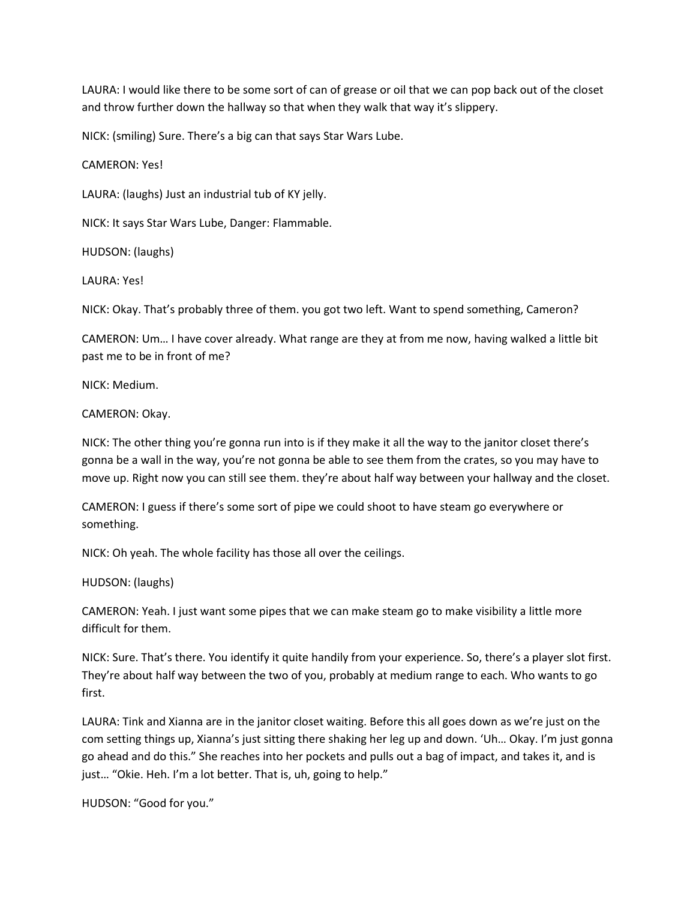LAURA: I would like there to be some sort of can of grease or oil that we can pop back out of the closet and throw further down the hallway so that when they walk that way it's slippery.

NICK: (smiling) Sure. There's a big can that says Star Wars Lube.

CAMERON: Yes!

LAURA: (laughs) Just an industrial tub of KY jelly.

NICK: It says Star Wars Lube, Danger: Flammable.

HUDSON: (laughs)

LAURA: Yes!

NICK: Okay. That's probably three of them. you got two left. Want to spend something, Cameron?

CAMERON: Um… I have cover already. What range are they at from me now, having walked a little bit past me to be in front of me?

NICK: Medium.

CAMERON: Okay.

NICK: The other thing you're gonna run into is if they make it all the way to the janitor closet there's gonna be a wall in the way, you're not gonna be able to see them from the crates, so you may have to move up. Right now you can still see them. they're about half way between your hallway and the closet.

CAMERON: I guess if there's some sort of pipe we could shoot to have steam go everywhere or something.

NICK: Oh yeah. The whole facility has those all over the ceilings.

HUDSON: (laughs)

CAMERON: Yeah. I just want some pipes that we can make steam go to make visibility a little more difficult for them.

NICK: Sure. That's there. You identify it quite handily from your experience. So, there's a player slot first. They're about half way between the two of you, probably at medium range to each. Who wants to go first.

LAURA: Tink and Xianna are in the janitor closet waiting. Before this all goes down as we're just on the com setting things up, Xianna's just sitting there shaking her leg up and down. 'Uh… Okay. I'm just gonna go ahead and do this." She reaches into her pockets and pulls out a bag of impact, and takes it, and is just… "Okie. Heh. I'm a lot better. That is, uh, going to help."

HUDSON: "Good for you."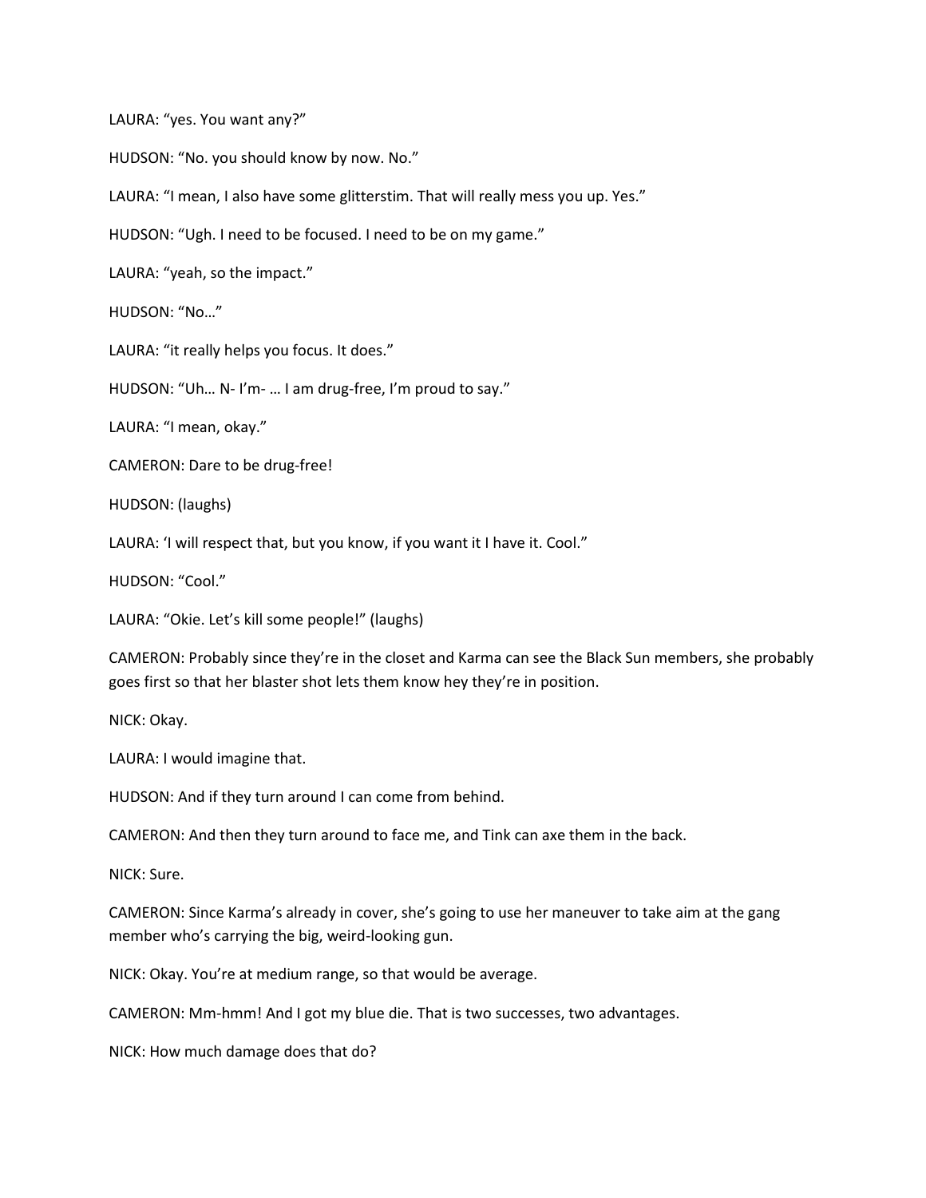LAURA: “yes. You want any?”

HUDSON: “No. you should know by now. No.”

LAURA: “I mean, I also have some glitterstim. That will really mess you up. Yes.”

HUDSON: “Ugh. I need to be focused. I need to be on my game.”

LAURA: “yeah, so the impact.”

HUDSON: “No…”

LAURA: “it really helps you focus. It does.”

HUDSON: “Uh… N- I’m- … I am drug-free, I’m proud to say.”

LAURA: “I mean, okay.”

CAMERON: Dare to be drug-free!

HUDSON: (laughs)

LAURA: ‘I will respect that, but you know, if you want it I have it. Cool.”

HUDSON: “Cool.”

LAURA: “Okie. Let’s kill some people!” (laughs)

CAMERON: Probably since they’re in the closet and Karma can see the Black Sun members, she probably goes first so that her blaster shot lets them know hey they’re in position.

NICK: Okay.

LAURA: I would imagine that.

HUDSON: And if they turn around I can come from behind.

CAMERON: And then they turn around to face me, and Tink can axe them in the back.

NICK: Sure.

CAMERON: Since Karma’s already in cover, she’s going to use her maneuver to take aim at the gang member who’s carrying the big, weird-looking gun.

NICK: Okay. You’re at medium range, so that would be average.

CAMERON: Mm-hmm! And I got my blue die. That is two successes, two advantages.

NICK: How much damage does that do?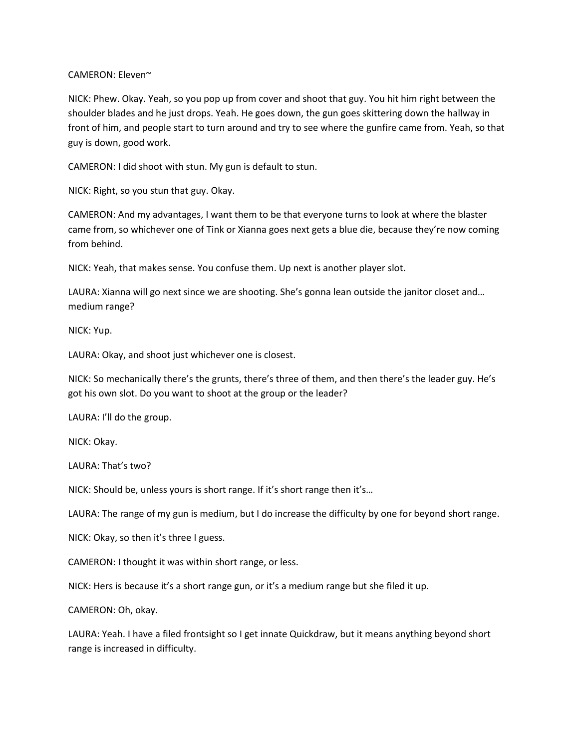CAMERON: Eleven~

NICK: Phew. Okay. Yeah, so you pop up from cover and shoot that guy. You hit him right between the shoulder blades and he just drops. Yeah. He goes down, the gun goes skittering down the hallway in front of him, and people start to turn around and try to see where the gunfire came from. Yeah, so that guy is down, good work.

CAMERON: I did shoot with stun. My gun is default to stun.

NICK: Right, so you stun that guy. Okay.

CAMERON: And my advantages, I want them to be that everyone turns to look at where the blaster came from, so whichever one of Tink or Xianna goes next gets a blue die, because they're now coming from behind.

NICK: Yeah, that makes sense. You confuse them. Up next is another player slot.

LAURA: Xianna will go next since we are shooting. She's gonna lean outside the janitor closet and… medium range?

NICK: Yup.

LAURA: Okay, and shoot just whichever one is closest.

NICK: So mechanically there's the grunts, there's three of them, and then there's the leader guy. He's got his own slot. Do you want to shoot at the group or the leader?

LAURA: I'll do the group.

NICK: Okay.

LAURA: That's two?

NICK: Should be, unless yours is short range. If it's short range then it's…

LAURA: The range of my gun is medium, but I do increase the difficulty by one for beyond short range.

NICK: Okay, so then it's three I guess.

CAMERON: I thought it was within short range, or less.

NICK: Hers is because it's a short range gun, or it's a medium range but she filed it up.

CAMERON: Oh, okay.

LAURA: Yeah. I have a filed frontsight so I get innate Quickdraw, but it means anything beyond short range is increased in difficulty.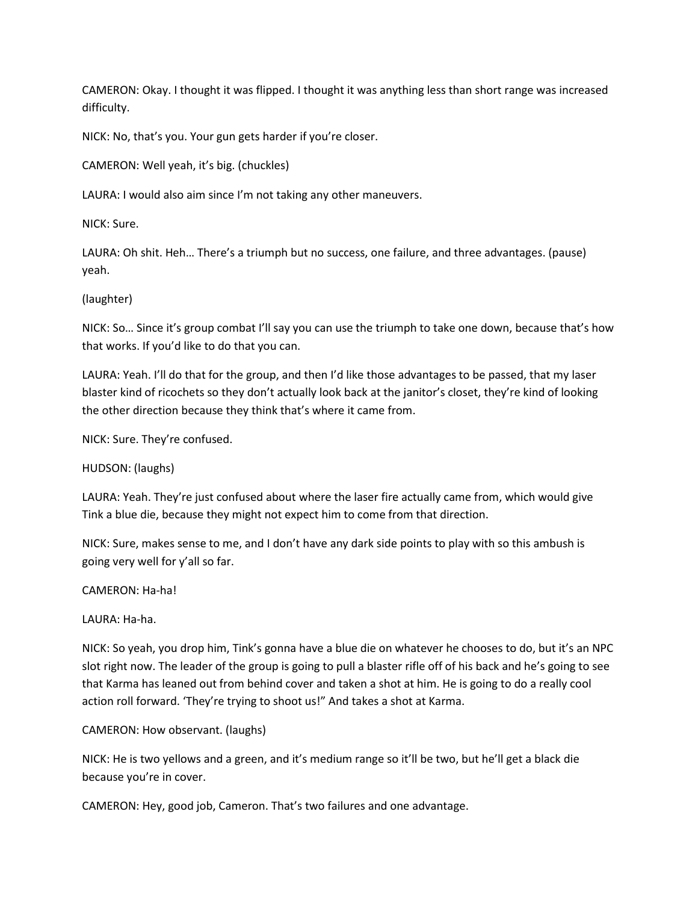CAMERON: Okay. I thought it was flipped. I thought it was anything less than short range was increased difficulty.

NICK: No, that's you. Your gun gets harder if you're closer.

CAMERON: Well yeah, it's big. (chuckles)

LAURA: I would also aim since I'm not taking any other maneuvers.

NICK: Sure.

LAURA: Oh shit. Heh… There's a triumph but no success, one failure, and three advantages. (pause) yeah.

(laughter)

NICK: So… Since it's group combat I'll say you can use the triumph to take one down, because that's how that works. If you'd like to do that you can.

LAURA: Yeah. I'll do that for the group, and then I'd like those advantages to be passed, that my laser blaster kind of ricochets so they don't actually look back at the janitor's closet, they're kind of looking the other direction because they think that's where it came from.

NICK: Sure. They're confused.

HUDSON: (laughs)

LAURA: Yeah. They're just confused about where the laser fire actually came from, which would give Tink a blue die, because they might not expect him to come from that direction.

NICK: Sure, makes sense to me, and I don't have any dark side points to play with so this ambush is going very well for y'all so far.

CAMERON: Ha-ha!

LAURA: Ha-ha.

NICK: So yeah, you drop him, Tink's gonna have a blue die on whatever he chooses to do, but it's an NPC slot right now. The leader of the group is going to pull a blaster rifle off of his back and he's going to see that Karma has leaned out from behind cover and taken a shot at him. He is going to do a really cool action roll forward. 'They're trying to shoot us!" And takes a shot at Karma.

CAMERON: How observant. (laughs)

NICK: He is two yellows and a green, and it's medium range so it'll be two, but he'll get a black die because you're in cover.

CAMERON: Hey, good job, Cameron. That's two failures and one advantage.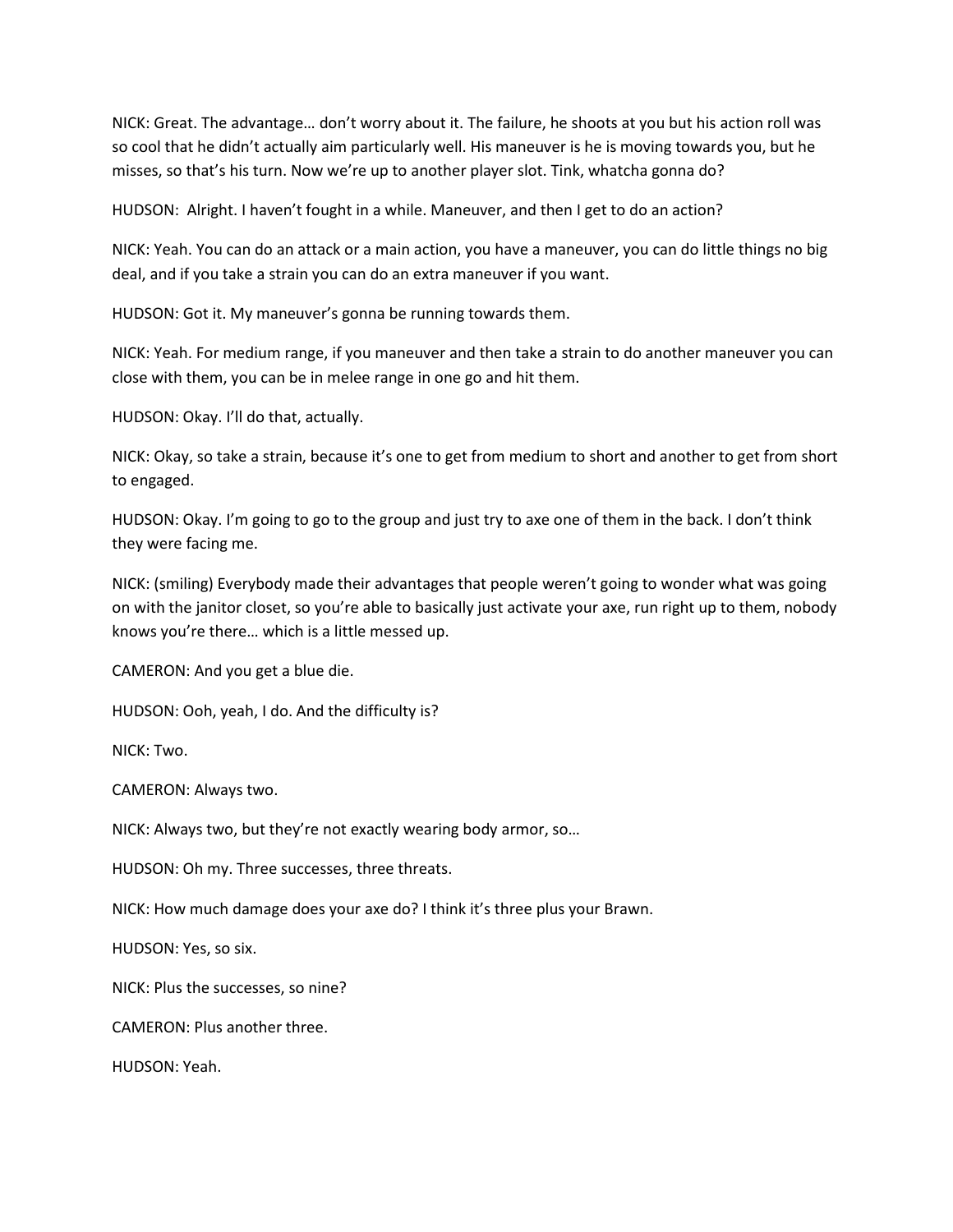NICK: Great. The advantage… don't worry about it. The failure, he shoots at you but his action roll was so cool that he didn't actually aim particularly well. His maneuver is he is moving towards you, but he misses, so that's his turn. Now we're up to another player slot. Tink, whatcha gonna do?

HUDSON: Alright. I haven't fought in a while. Maneuver, and then I get to do an action?

NICK: Yeah. You can do an attack or a main action, you have a maneuver, you can do little things no big deal, and if you take a strain you can do an extra maneuver if you want.

HUDSON: Got it. My maneuver's gonna be running towards them.

NICK: Yeah. For medium range, if you maneuver and then take a strain to do another maneuver you can close with them, you can be in melee range in one go and hit them.

HUDSON: Okay. I'll do that, actually.

NICK: Okay, so take a strain, because it's one to get from medium to short and another to get from short to engaged.

HUDSON: Okay. I'm going to go to the group and just try to axe one of them in the back. I don't think they were facing me.

NICK: (smiling) Everybody made their advantages that people weren't going to wonder what was going on with the janitor closet, so you're able to basically just activate your axe, run right up to them, nobody knows you're there… which is a little messed up.

CAMERON: And you get a blue die.

HUDSON: Ooh, yeah, I do. And the difficulty is?

NICK: Two.

CAMERON: Always two.

NICK: Always two, but they're not exactly wearing body armor, so…

HUDSON: Oh my. Three successes, three threats.

NICK: How much damage does your axe do? I think it's three plus your Brawn.

HUDSON: Yes, so six.

NICK: Plus the successes, so nine?

CAMERON: Plus another three.

HUDSON: Yeah.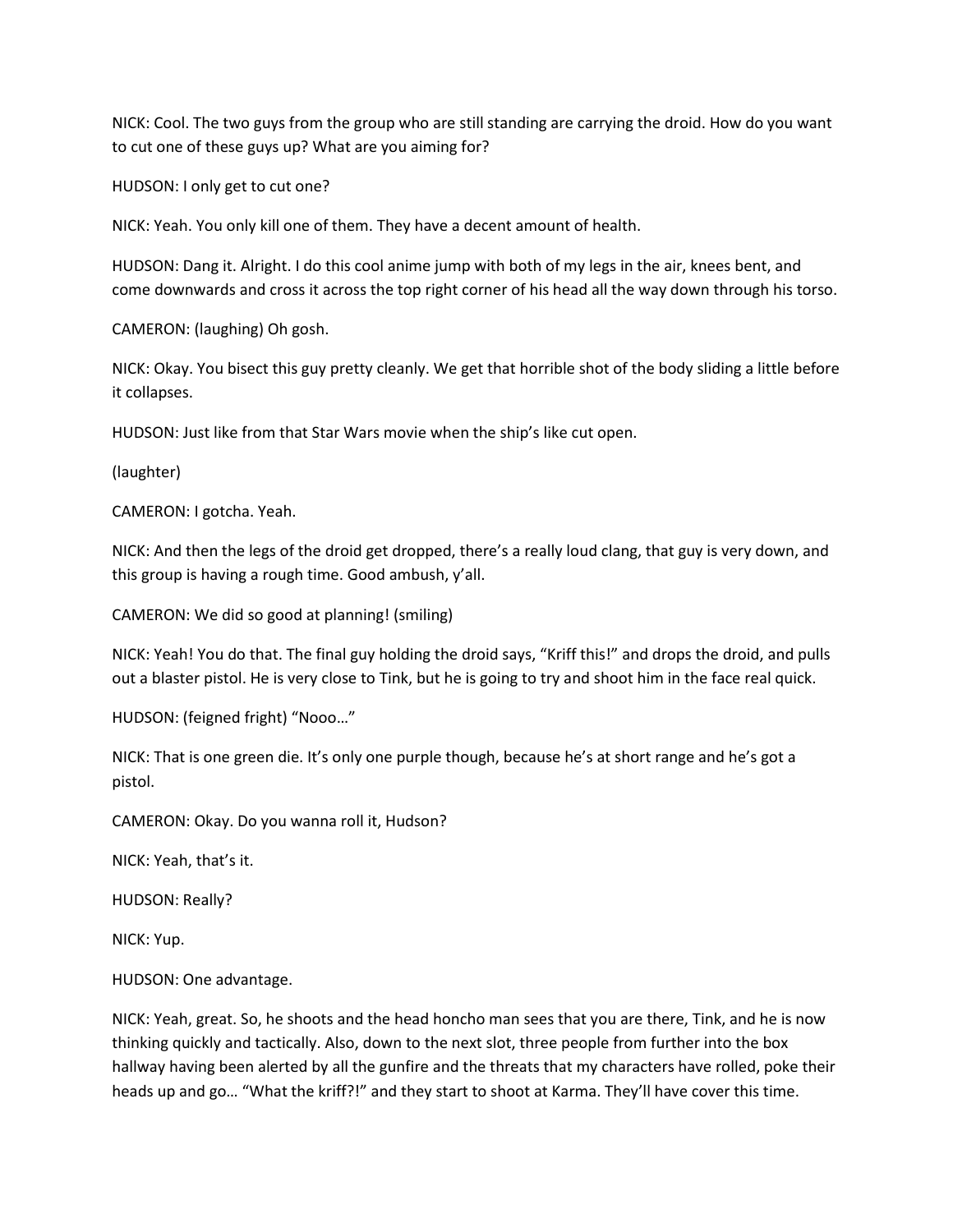NICK: Cool. The two guys from the group who are still standing are carrying the droid. How do you want to cut one of these guys up? What are you aiming for?

HUDSON: I only get to cut one?

NICK: Yeah. You only kill one of them. They have a decent amount of health.

HUDSON: Dang it. Alright. I do this cool anime jump with both of my legs in the air, knees bent, and come downwards and cross it across the top right corner of his head all the way down through his torso.

CAMERON: (laughing) Oh gosh.

NICK: Okay. You bisect this guy pretty cleanly. We get that horrible shot of the body sliding a little before it collapses.

HUDSON: Just like from that Star Wars movie when the ship's like cut open.

(laughter)

CAMERON: I gotcha. Yeah.

NICK: And then the legs of the droid get dropped, there's a really loud clang, that guy is very down, and this group is having a rough time. Good ambush, y'all.

CAMERON: We did so good at planning! (smiling)

NICK: Yeah! You do that. The final guy holding the droid says, "Kriff this!" and drops the droid, and pulls out a blaster pistol. He is very close to Tink, but he is going to try and shoot him in the face real quick.

HUDSON: (feigned fright) "Nooo…"

NICK: That is one green die. It's only one purple though, because he's at short range and he's got a pistol.

CAMERON: Okay. Do you wanna roll it, Hudson?

NICK: Yeah, that's it.

HUDSON: Really?

NICK: Yup.

HUDSON: One advantage.

NICK: Yeah, great. So, he shoots and the head honcho man sees that you are there, Tink, and he is now thinking quickly and tactically. Also, down to the next slot, three people from further into the box hallway having been alerted by all the gunfire and the threats that my characters have rolled, poke their heads up and go… "What the kriff?!" and they start to shoot at Karma. They'll have cover this time.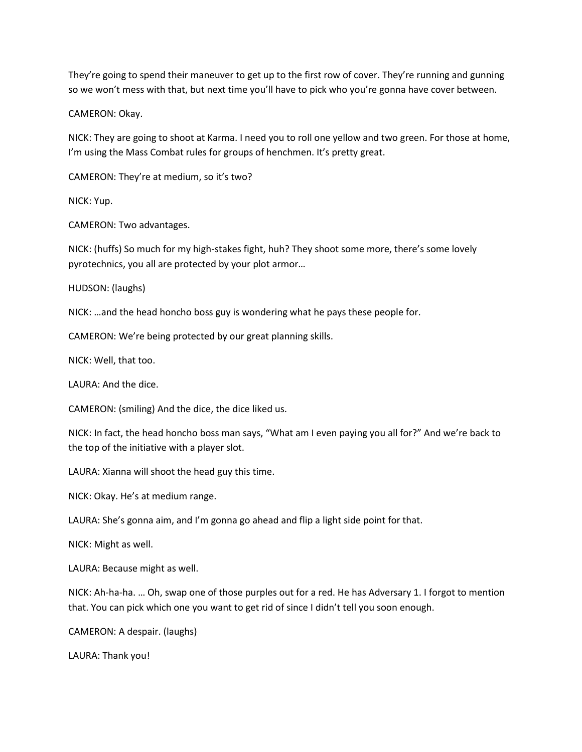They're going to spend their maneuver to get up to the first row of cover. They're running and gunning so we won't mess with that, but next time you'll have to pick who you're gonna have cover between.

CAMERON: Okay.

NICK: They are going to shoot at Karma. I need you to roll one yellow and two green. For those at home, I'm using the Mass Combat rules for groups of henchmen. It's pretty great.

CAMERON: They're at medium, so it's two?

NICK: Yup.

CAMERON: Two advantages.

NICK: (huffs) So much for my high-stakes fight, huh? They shoot some more, there's some lovely pyrotechnics, you all are protected by your plot armor…

HUDSON: (laughs)

NICK: …and the head honcho boss guy is wondering what he pays these people for.

CAMERON: We're being protected by our great planning skills.

NICK: Well, that too.

LAURA: And the dice.

CAMERON: (smiling) And the dice, the dice liked us.

NICK: In fact, the head honcho boss man says, "What am I even paying you all for?" And we're back to the top of the initiative with a player slot.

LAURA: Xianna will shoot the head guy this time.

NICK: Okay. He's at medium range.

LAURA: She's gonna aim, and I'm gonna go ahead and flip a light side point for that.

NICK: Might as well.

LAURA: Because might as well.

NICK: Ah-ha-ha. … Oh, swap one of those purples out for a red. He has Adversary 1. I forgot to mention that. You can pick which one you want to get rid of since I didn't tell you soon enough.

CAMERON: A despair. (laughs)

LAURA: Thank you!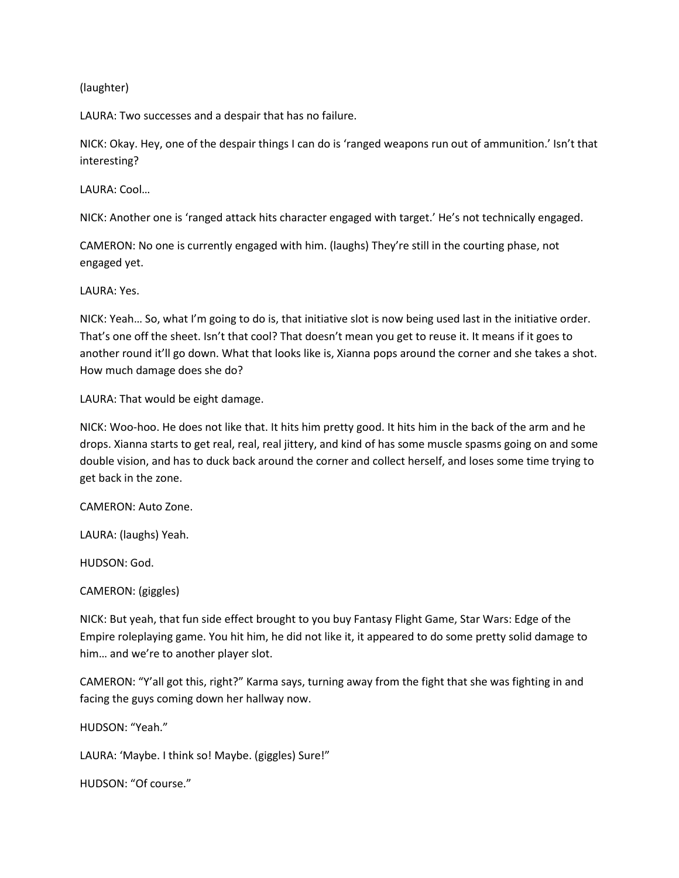(laughter)

LAURA: Two successes and a despair that has no failure.

NICK: Okay. Hey, one of the despair things I can do is 'ranged weapons run out of ammunition.' Isn't that interesting?

LAURA: Cool…

NICK: Another one is 'ranged attack hits character engaged with target.' He's not technically engaged.

CAMERON: No one is currently engaged with him. (laughs) They're still in the courting phase, not engaged yet.

LAURA: Yes.

NICK: Yeah… So, what I'm going to do is, that initiative slot is now being used last in the initiative order. That's one off the sheet. Isn't that cool? That doesn't mean you get to reuse it. It means if it goes to another round it'll go down. What that looks like is, Xianna pops around the corner and she takes a shot. How much damage does she do?

LAURA: That would be eight damage.

NICK: Woo-hoo. He does not like that. It hits him pretty good. It hits him in the back of the arm and he drops. Xianna starts to get real, real, real jittery, and kind of has some muscle spasms going on and some double vision, and has to duck back around the corner and collect herself, and loses some time trying to get back in the zone.

CAMERON: Auto Zone.

LAURA: (laughs) Yeah.

HUDSON: God.

CAMERON: (giggles)

NICK: But yeah, that fun side effect brought to you buy Fantasy Flight Game, Star Wars: Edge of the Empire roleplaying game. You hit him, he did not like it, it appeared to do some pretty solid damage to him… and we're to another player slot.

CAMERON: "Y'all got this, right?" Karma says, turning away from the fight that she was fighting in and facing the guys coming down her hallway now.

HUDSON: "Yeah."

LAURA: 'Maybe. I think so! Maybe. (giggles) Sure!"

HUDSON: "Of course."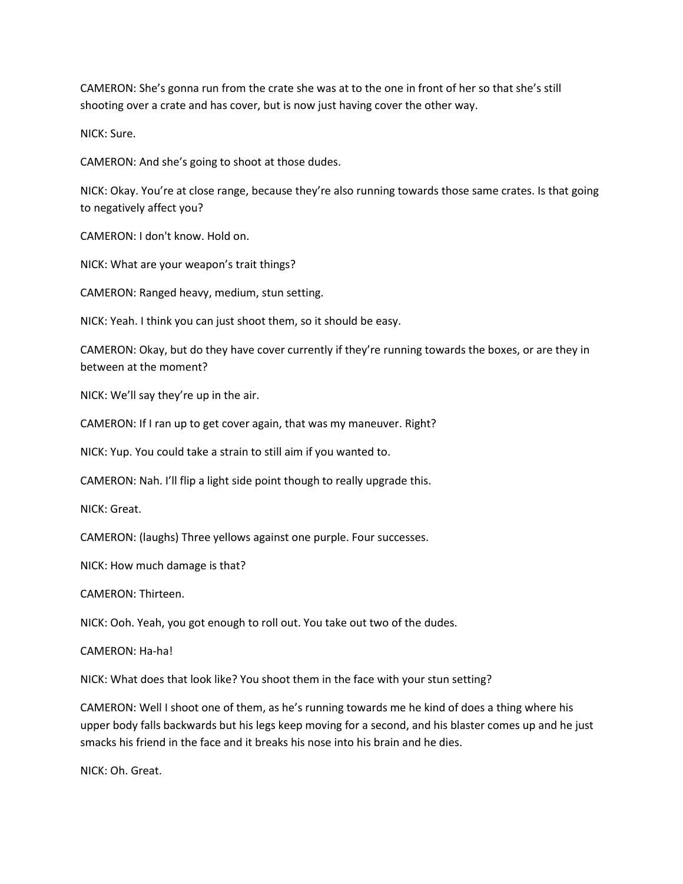CAMERON: She's gonna run from the crate she was at to the one in front of her so that she's still shooting over a crate and has cover, but is now just having cover the other way.

NICK: Sure.

CAMERON: And she's going to shoot at those dudes.

NICK: Okay. You're at close range, because they're also running towards those same crates. Is that going to negatively affect you?

CAMERON: I don't know. Hold on.

NICK: What are your weapon's trait things?

CAMERON: Ranged heavy, medium, stun setting.

NICK: Yeah. I think you can just shoot them, so it should be easy.

CAMERON: Okay, but do they have cover currently if they're running towards the boxes, or are they in between at the moment?

NICK: We'll say they're up in the air.

CAMERON: If I ran up to get cover again, that was my maneuver. Right?

NICK: Yup. You could take a strain to still aim if you wanted to.

CAMERON: Nah. I'll flip a light side point though to really upgrade this.

NICK: Great.

CAMERON: (laughs) Three yellows against one purple. Four successes.

NICK: How much damage is that?

CAMERON: Thirteen.

NICK: Ooh. Yeah, you got enough to roll out. You take out two of the dudes.

CAMERON: Ha-ha!

NICK: What does that look like? You shoot them in the face with your stun setting?

CAMERON: Well I shoot one of them, as he's running towards me he kind of does a thing where his upper body falls backwards but his legs keep moving for a second, and his blaster comes up and he just smacks his friend in the face and it breaks his nose into his brain and he dies.

NICK: Oh. Great.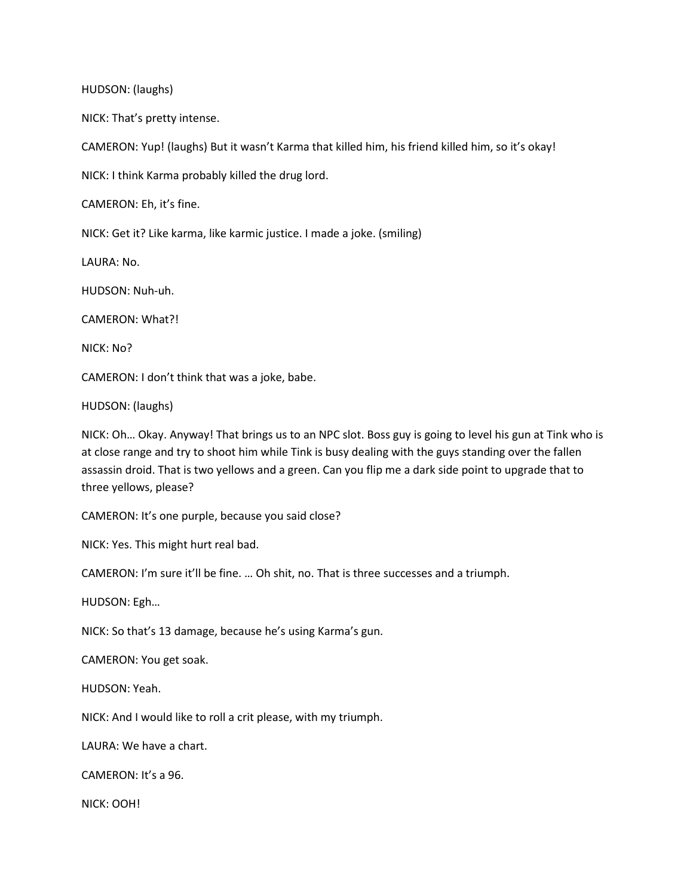HUDSON: (laughs)

NICK: That's pretty intense.

CAMERON: Yup! (laughs) But it wasn't Karma that killed him, his friend killed him, so it's okay!

NICK: I think Karma probably killed the drug lord.

CAMERON: Eh, it's fine.

NICK: Get it? Like karma, like karmic justice. I made a joke. (smiling)

LAURA: No.

HUDSON: Nuh-uh.

CAMERON: What?!

NICK: No?

CAMERON: I don't think that was a joke, babe.

HUDSON: (laughs)

NICK: Oh… Okay. Anyway! That brings us to an NPC slot. Boss guy is going to level his gun at Tink who is at close range and try to shoot him while Tink is busy dealing with the guys standing over the fallen assassin droid. That is two yellows and a green. Can you flip me a dark side point to upgrade that to three yellows, please?

CAMERON: It's one purple, because you said close?

NICK: Yes. This might hurt real bad.

CAMERON: I'm sure it'll be fine. … Oh shit, no. That is three successes and a triumph.

HUDSON: Egh…

NICK: So that's 13 damage, because he's using Karma's gun.

CAMERON: You get soak.

HUDSON: Yeah.

NICK: And I would like to roll a crit please, with my triumph.

LAURA: We have a chart.

CAMERON: It's a 96.

NICK: OOH!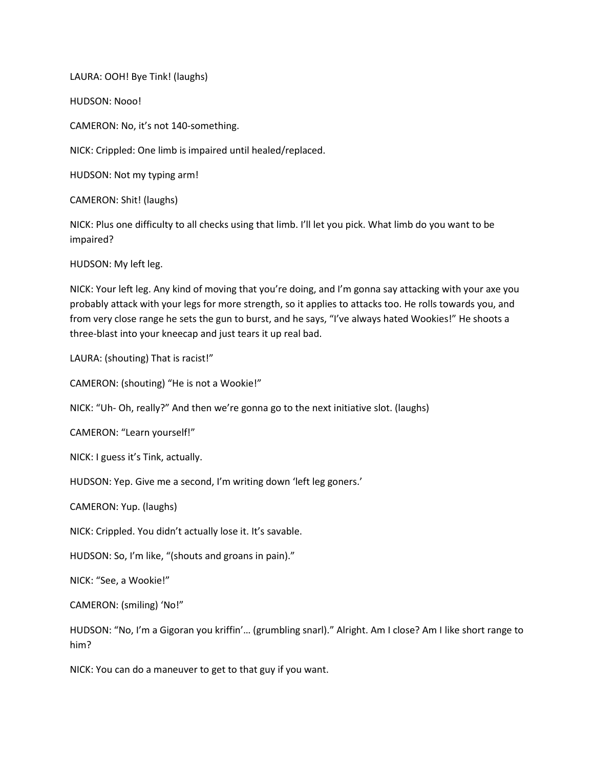LAURA: OOH! Bye Tink! (laughs)

HUDSON: Nooo!

CAMERON: No, it's not 140-something.

NICK: Crippled: One limb is impaired until healed/replaced.

HUDSON: Not my typing arm!

CAMERON: Shit! (laughs)

NICK: Plus one difficulty to all checks using that limb. I'll let you pick. What limb do you want to be impaired?

HUDSON: My left leg.

NICK: Your left leg. Any kind of moving that you're doing, and I'm gonna say attacking with your axe you probably attack with your legs for more strength, so it applies to attacks too. He rolls towards you, and from very close range he sets the gun to burst, and he says, "I've always hated Wookies!" He shoots a three-blast into your kneecap and just tears it up real bad.

LAURA: (shouting) That is racist!"

CAMERON: (shouting) "He is not a Wookie!"

NICK: "Uh- Oh, really?" And then we're gonna go to the next initiative slot. (laughs)

CAMERON: "Learn yourself!"

NICK: I guess it's Tink, actually.

HUDSON: Yep. Give me a second, I'm writing down 'left leg goners.'

CAMERON: Yup. (laughs)

NICK: Crippled. You didn't actually lose it. It's savable.

HUDSON: So, I'm like, "(shouts and groans in pain)."

NICK: "See, a Wookie!"

CAMERON: (smiling) 'No!"

HUDSON: "No, I'm a Gigoran you kriffin'… (grumbling snarl)." Alright. Am I close? Am I like short range to him?

NICK: You can do a maneuver to get to that guy if you want.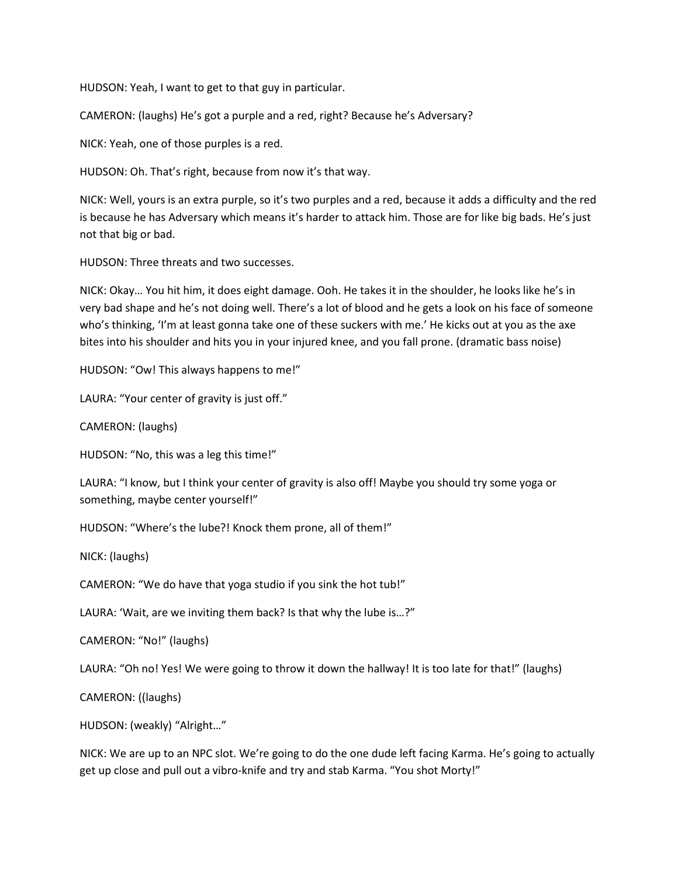HUDSON: Yeah, I want to get to that guy in particular.

CAMERON: (laughs) He's got a purple and a red, right? Because he's Adversary?

NICK: Yeah, one of those purples is a red.

HUDSON: Oh. That's right, because from now it's that way.

NICK: Well, yours is an extra purple, so it's two purples and a red, because it adds a difficulty and the red is because he has Adversary which means it's harder to attack him. Those are for like big bads. He's just not that big or bad.

HUDSON: Three threats and two successes.

NICK: Okay… You hit him, it does eight damage. Ooh. He takes it in the shoulder, he looks like he's in very bad shape and he's not doing well. There's a lot of blood and he gets a look on his face of someone who's thinking, 'I'm at least gonna take one of these suckers with me.' He kicks out at you as the axe bites into his shoulder and hits you in your injured knee, and you fall prone. (dramatic bass noise)

HUDSON: "Ow! This always happens to me!"

LAURA: "Your center of gravity is just off."

CAMERON: (laughs)

HUDSON: "No, this was a leg this time!"

LAURA: "I know, but I think your center of gravity is also off! Maybe you should try some yoga or something, maybe center yourself!"

HUDSON: "Where's the lube?! Knock them prone, all of them!"

NICK: (laughs)

CAMERON: "We do have that yoga studio if you sink the hot tub!"

LAURA: 'Wait, are we inviting them back? Is that why the lube is…?"

CAMERON: "No!" (laughs)

LAURA: "Oh no! Yes! We were going to throw it down the hallway! It is too late for that!" (laughs)

CAMERON: ((laughs)

HUDSON: (weakly) "Alright…"

NICK: We are up to an NPC slot. We're going to do the one dude left facing Karma. He's going to actually get up close and pull out a vibro-knife and try and stab Karma. "You shot Morty!"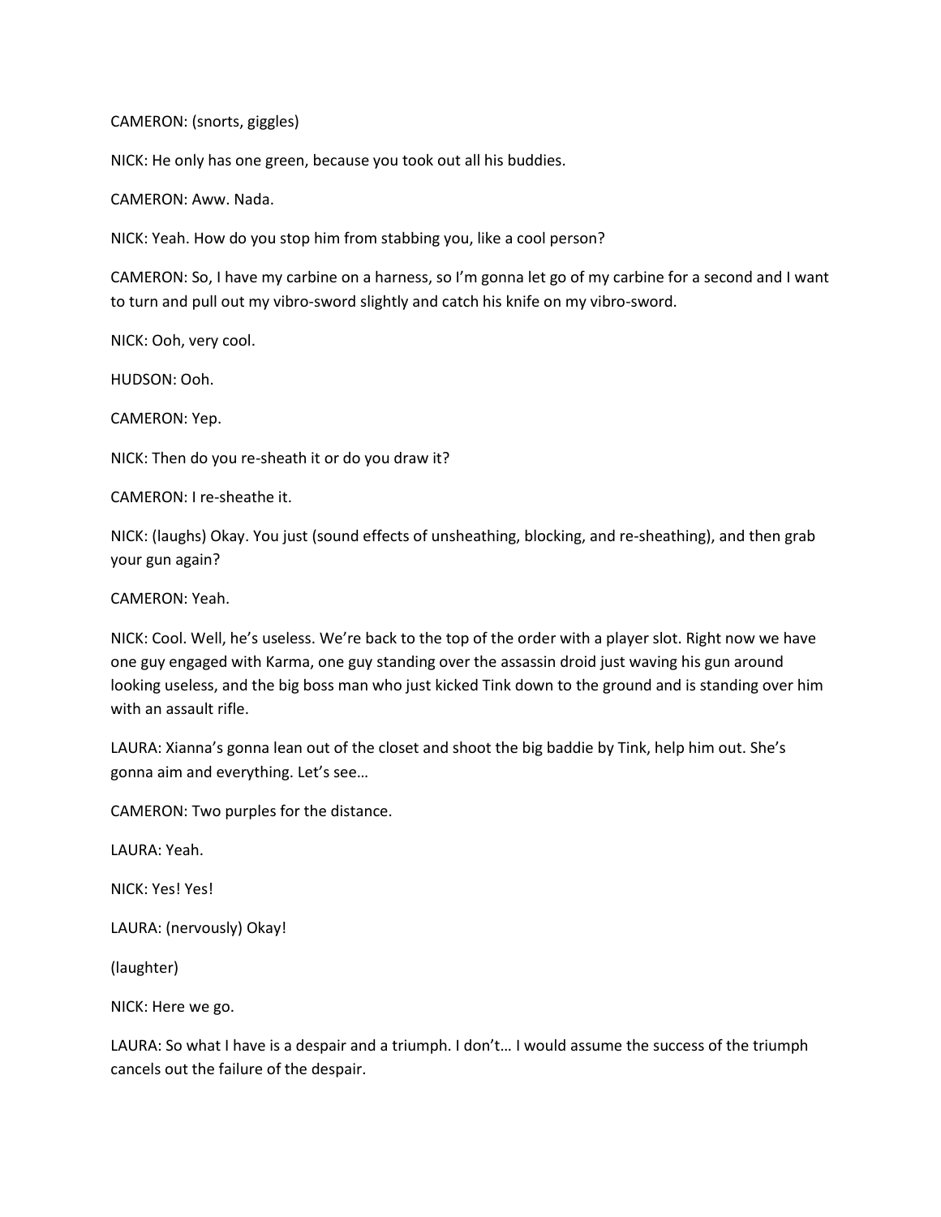CAMERON: (snorts, giggles)

NICK: He only has one green, because you took out all his buddies.

CAMERON: Aww. Nada.

NICK: Yeah. How do you stop him from stabbing you, like a cool person?

CAMERON: So, I have my carbine on a harness, so I'm gonna let go of my carbine for a second and I want to turn and pull out my vibro-sword slightly and catch his knife on my vibro-sword.

NICK: Ooh, very cool.

HUDSON: Ooh.

CAMERON: Yep.

NICK: Then do you re-sheath it or do you draw it?

CAMERON: I re-sheathe it.

NICK: (laughs) Okay. You just (sound effects of unsheathing, blocking, and re-sheathing), and then grab your gun again?

CAMERON: Yeah.

NICK: Cool. Well, he's useless. We're back to the top of the order with a player slot. Right now we have one guy engaged with Karma, one guy standing over the assassin droid just waving his gun around looking useless, and the big boss man who just kicked Tink down to the ground and is standing over him with an assault rifle.

LAURA: Xianna's gonna lean out of the closet and shoot the big baddie by Tink, help him out. She's gonna aim and everything. Let's see…

CAMERON: Two purples for the distance.

LAURA: Yeah.

NICK: Yes! Yes!

LAURA: (nervously) Okay!

(laughter)

NICK: Here we go.

LAURA: So what I have is a despair and a triumph. I don't… I would assume the success of the triumph cancels out the failure of the despair.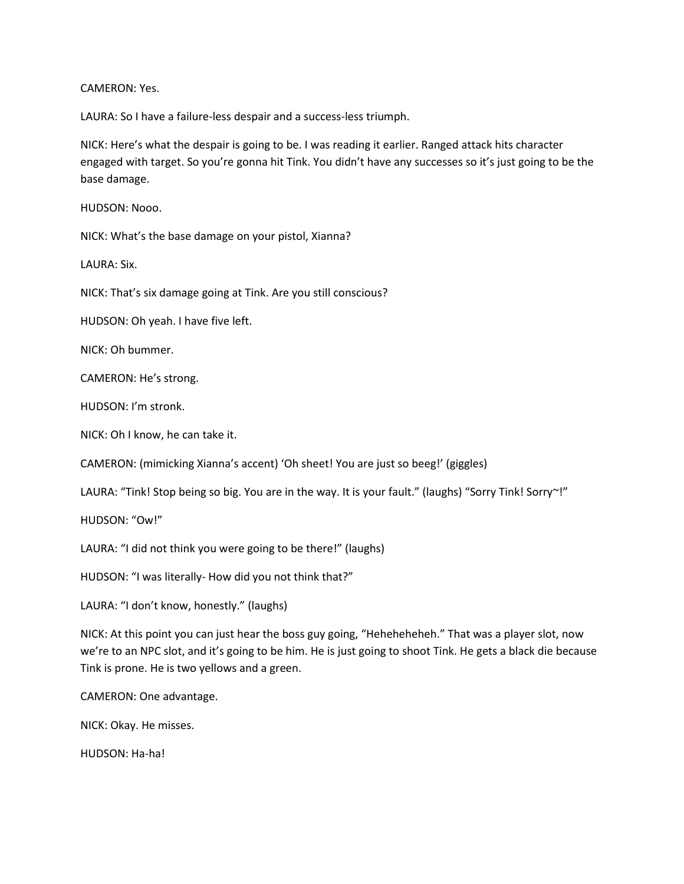CAMERON: Yes.

LAURA: So I have a failure-less despair and a success-less triumph.

NICK: Here's what the despair is going to be. I was reading it earlier. Ranged attack hits character engaged with target. So you're gonna hit Tink. You didn't have any successes so it's just going to be the base damage.

HUDSON: Nooo.

NICK: What's the base damage on your pistol, Xianna?

LAURA: Six.

NICK: That's six damage going at Tink. Are you still conscious?

HUDSON: Oh yeah. I have five left.

NICK: Oh bummer.

CAMERON: He's strong.

HUDSON: I'm stronk.

NICK: Oh I know, he can take it.

CAMERON: (mimicking Xianna's accent) 'Oh sheet! You are just so beeg!' (giggles)

LAURA: "Tink! Stop being so big. You are in the way. It is your fault." (laughs) "Sorry Tink! Sorry~!"

HUDSON: "Ow!"

LAURA: "I did not think you were going to be there!" (laughs)

HUDSON: "I was literally- How did you not think that?"

LAURA: "I don't know, honestly." (laughs)

NICK: At this point you can just hear the boss guy going, "Heheheheheh." That was a player slot, now we're to an NPC slot, and it's going to be him. He is just going to shoot Tink. He gets a black die because Tink is prone. He is two yellows and a green.

CAMERON: One advantage.

NICK: Okay. He misses.

HUDSON: Ha-ha!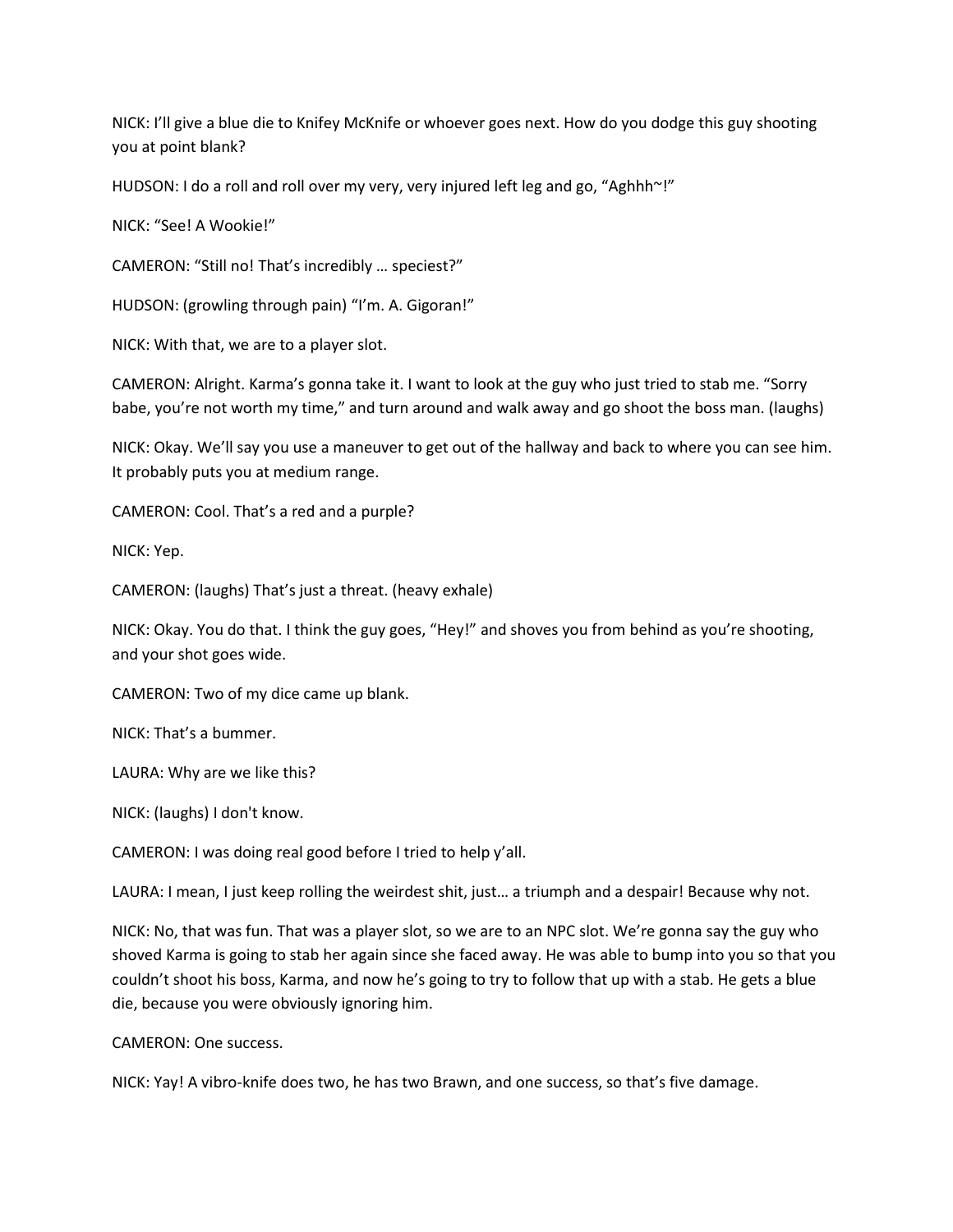NICK: I'll give a blue die to Knifey McKnife or whoever goes next. How do you dodge this guy shooting you at point blank?

HUDSON: I do a roll and roll over my very, very injured left leg and go, "Aghhh~!"

NICK: "See! A Wookie!"

CAMERON: "Still no! That's incredibly … speciest?"

HUDSON: (growling through pain) "I'm. A. Gigoran!"

NICK: With that, we are to a player slot.

CAMERON: Alright. Karma's gonna take it. I want to look at the guy who just tried to stab me. "Sorry babe, you're not worth my time," and turn around and walk away and go shoot the boss man. (laughs)

NICK: Okay. We'll say you use a maneuver to get out of the hallway and back to where you can see him. It probably puts you at medium range.

CAMERON: Cool. That's a red and a purple?

NICK: Yep.

CAMERON: (laughs) That's just a threat. (heavy exhale)

NICK: Okay. You do that. I think the guy goes, "Hey!" and shoves you from behind as you're shooting, and your shot goes wide.

CAMERON: Two of my dice came up blank.

NICK: That's a bummer.

LAURA: Why are we like this?

NICK: (laughs) I don't know.

CAMERON: I was doing real good before I tried to help y'all.

LAURA: I mean, I just keep rolling the weirdest shit, just… a triumph and a despair! Because why not.

NICK: No, that was fun. That was a player slot, so we are to an NPC slot. We're gonna say the guy who shoved Karma is going to stab her again since she faced away. He was able to bump into you so that you couldn't shoot his boss, Karma, and now he's going to try to follow that up with a stab. He gets a blue die, because you were obviously ignoring him.

CAMERON: One success.

NICK: Yay! A vibro-knife does two, he has two Brawn, and one success, so that's five damage.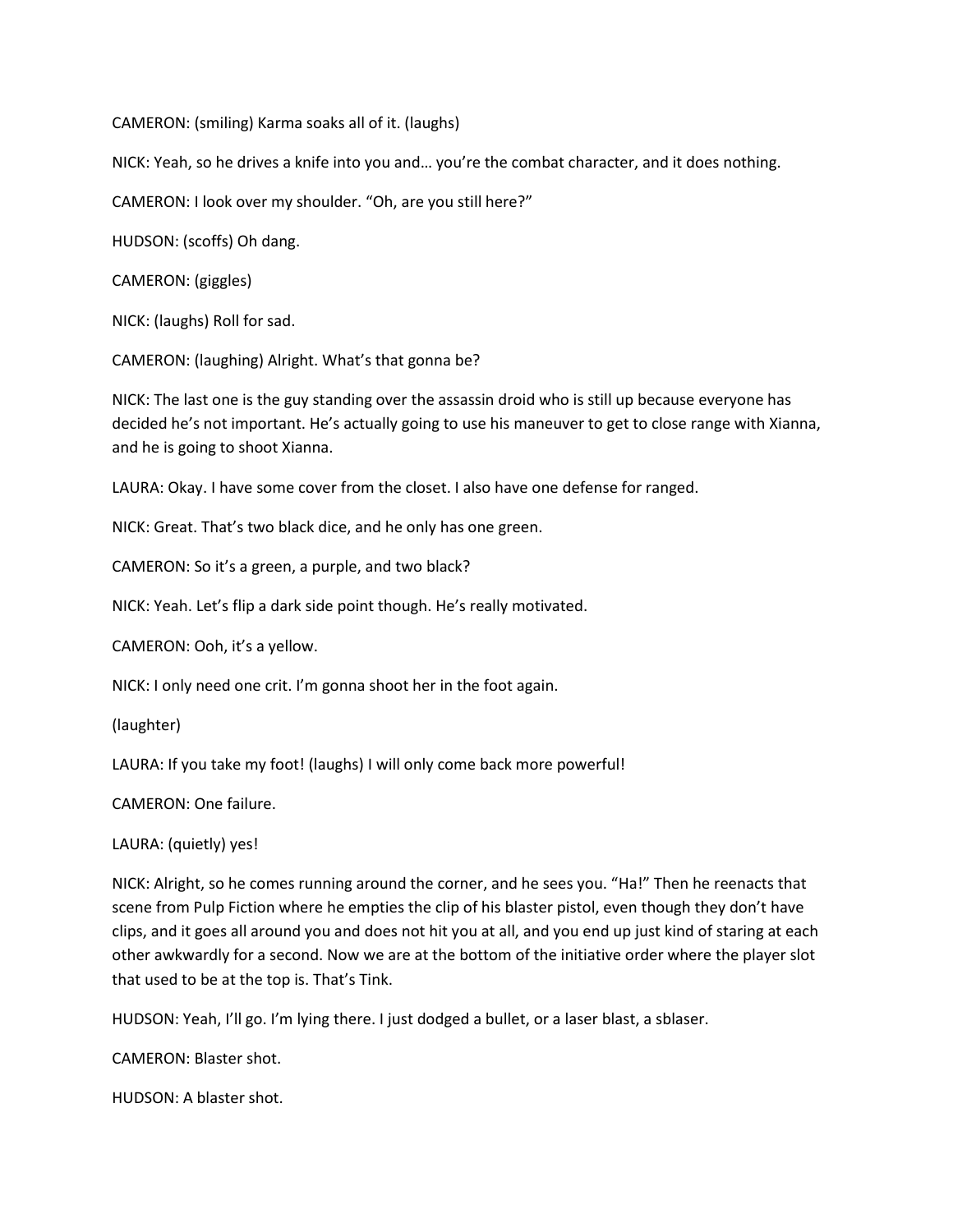CAMERON: (smiling) Karma soaks all of it. (laughs)

NICK: Yeah, so he drives a knife into you and… you're the combat character, and it does nothing.

CAMERON: I look over my shoulder. "Oh, are you still here?"

HUDSON: (scoffs) Oh dang.

CAMERON: (giggles)

NICK: (laughs) Roll for sad.

CAMERON: (laughing) Alright. What's that gonna be?

NICK: The last one is the guy standing over the assassin droid who is still up because everyone has decided he's not important. He's actually going to use his maneuver to get to close range with Xianna, and he is going to shoot Xianna.

LAURA: Okay. I have some cover from the closet. I also have one defense for ranged.

NICK: Great. That's two black dice, and he only has one green.

CAMERON: So it's a green, a purple, and two black?

NICK: Yeah. Let's flip a dark side point though. He's really motivated.

CAMERON: Ooh, it's a yellow.

NICK: I only need one crit. I'm gonna shoot her in the foot again.

(laughter)

LAURA: If you take my foot! (laughs) I will only come back more powerful!

CAMERON: One failure.

LAURA: (quietly) yes!

NICK: Alright, so he comes running around the corner, and he sees you. "Ha!" Then he reenacts that scene from Pulp Fiction where he empties the clip of his blaster pistol, even though they don't have clips, and it goes all around you and does not hit you at all, and you end up just kind of staring at each other awkwardly for a second. Now we are at the bottom of the initiative order where the player slot that used to be at the top is. That's Tink.

HUDSON: Yeah, I'll go. I'm lying there. I just dodged a bullet, or a laser blast, a sblaser.

CAMERON: Blaster shot.

HUDSON: A blaster shot.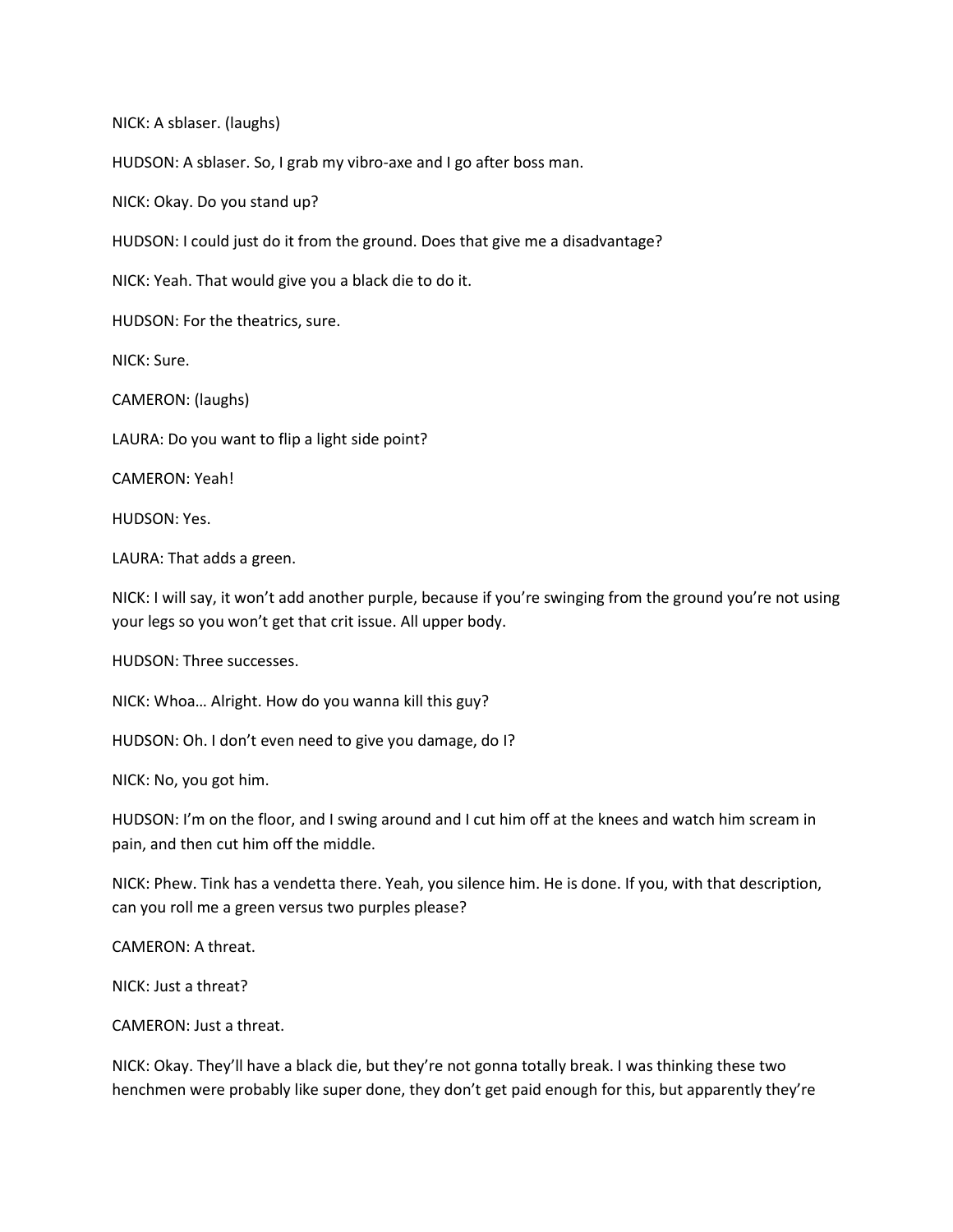NICK: A sblaser. (laughs)

HUDSON: A sblaser. So, I grab my vibro-axe and I go after boss man.

NICK: Okay. Do you stand up?

HUDSON: I could just do it from the ground. Does that give me a disadvantage?

NICK: Yeah. That would give you a black die to do it.

HUDSON: For the theatrics, sure.

NICK: Sure.

CAMERON: (laughs)

LAURA: Do you want to flip a light side point?

CAMERON: Yeah!

HUDSON: Yes.

LAURA: That adds a green.

NICK: I will say, it won't add another purple, because if you're swinging from the ground you're not using your legs so you won't get that crit issue. All upper body.

HUDSON: Three successes.

NICK: Whoa… Alright. How do you wanna kill this guy?

HUDSON: Oh. I don't even need to give you damage, do I?

NICK: No, you got him.

HUDSON: I'm on the floor, and I swing around and I cut him off at the knees and watch him scream in pain, and then cut him off the middle.

NICK: Phew. Tink has a vendetta there. Yeah, you silence him. He is done. If you, with that description, can you roll me a green versus two purples please?

CAMERON: A threat.

NICK: Just a threat?

CAMERON: Just a threat.

NICK: Okay. They'll have a black die, but they're not gonna totally break. I was thinking these two henchmen were probably like super done, they don't get paid enough for this, but apparently they're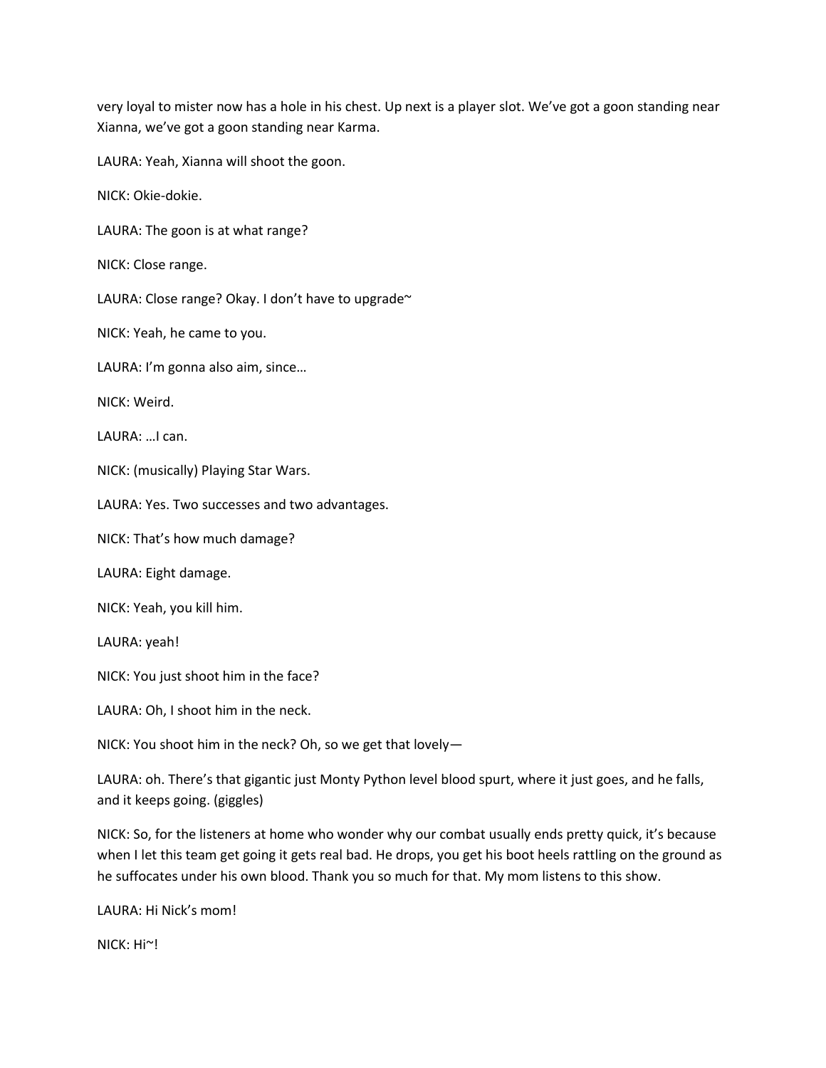very loyal to mister now has a hole in his chest. Up next is a player slot. We've got a goon standing near Xianna, we've got a goon standing near Karma.

LAURA: Yeah, Xianna will shoot the goon.

NICK: Okie-dokie.

LAURA: The goon is at what range?

NICK: Close range.

LAURA: Close range? Okay. I don't have to upgrade~

NICK: Yeah, he came to you.

LAURA: I'm gonna also aim, since…

NICK: Weird.

LAURA: …I can.

NICK: (musically) Playing Star Wars.

LAURA: Yes. Two successes and two advantages.

NICK: That's how much damage?

LAURA: Eight damage.

NICK: Yeah, you kill him.

LAURA: yeah!

NICK: You just shoot him in the face?

LAURA: Oh, I shoot him in the neck.

NICK: You shoot him in the neck? Oh, so we get that lovely—

LAURA: oh. There's that gigantic just Monty Python level blood spurt, where it just goes, and he falls, and it keeps going. (giggles)

NICK: So, for the listeners at home who wonder why our combat usually ends pretty quick, it's because when I let this team get going it gets real bad. He drops, you get his boot heels rattling on the ground as he suffocates under his own blood. Thank you so much for that. My mom listens to this show.

LAURA: Hi Nick's mom!

NICK: Hi~!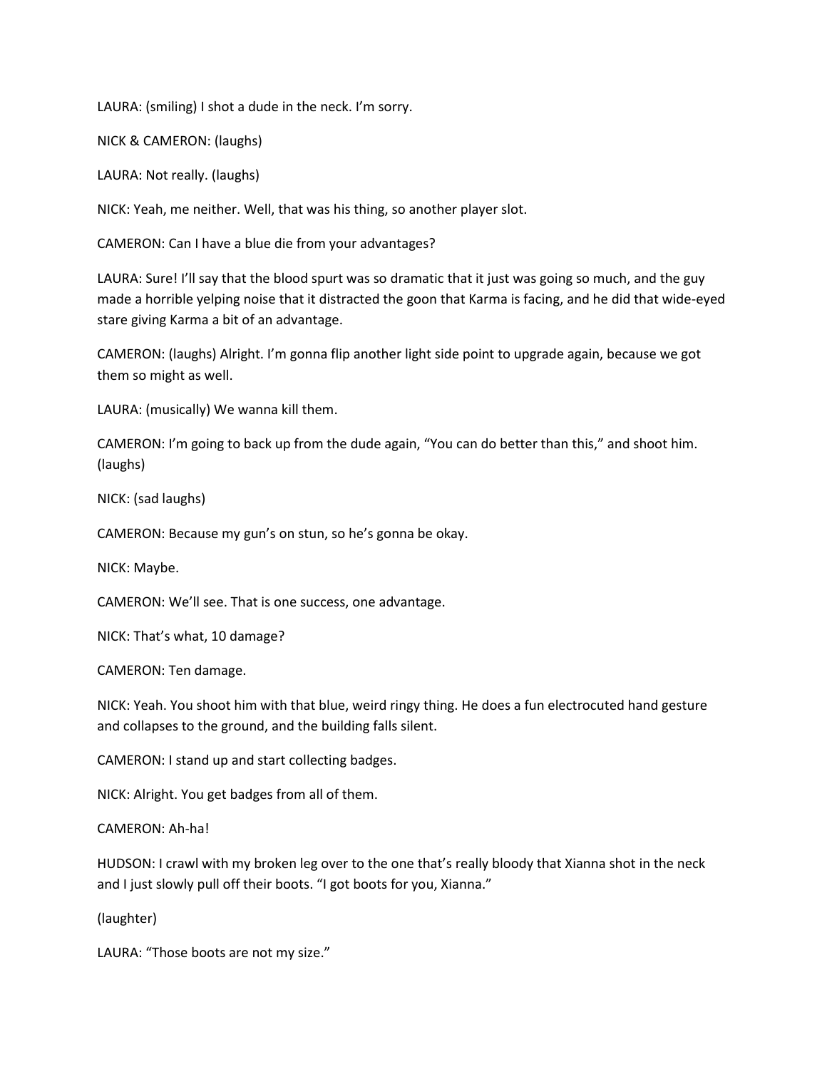LAURA: (smiling) I shot a dude in the neck. I'm sorry.

NICK & CAMERON: (laughs)

LAURA: Not really. (laughs)

NICK: Yeah, me neither. Well, that was his thing, so another player slot.

CAMERON: Can I have a blue die from your advantages?

LAURA: Sure! I'll say that the blood spurt was so dramatic that it just was going so much, and the guy made a horrible yelping noise that it distracted the goon that Karma is facing, and he did that wide-eyed stare giving Karma a bit of an advantage.

CAMERON: (laughs) Alright. I'm gonna flip another light side point to upgrade again, because we got them so might as well.

LAURA: (musically) We wanna kill them.

CAMERON: I'm going to back up from the dude again, "You can do better than this," and shoot him. (laughs)

NICK: (sad laughs)

CAMERON: Because my gun's on stun, so he's gonna be okay.

NICK: Maybe.

CAMERON: We'll see. That is one success, one advantage.

NICK: That's what, 10 damage?

CAMERON: Ten damage.

NICK: Yeah. You shoot him with that blue, weird ringy thing. He does a fun electrocuted hand gesture and collapses to the ground, and the building falls silent.

CAMERON: I stand up and start collecting badges.

NICK: Alright. You get badges from all of them.

CAMERON: Ah-ha!

HUDSON: I crawl with my broken leg over to the one that's really bloody that Xianna shot in the neck and I just slowly pull off their boots. "I got boots for you, Xianna."

(laughter)

LAURA: "Those boots are not my size."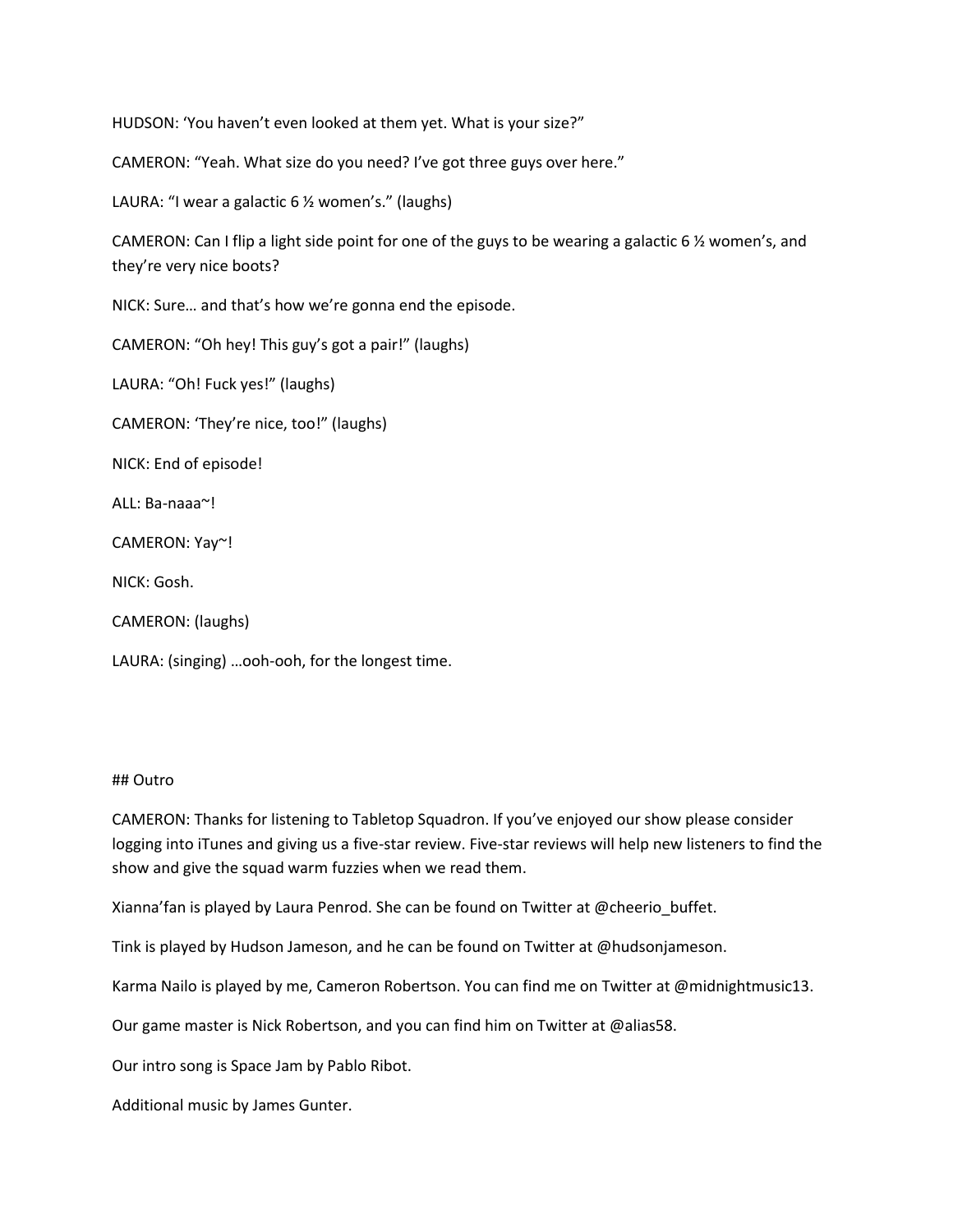HUDSON: 'You haven't even looked at them yet. What is your size?"

CAMERON: "Yeah. What size do you need? I've got three guys over here."

LAURA: "I wear a galactic 6 ½ women's." (laughs)

CAMERON: Can I flip a light side point for one of the guys to be wearing a galactic 6 ½ women's, and they're very nice boots?

NICK: Sure… and that's how we're gonna end the episode.

CAMERON: "Oh hey! This guy's got a pair!" (laughs)

LAURA: "Oh! Fuck yes!" (laughs)

CAMERON: 'They're nice, too!" (laughs)

NICK: End of episode!

ALL: Ba-naaa~!

CAMERON: Yay~!

NICK: Gosh.

CAMERON: (laughs)

LAURA: (singing) …ooh-ooh, for the longest time.

## Outro

CAMERON: Thanks for listening to Tabletop Squadron. If you've enjoyed our show please consider logging into iTunes and giving us a five-star review. Five-star reviews will help new listeners to find the show and give the squad warm fuzzies when we read them.

Xianna'fan is played by Laura Penrod. She can be found on Twitter at @cheerio_buffet.

Tink is played by Hudson Jameson, and he can be found on Twitter at @hudsonjameson.

Karma Nailo is played by me, Cameron Robertson. You can find me on Twitter at @midnightmusic13.

Our game master is Nick Robertson, and you can find him on Twitter at @alias58.

Our intro song is Space Jam by Pablo Ribot.

Additional music by James Gunter.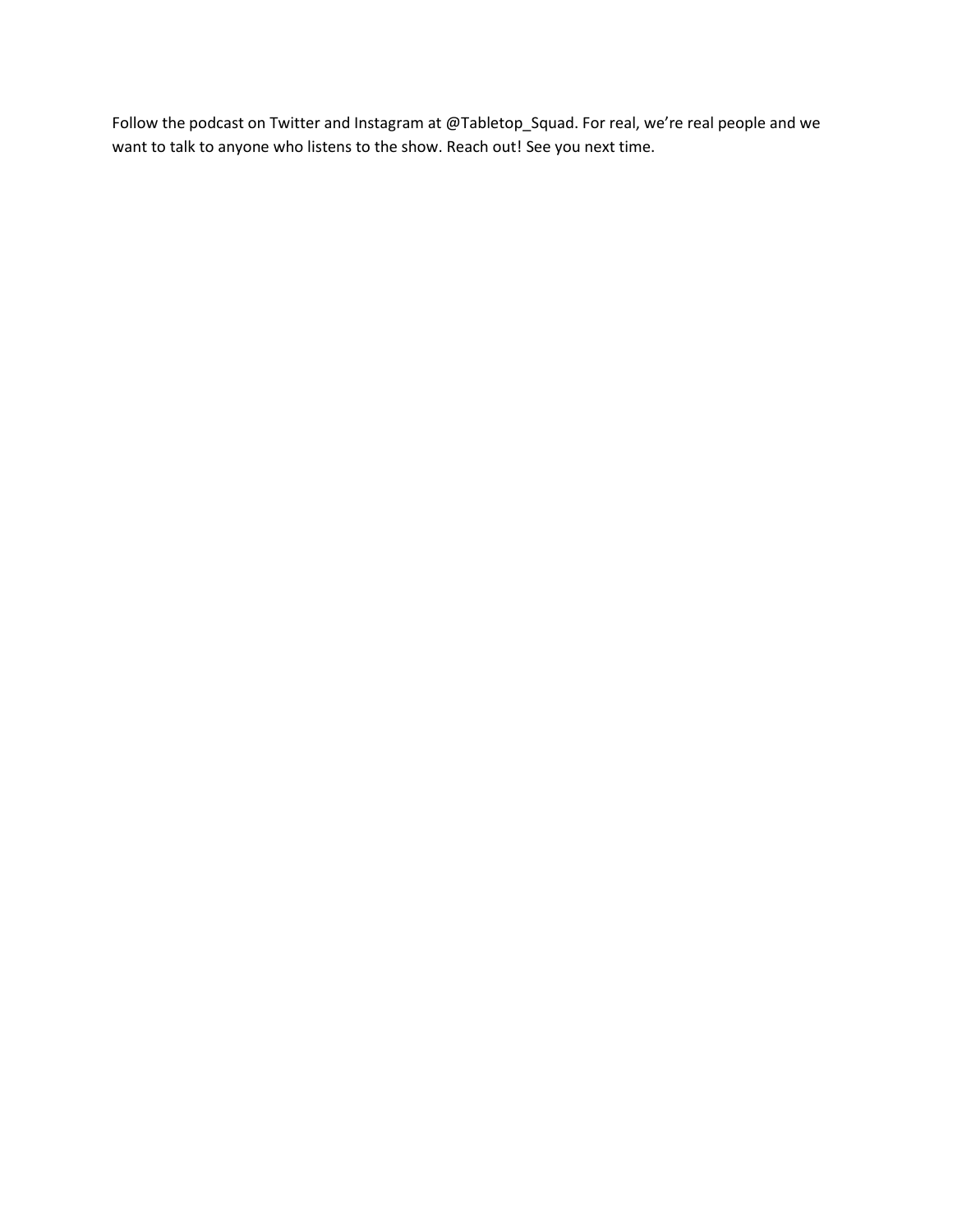Follow the podcast on Twitter and Instagram at @Tabletop_Squad. For real, we're real people and we want to talk to anyone who listens to the show. Reach out! See you next time.